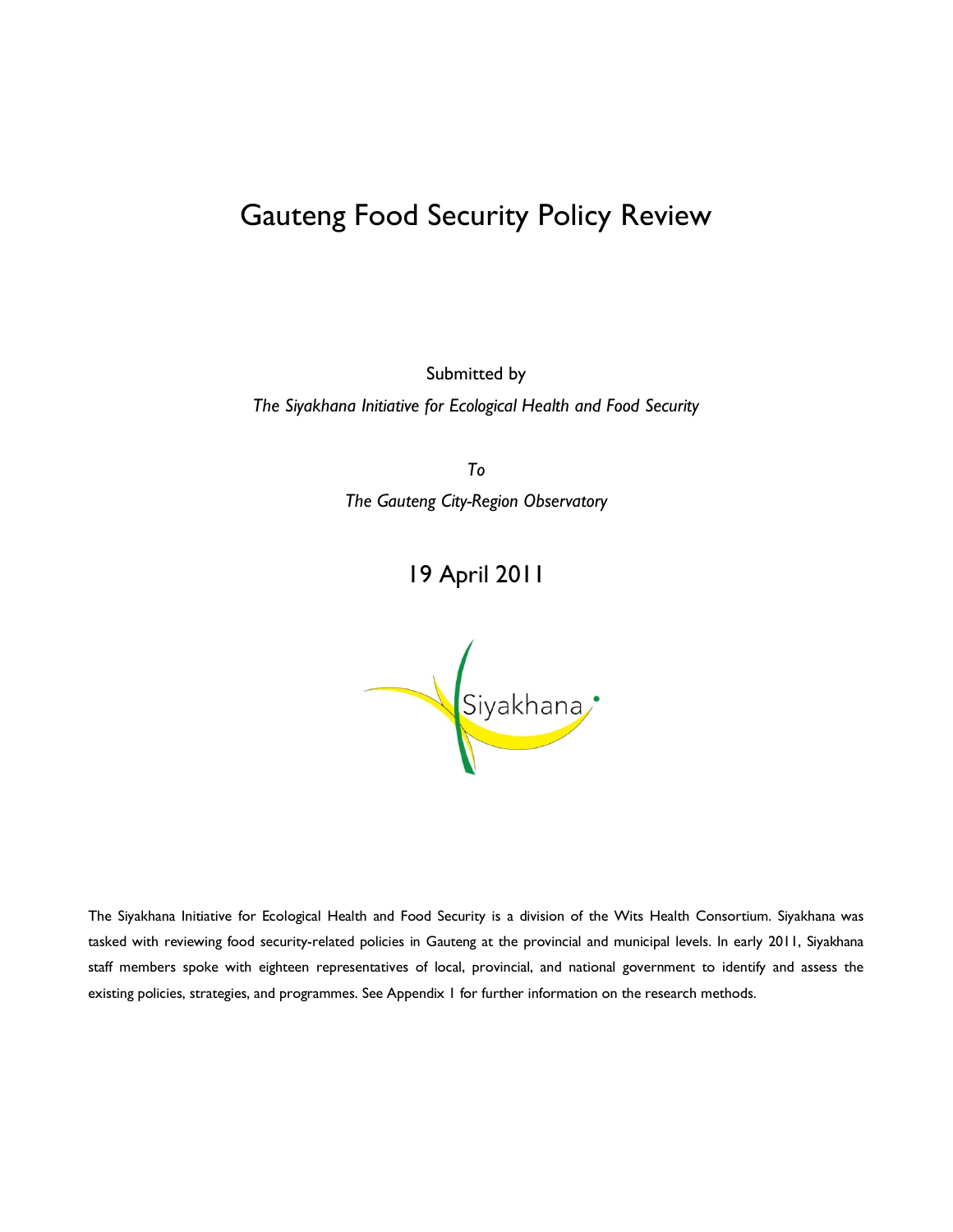# Gauteng Food Security Policy Review

Submitted by

*The Siyakhana Initiative for Ecological Health and Food Security*

*To*

*The Gauteng City-Region Observatory*

## 19 April 2011

Siyakhana

The Siyakhana Initiative for Ecological Health and Food Security is a division of the Wits Health Consortium. Siyakhana was tasked with reviewing food security-related policies in Gauteng at the provincial and municipal levels. In early 2011, Siyakhana staff members spoke with eighteen representatives of local, provincial, and national government to identify and assess the existing policies, strategies, and programmes. See Appendix 1 for further information on the research methods.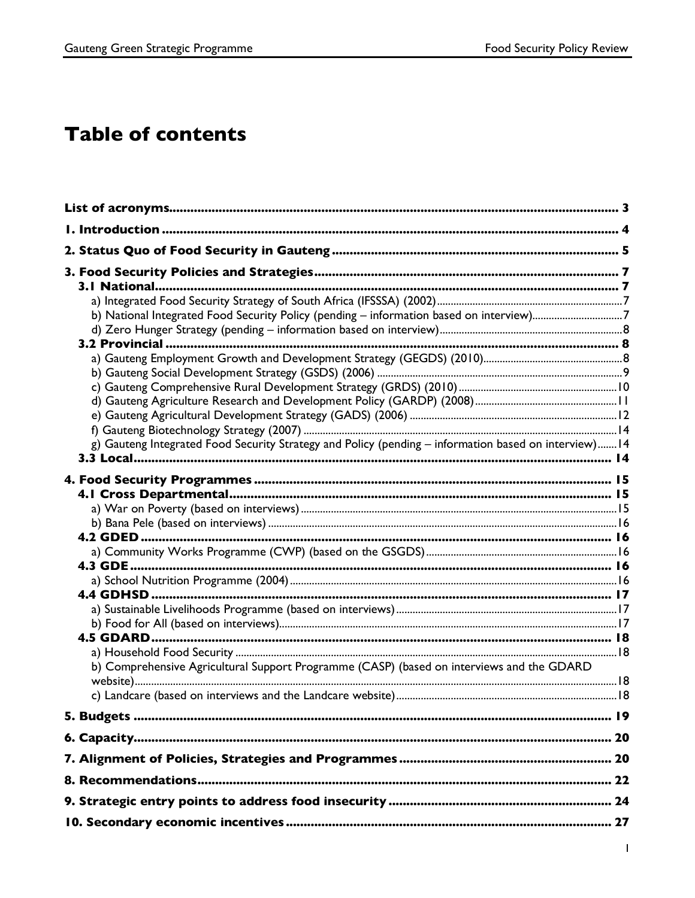# Table of contents

**List of acronyms** ........ **3**

**1. Introduction** ........ **4**

**2. Status Quo of Food Security in Gauteng** ........ **5**

**3. Food Security Policies and Strategies** ........ **7**

- **3.1 National** ........ **7**
  - a) Integrated Food Security Strategy of South Africa (IFSSSA) (2002) ........ 7
  - b) National Integrated Food Security Policy (pending – information based on interview) ........ 7
  - d) Zero Hunger Strategy (pending – information based on interview) ........ 8
- **3.2 Provincial** ........ **8**
  - a) Gauteng Employment Growth and Development Strategy (GEGDS) (2010) ........ 8
  - b) Gauteng Social Development Strategy (GSDS) (2006) ........ 9
  - c) Gauteng Comprehensive Rural Development Strategy (GRDS) (2010) ........ 10
  - d) Gauteng Agriculture Research and Development Policy (GARDP) (2008) ........ 11
  - e) Gauteng Agricultural Development Strategy (GADS) (2006) ........ 12
  - f) Gauteng Biotechnology Strategy (2007) ........ 14
  - g) Gauteng Integrated Food Security Strategy and Policy (pending – information based on interview) ........ 14
- **3.3 Local** ........ **14**

**4. Food Security Programmes** ........ **15**

- **4.1 Cross Departmental** ........ **15**
  - a) War on Poverty (based on interviews) ........ 15
  - b) Bana Pele (based on interviews) ........ 16
- **4.2 GDED** ........ **16**
  - a) Community Works Programme (CWP) (based on the GSGDS) ........ 16
- **4.3 GDE** ........ **16**
  - a) School Nutrition Programme (2004) ........ 16
- **4.4 GDHSD** ........ **17**
  - a) Sustainable Livelihoods Programme (based on interviews) ........ 17
  - b) Food for All (based on interviews) ........ 17
- **4.5 GDARD** ........ **18**
  - a) Household Food Security ........ 18
  - b) Comprehensive Agricultural Support Programme (CASP) (based on interviews and the GDARD website) ........ 18
  - c) Landcare (based on interviews and the Landcare website) ........ 18

**5. Budgets** ........ **19**

**6. Capacity** ........ **20**

**7. Alignment of Policies, Strategies and Programmes** ........ **20**

**8. Recommendations** ........ **22**

**9. Strategic entry points to address food insecurity** ........ **24**

**10. Secondary economic incentives** ........ **27**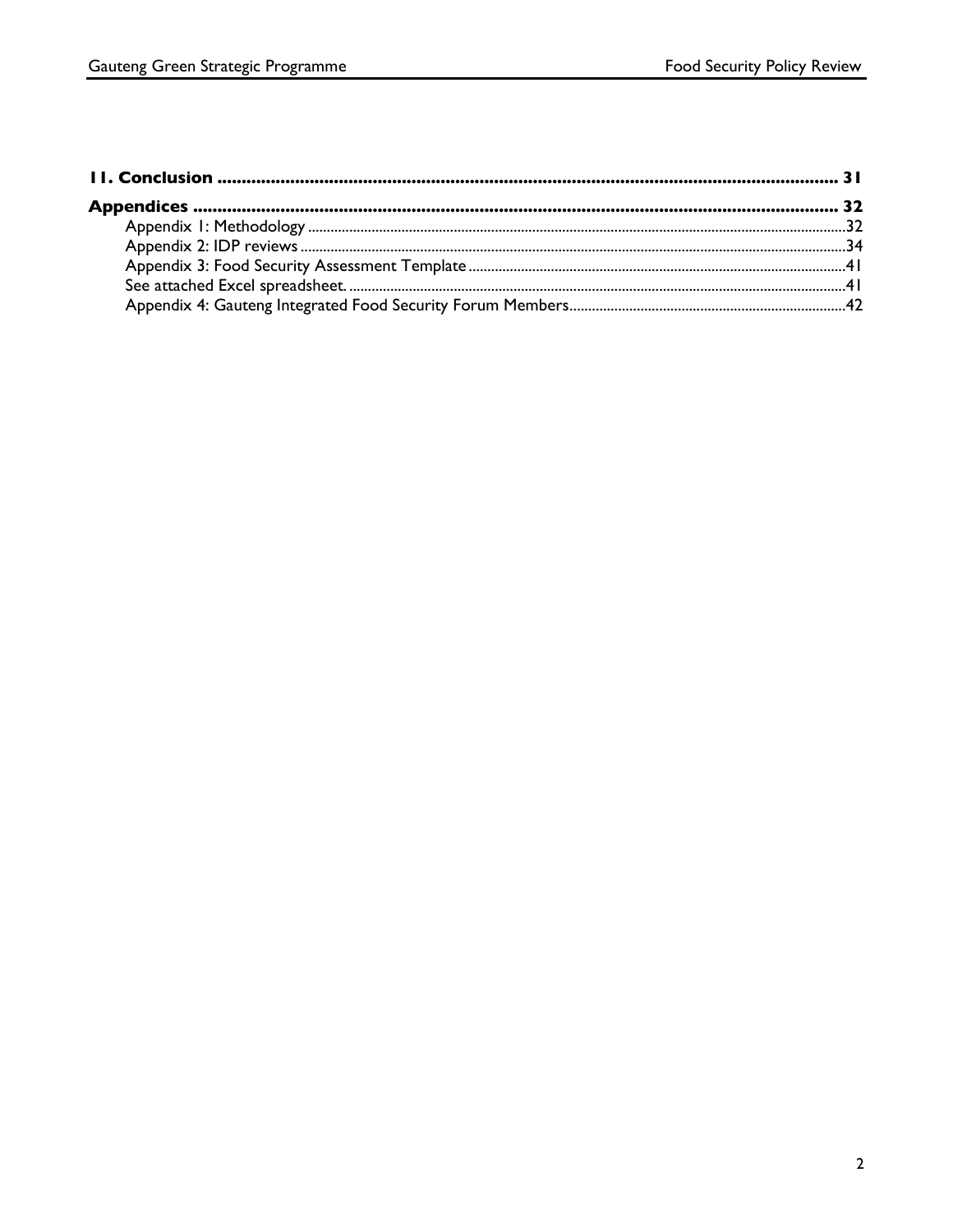**11. Conclusion ..................................................................................................................... 31**

**Appendices ......................................................................................................................... 32**

Appendix 1: Methodology ......................................................................................................32

Appendix 2: IDP reviews .........................................................................................................34

Appendix 3: Food Security Assessment Template ...................................................................41

See attached Excel spreadsheet. ...............................................................................................41

Appendix 4: Gauteng Integrated Food Security Forum Members............................................42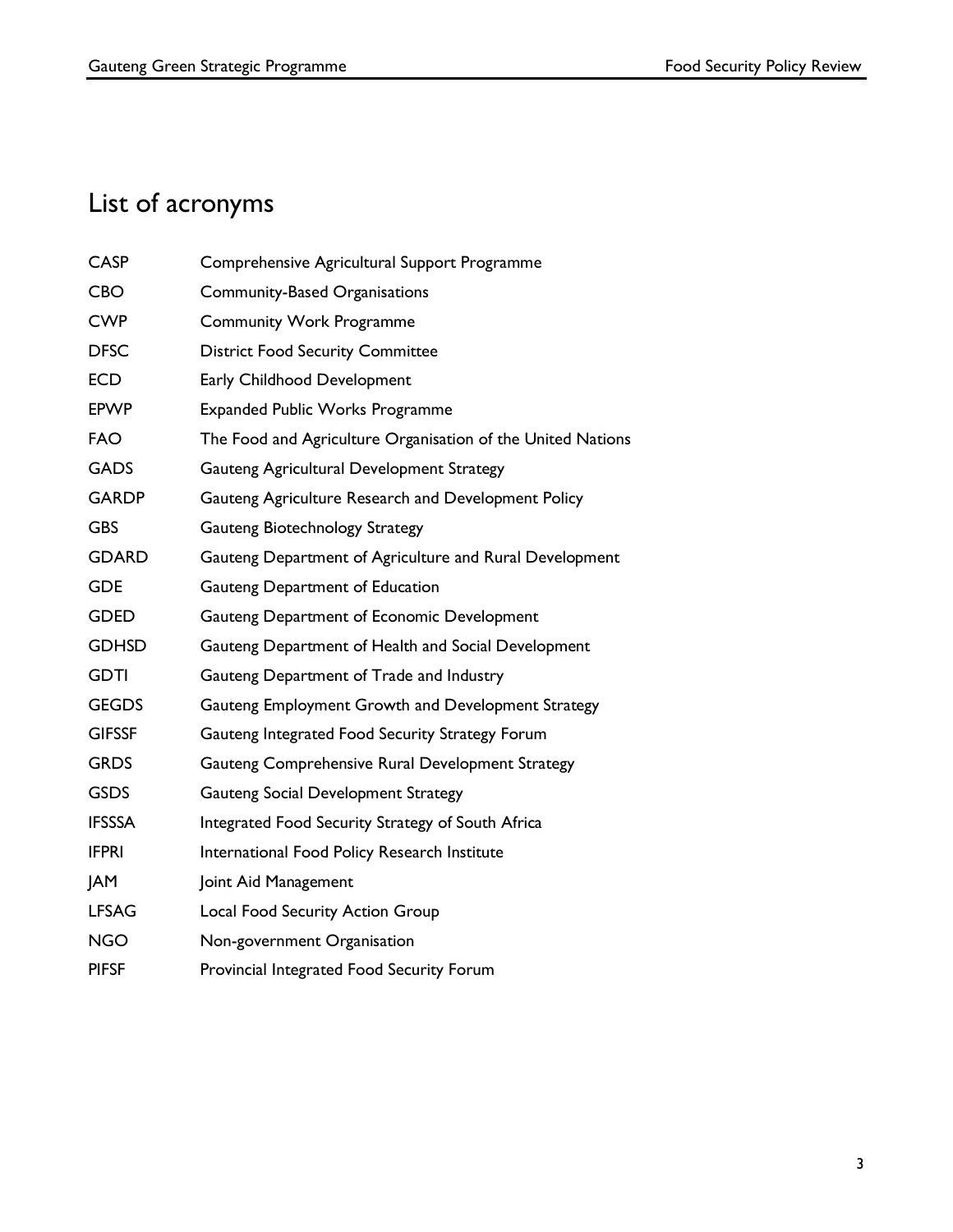# List of acronyms

| | |
|---|---|
| CASP | Comprehensive Agricultural Support Programme |
| CBO | Community-Based Organisations |
| CWP | Community Work Programme |
| DFSC | District Food Security Committee |
| ECD | Early Childhood Development |
| EPWP | Expanded Public Works Programme |
| FAO | The Food and Agriculture Organisation of the United Nations |
| GADS | Gauteng Agricultural Development Strategy |
| GARDP | Gauteng Agriculture Research and Development Policy |
| GBS | Gauteng Biotechnology Strategy |
| GDARD | Gauteng Department of Agriculture and Rural Development |
| GDE | Gauteng Department of Education |
| GDED | Gauteng Department of Economic Development |
| GDHSD | Gauteng Department of Health and Social Development |
| GDTI | Gauteng Department of Trade and Industry |
| GEGDS | Gauteng Employment Growth and Development Strategy |
| GIFSSF | Gauteng Integrated Food Security Strategy Forum |
| GRDS | Gauteng Comprehensive Rural Development Strategy |
| GSDS | Gauteng Social Development Strategy |
| IFSSSA | Integrated Food Security Strategy of South Africa |
| IFPRI | International Food Policy Research Institute |
| JAM | Joint Aid Management |
| LFSAG | Local Food Security Action Group |
| NGO | Non-government Organisation |
| PIFSF | Provincial Integrated Food Security Forum |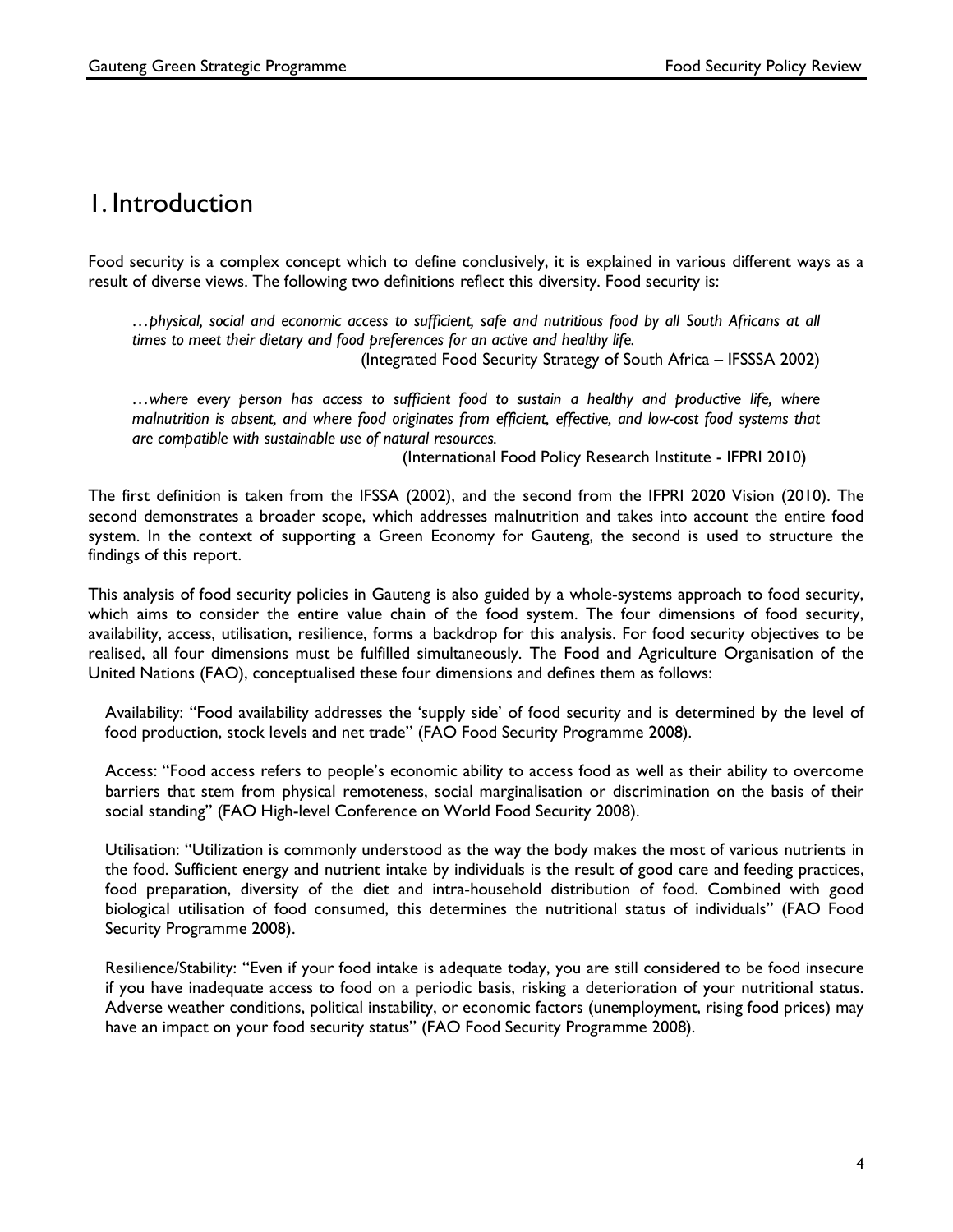# 1. Introduction

Food security is a complex concept which to define conclusively, it is explained in various different ways as a result of diverse views. The following two definitions reflect this diversity. Food security is:

> *…physical, social and economic access to sufficient, safe and nutritious food by all South Africans at all times to meet their dietary and food preferences for an active and healthy life.*
>
> (Integrated Food Security Strategy of South Africa – IFSSSA 2002)

> *…where every person has access to sufficient food to sustain a healthy and productive life, where malnutrition is absent, and where food originates from efficient, effective, and low-cost food systems that are compatible with sustainable use of natural resources.*
>
> (International Food Policy Research Institute - IFPRI 2010)

The first definition is taken from the IFSSA (2002), and the second from the IFPRI 2020 Vision (2010). The second demonstrates a broader scope, which addresses malnutrition and takes into account the entire food system. In the context of supporting a Green Economy for Gauteng, the second is used to structure the findings of this report.

This analysis of food security policies in Gauteng is also guided by a whole-systems approach to food security, which aims to consider the entire value chain of the food system. The four dimensions of food security, availability, access, utilisation, resilience, forms a backdrop for this analysis. For food security objectives to be realised, all four dimensions must be fulfilled simultaneously. The Food and Agriculture Organisation of the United Nations (FAO), conceptualised these four dimensions and defines them as follows:

Availability: "Food availability addresses the 'supply side' of food security and is determined by the level of food production, stock levels and net trade" (FAO Food Security Programme 2008).

Access: "Food access refers to people's economic ability to access food as well as their ability to overcome barriers that stem from physical remoteness, social marginalisation or discrimination on the basis of their social standing" (FAO High-level Conference on World Food Security 2008).

Utilisation: "Utilization is commonly understood as the way the body makes the most of various nutrients in the food. Sufficient energy and nutrient intake by individuals is the result of good care and feeding practices, food preparation, diversity of the diet and intra-household distribution of food. Combined with good biological utilisation of food consumed, this determines the nutritional status of individuals" (FAO Food Security Programme 2008).

Resilience/Stability: "Even if your food intake is adequate today, you are still considered to be food insecure if you have inadequate access to food on a periodic basis, risking a deterioration of your nutritional status. Adverse weather conditions, political instability, or economic factors (unemployment, rising food prices) may have an impact on your food security status" (FAO Food Security Programme 2008).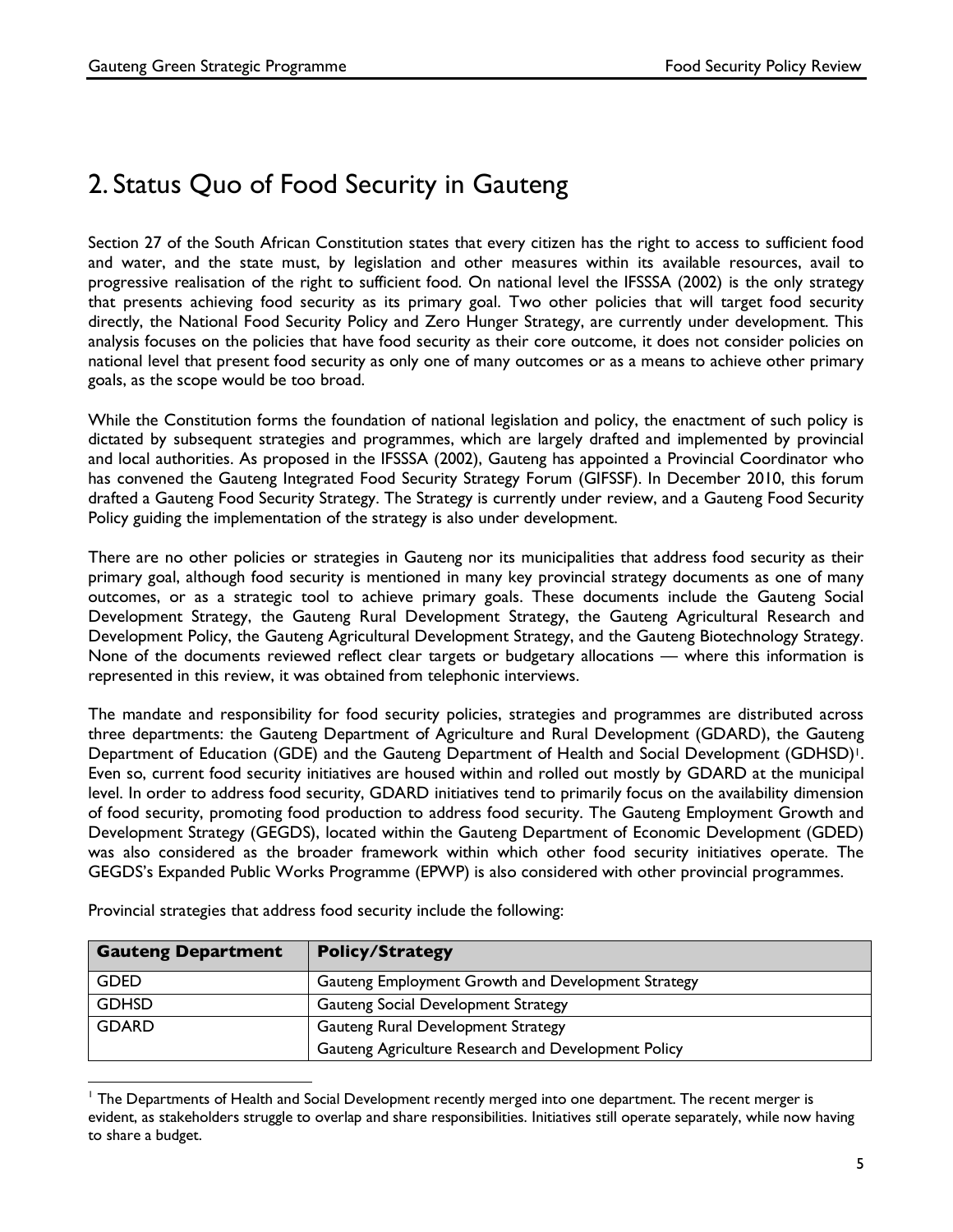## 2. Status Quo of Food Security in Gauteng

Section 27 of the South African Constitution states that every citizen has the right to access to sufficient food and water, and the state must, by legislation and other measures within its available resources, avail to progressive realisation of the right to sufficient food. On national level the IFSSSA (2002) is the only strategy that presents achieving food security as its primary goal. Two other policies that will target food security directly, the National Food Security Policy and Zero Hunger Strategy, are currently under development. This analysis focuses on the policies that have food security as their core outcome, it does not consider policies on national level that present food security as only one of many outcomes or as a means to achieve other primary goals, as the scope would be too broad.

While the Constitution forms the foundation of national legislation and policy, the enactment of such policy is dictated by subsequent strategies and programmes, which are largely drafted and implemented by provincial and local authorities. As proposed in the IFSSSA (2002), Gauteng has appointed a Provincial Coordinator who has convened the Gauteng Integrated Food Security Strategy Forum (GIFSSF). In December 2010, this forum drafted a Gauteng Food Security Strategy. The Strategy is currently under review, and a Gauteng Food Security Policy guiding the implementation of the strategy is also under development.

There are no other policies or strategies in Gauteng nor its municipalities that address food security as their primary goal, although food security is mentioned in many key provincial strategy documents as one of many outcomes, or as a strategic tool to achieve primary goals. These documents include the Gauteng Social Development Strategy, the Gauteng Rural Development Strategy, the Gauteng Agricultural Research and Development Policy, the Gauteng Agricultural Development Strategy, and the Gauteng Biotechnology Strategy. None of the documents reviewed reflect clear targets or budgetary allocations — where this information is represented in this review, it was obtained from telephonic interviews.

The mandate and responsibility for food security policies, strategies and programmes are distributed across three departments: the Gauteng Department of Agriculture and Rural Development (GDARD), the Gauteng Department of Education (GDE) and the Gauteng Department of Health and Social Development (GDHSD)[1]. Even so, current food security initiatives are housed within and rolled out mostly by GDARD at the municipal level. In order to address food security, GDARD initiatives tend to primarily focus on the availability dimension of food security, promoting food production to address food security. The Gauteng Employment Growth and Development Strategy (GEGDS), located within the Gauteng Department of Economic Development (GDED) was also considered as the broader framework within which other food security initiatives operate. The GEGDS's Expanded Public Works Programme (EPWP) is also considered with other provincial programmes.

Provincial strategies that address food security include the following:

| Gauteng Department | Policy/Strategy |
|---|---|
| GDED | Gauteng Employment Growth and Development Strategy |
| GDHSD | Gauteng Social Development Strategy |
| GDARD | Gauteng Rural Development Strategy |
| | Gauteng Agriculture Research and Development Policy |

[1] The Departments of Health and Social Development recently merged into one department. The recent merger is evident, as stakeholders struggle to overlap and share responsibilities. Initiatives still operate separately, while now having to share a budget.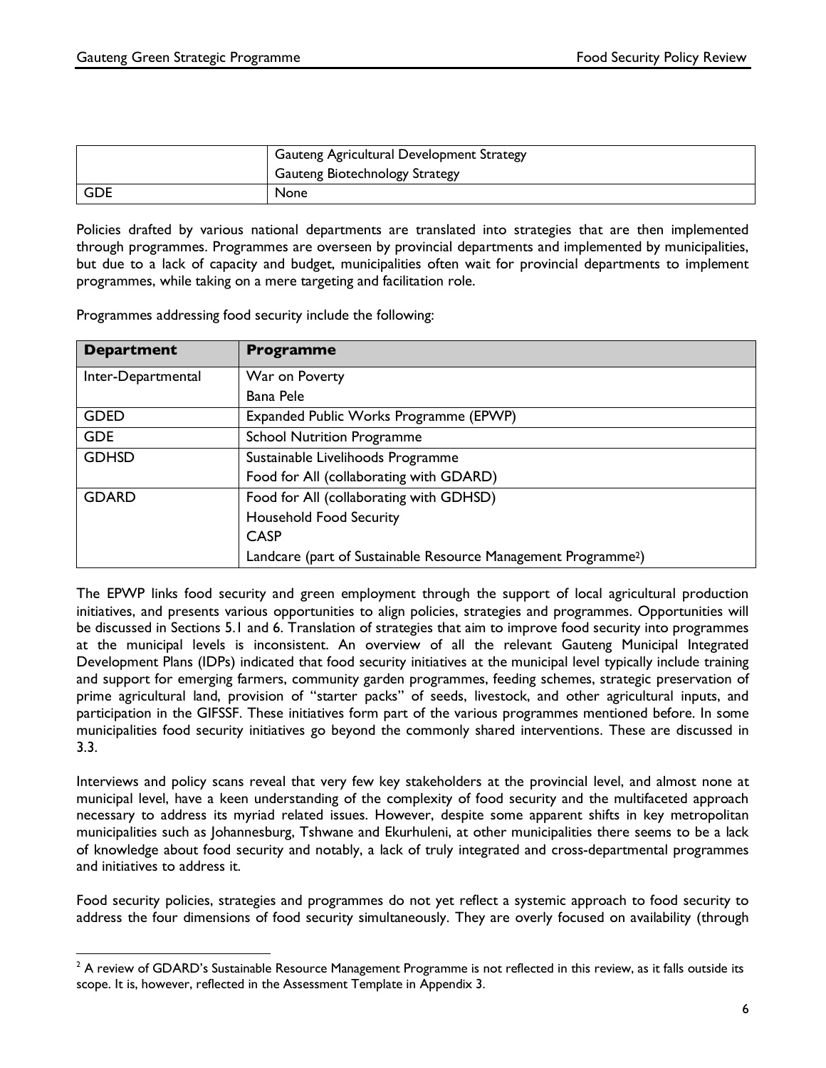| | |
|---|---|
| | Gauteng Agricultural Development Strategy<br>Gauteng Biotechnology Strategy |
| GDE | None |

Policies drafted by various national departments are translated into strategies that are then implemented through programmes. Programmes are overseen by provincial departments and implemented by municipalities, but due to a lack of capacity and budget, municipalities often wait for provincial departments to implement programmes, while taking on a mere targeting and facilitation role.

Programmes addressing food security include the following:

| Department | Programme |
|---|---|
| Inter-Departmental | War on Poverty<br>Bana Pele |
| GDED | Expanded Public Works Programme (EPWP) |
| GDE | School Nutrition Programme |
| GDHSD | Sustainable Livelihoods Programme<br>Food for All (collaborating with GDARD) |
| GDARD | Food for All (collaborating with GDHSD)<br>Household Food Security<br>CASP<br>Landcare (part of Sustainable Resource Management Programme[2]) |

The EPWP links food security and green employment through the support of local agricultural production initiatives, and presents various opportunities to align policies, strategies and programmes. Opportunities will be discussed in Sections 5.1 and 6. Translation of strategies that aim to improve food security into programmes at the municipal levels is inconsistent. An overview of all the relevant Gauteng Municipal Integrated Development Plans (IDPs) indicated that food security initiatives at the municipal level typically include training and support for emerging farmers, community garden programmes, feeding schemes, strategic preservation of prime agricultural land, provision of "starter packs" of seeds, livestock, and other agricultural inputs, and participation in the GIFSSF. These initiatives form part of the various programmes mentioned before. In some municipalities food security initiatives go beyond the commonly shared interventions. These are discussed in 3.3.

Interviews and policy scans reveal that very few key stakeholders at the provincial level, and almost none at municipal level, have a keen understanding of the complexity of food security and the multifaceted approach necessary to address its myriad related issues. However, despite some apparent shifts in key metropolitan municipalities such as Johannesburg, Tshwane and Ekurhuleni, at other municipalities there seems to be a lack of knowledge about food security and notably, a lack of truly integrated and cross-departmental programmes and initiatives to address it.

Food security policies, strategies and programmes do not yet reflect a systemic approach to food security to address the four dimensions of food security simultaneously. They are overly focused on availability (through

[2] A review of GDARD's Sustainable Resource Management Programme is not reflected in this review, as it falls outside its scope. It is, however, reflected in the Assessment Template in Appendix 3.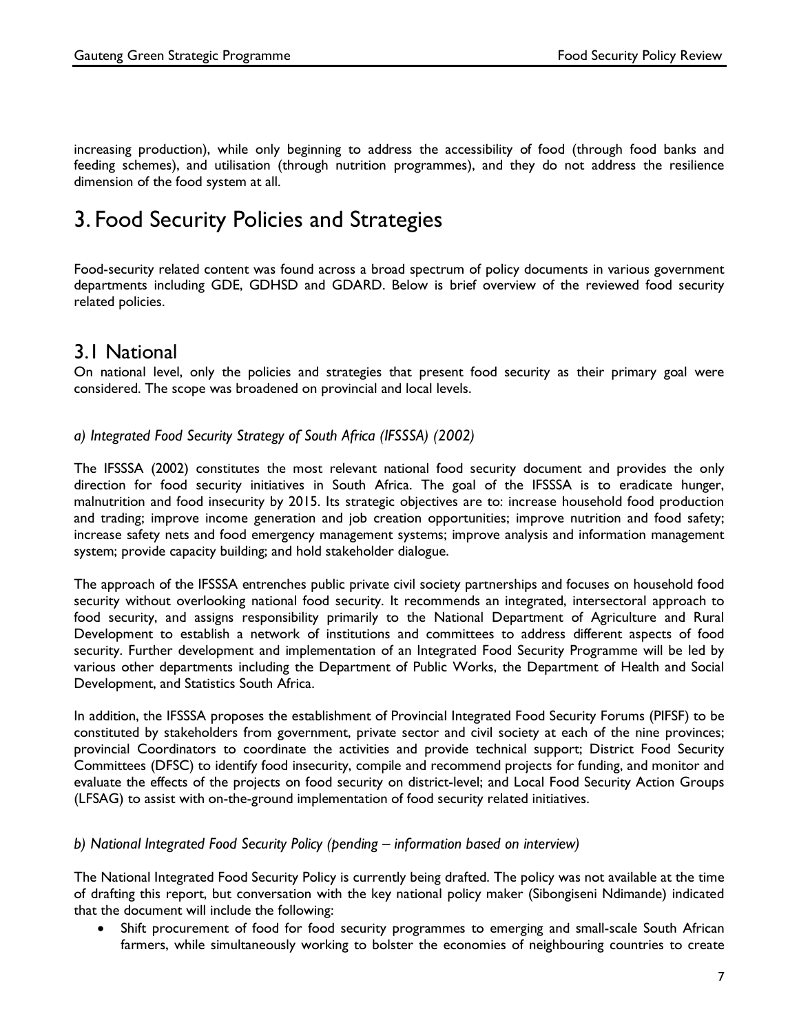increasing production), while only beginning to address the accessibility of food (through food banks and feeding schemes), and utilisation (through nutrition programmes), and they do not address the resilience dimension of the food system at all.

# 3. Food Security Policies and Strategies

Food-security related content was found across a broad spectrum of policy documents in various government departments including GDE, GDHSD and GDARD. Below is brief overview of the reviewed food security related policies.

## 3.1 National

On national level, only the policies and strategies that present food security as their primary goal were considered. The scope was broadened on provincial and local levels.

### *a) Integrated Food Security Strategy of South Africa (IFSSSA) (2002)*

The IFSSSA (2002) constitutes the most relevant national food security document and provides the only direction for food security initiatives in South Africa. The goal of the IFSSSA is to eradicate hunger, malnutrition and food insecurity by 2015. Its strategic objectives are to: increase household food production and trading; improve income generation and job creation opportunities; improve nutrition and food safety; increase safety nets and food emergency management systems; improve analysis and information management system; provide capacity building; and hold stakeholder dialogue.

The approach of the IFSSSA entrenches public private civil society partnerships and focuses on household food security without overlooking national food security. It recommends an integrated, intersectoral approach to food security, and assigns responsibility primarily to the National Department of Agriculture and Rural Development to establish a network of institutions and committees to address different aspects of food security. Further development and implementation of an Integrated Food Security Programme will be led by various other departments including the Department of Public Works, the Department of Health and Social Development, and Statistics South Africa.

In addition, the IFSSSA proposes the establishment of Provincial Integrated Food Security Forums (PIFSF) to be constituted by stakeholders from government, private sector and civil society at each of the nine provinces; provincial Coordinators to coordinate the activities and provide technical support; District Food Security Committees (DFSC) to identify food insecurity, compile and recommend projects for funding, and monitor and evaluate the effects of the projects on food security on district-level; and Local Food Security Action Groups (LFSAG) to assist with on-the-ground implementation of food security related initiatives.

### *b) National Integrated Food Security Policy (pending – information based on interview)*

The National Integrated Food Security Policy is currently being drafted. The policy was not available at the time of drafting this report, but conversation with the key national policy maker (Sibongiseni Ndimande) indicated that the document will include the following:

- Shift procurement of food for food security programmes to emerging and small-scale South African farmers, while simultaneously working to bolster the economies of neighbouring countries to create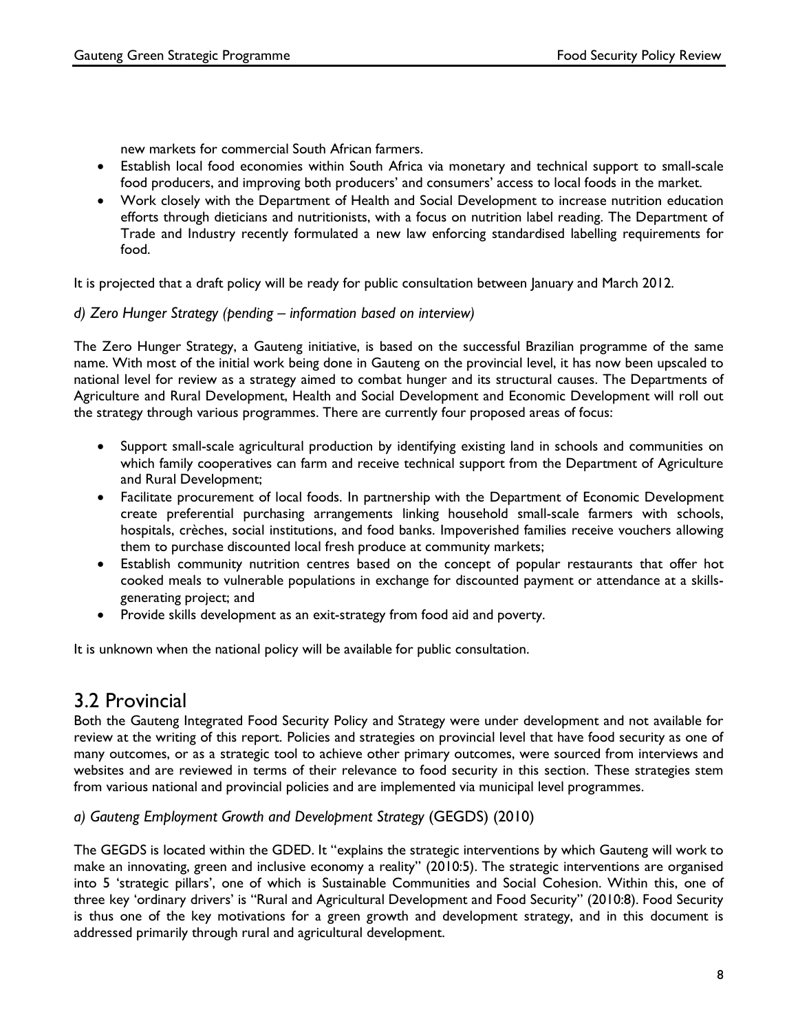new markets for commercial South African farmers.

- Establish local food economies within South Africa via monetary and technical support to small-scale food producers, and improving both producers' and consumers' access to local foods in the market.
- Work closely with the Department of Health and Social Development to increase nutrition education efforts through dieticians and nutritionists, with a focus on nutrition label reading. The Department of Trade and Industry recently formulated a new law enforcing standardised labelling requirements for food.

It is projected that a draft policy will be ready for public consultation between January and March 2012.

*d) Zero Hunger Strategy (pending – information based on interview)*

The Zero Hunger Strategy, a Gauteng initiative, is based on the successful Brazilian programme of the same name. With most of the initial work being done in Gauteng on the provincial level, it has now been upscaled to national level for review as a strategy aimed to combat hunger and its structural causes. The Departments of Agriculture and Rural Development, Health and Social Development and Economic Development will roll out the strategy through various programmes. There are currently four proposed areas of focus:

- Support small-scale agricultural production by identifying existing land in schools and communities on which family cooperatives can farm and receive technical support from the Department of Agriculture and Rural Development;
- Facilitate procurement of local foods. In partnership with the Department of Economic Development create preferential purchasing arrangements linking household small-scale farmers with schools, hospitals, crèches, social institutions, and food banks. Impoverished families receive vouchers allowing them to purchase discounted local fresh produce at community markets;
- Establish community nutrition centres based on the concept of popular restaurants that offer hot cooked meals to vulnerable populations in exchange for discounted payment or attendance at a skills-generating project; and
- Provide skills development as an exit-strategy from food aid and poverty.

It is unknown when the national policy will be available for public consultation.

## 3.2 Provincial

Both the Gauteng Integrated Food Security Policy and Strategy were under development and not available for review at the writing of this report. Policies and strategies on provincial level that have food security as one of many outcomes, or as a strategic tool to achieve other primary outcomes, were sourced from interviews and websites and are reviewed in terms of their relevance to food security in this section. These strategies stem from various national and provincial policies and are implemented via municipal level programmes.

*a) Gauteng Employment Growth and Development Strategy* (GEGDS) (2010)

The GEGDS is located within the GDED. It "explains the strategic interventions by which Gauteng will work to make an innovating, green and inclusive economy a reality" (2010:5). The strategic interventions are organised into 5 'strategic pillars', one of which is Sustainable Communities and Social Cohesion. Within this, one of three key 'ordinary drivers' is "Rural and Agricultural Development and Food Security" (2010:8). Food Security is thus one of the key motivations for a green growth and development strategy, and in this document is addressed primarily through rural and agricultural development.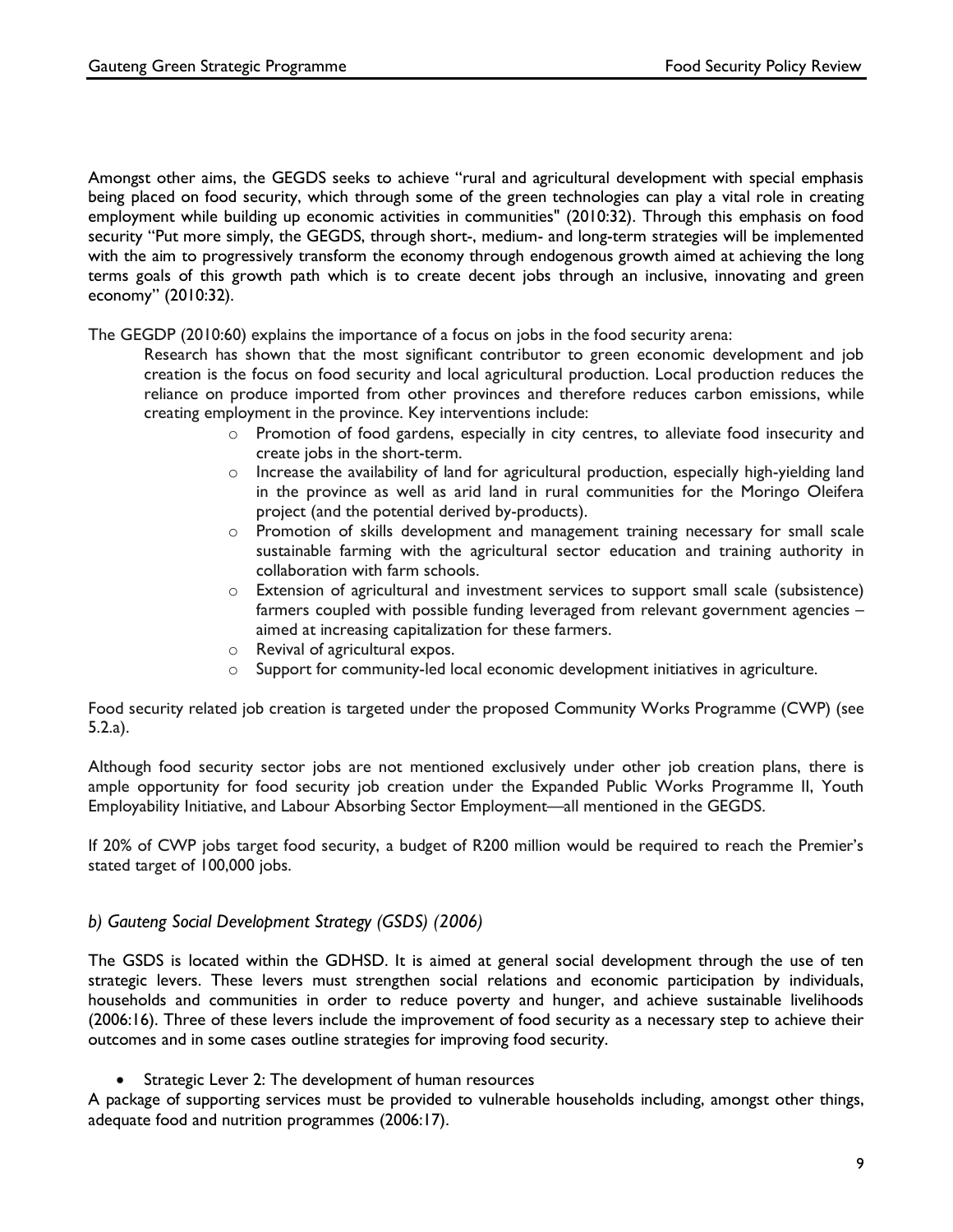Amongst other aims, the GEGDS seeks to achieve "rural and agricultural development with special emphasis being placed on food security, which through some of the green technologies can play a vital role in creating employment while building up economic activities in communities" (2010:32). Through this emphasis on food security "Put more simply, the GEGDS, through short-, medium- and long-term strategies will be implemented with the aim to progressively transform the economy through endogenous growth aimed at achieving the long terms goals of this growth path which is to create decent jobs through an inclusive, innovating and green economy" (2010:32).

The GEGDP (2010:60) explains the importance of a focus on jobs in the food security arena:

> Research has shown that the most significant contributor to green economic development and job creation is the focus on food security and local agricultural production. Local production reduces the reliance on produce imported from other provinces and therefore reduces carbon emissions, while creating employment in the province. Key interventions include:
>
> - Promotion of food gardens, especially in city centres, to alleviate food insecurity and create jobs in the short-term.
> - Increase the availability of land for agricultural production, especially high-yielding land in the province as well as arid land in rural communities for the Moringo Oleifera project (and the potential derived by-products).
> - Promotion of skills development and management training necessary for small scale sustainable farming with the agricultural sector education and training authority in collaboration with farm schools.
> - Extension of agricultural and investment services to support small scale (subsistence) farmers coupled with possible funding leveraged from relevant government agencies – aimed at increasing capitalization for these farmers.
> - Revival of agricultural expos.
> - Support for community-led local economic development initiatives in agriculture.

Food security related job creation is targeted under the proposed Community Works Programme (CWP) (see 5.2.a).

Although food security sector jobs are not mentioned exclusively under other job creation plans, there is ample opportunity for food security job creation under the Expanded Public Works Programme II, Youth Employability Initiative, and Labour Absorbing Sector Employment—all mentioned in the GEGDS.

If 20% of CWP jobs target food security, a budget of R200 million would be required to reach the Premier's stated target of 100,000 jobs.

### *b) Gauteng Social Development Strategy (GSDS) (2006)*

The GSDS is located within the GDHSD. It is aimed at general social development through the use of ten strategic levers. These levers must strengthen social relations and economic participation by individuals, households and communities in order to reduce poverty and hunger, and achieve sustainable livelihoods (2006:16). Three of these levers include the improvement of food security as a necessary step to achieve their outcomes and in some cases outline strategies for improving food security.

- Strategic Lever 2: The development of human resources

A package of supporting services must be provided to vulnerable households including, amongst other things, adequate food and nutrition programmes (2006:17).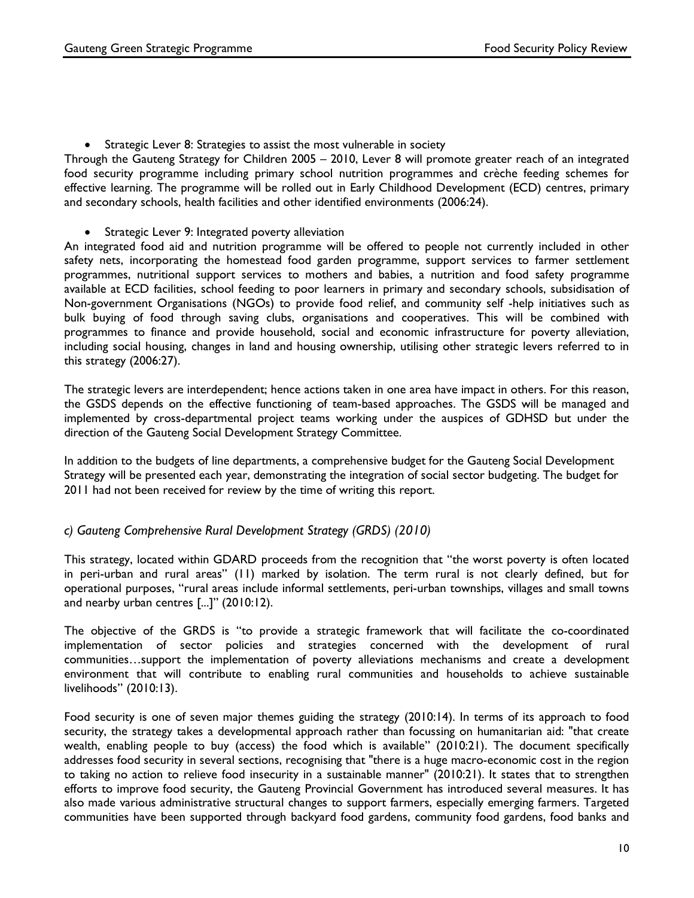- Strategic Lever 8: Strategies to assist the most vulnerable in society

Through the Gauteng Strategy for Children 2005 – 2010, Lever 8 will promote greater reach of an integrated food security programme including primary school nutrition programmes and crèche feeding schemes for effective learning. The programme will be rolled out in Early Childhood Development (ECD) centres, primary and secondary schools, health facilities and other identified environments (2006:24).

- Strategic Lever 9: Integrated poverty alleviation

An integrated food aid and nutrition programme will be offered to people not currently included in other safety nets, incorporating the homestead food garden programme, support services to farmer settlement programmes, nutritional support services to mothers and babies, a nutrition and food safety programme available at ECD facilities, school feeding to poor learners in primary and secondary schools, subsidisation of Non-government Organisations (NGOs) to provide food relief, and community self -help initiatives such as bulk buying of food through saving clubs, organisations and cooperatives. This will be combined with programmes to finance and provide household, social and economic infrastructure for poverty alleviation, including social housing, changes in land and housing ownership, utilising other strategic levers referred to in this strategy (2006:27).

The strategic levers are interdependent; hence actions taken in one area have impact in others. For this reason, the GSDS depends on the effective functioning of team-based approaches. The GSDS will be managed and implemented by cross-departmental project teams working under the auspices of GDHSD but under the direction of the Gauteng Social Development Strategy Committee.

In addition to the budgets of line departments, a comprehensive budget for the Gauteng Social Development Strategy will be presented each year, demonstrating the integration of social sector budgeting. The budget for 2011 had not been received for review by the time of writing this report.

### *c) Gauteng Comprehensive Rural Development Strategy (GRDS) (2010)*

This strategy, located within GDARD proceeds from the recognition that "the worst poverty is often located in peri-urban and rural areas" (11) marked by isolation. The term rural is not clearly defined, but for operational purposes, "rural areas include informal settlements, peri-urban townships, villages and small towns and nearby urban centres [...]" (2010:12).

The objective of the GRDS is "to provide a strategic framework that will facilitate the co-coordinated implementation of sector policies and strategies concerned with the development of rural communities…support the implementation of poverty alleviations mechanisms and create a development environment that will contribute to enabling rural communities and households to achieve sustainable livelihoods" (2010:13).

Food security is one of seven major themes guiding the strategy (2010:14). In terms of its approach to food security, the strategy takes a developmental approach rather than focussing on humanitarian aid: "that create wealth, enabling people to buy (access) the food which is available" (2010:21). The document specifically addresses food security in several sections, recognising that "there is a huge macro-economic cost in the region to taking no action to relieve food insecurity in a sustainable manner" (2010:21). It states that to strengthen efforts to improve food security, the Gauteng Provincial Government has introduced several measures. It has also made various administrative structural changes to support farmers, especially emerging farmers. Targeted communities have been supported through backyard food gardens, community food gardens, food banks and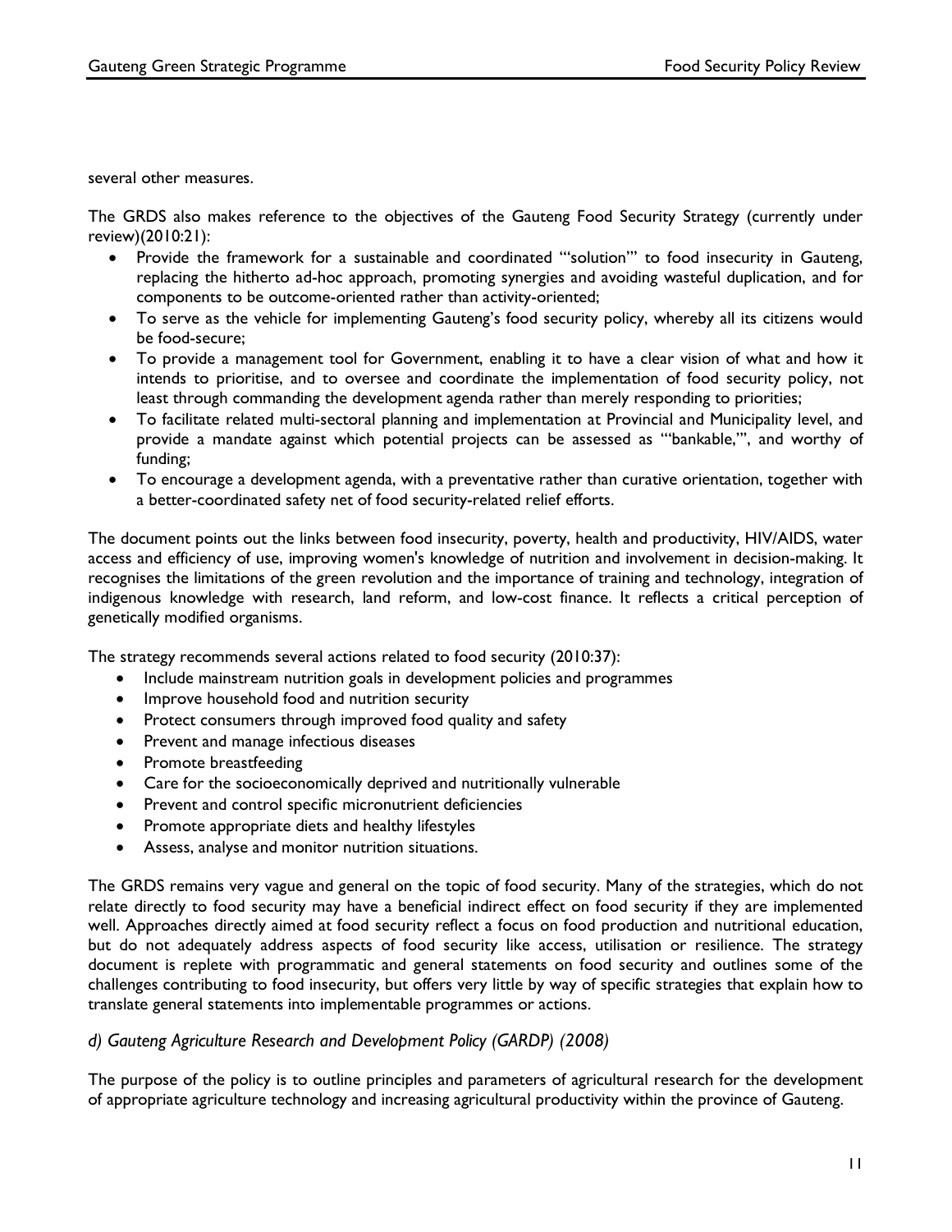several other measures.

The GRDS also makes reference to the objectives of the Gauteng Food Security Strategy (currently under review)(2010:21):

- Provide the framework for a sustainable and coordinated "'solution'" to food insecurity in Gauteng, replacing the hitherto ad-hoc approach, promoting synergies and avoiding wasteful duplication, and for components to be outcome-oriented rather than activity-oriented;
- To serve as the vehicle for implementing Gauteng's food security policy, whereby all its citizens would be food-secure;
- To provide a management tool for Government, enabling it to have a clear vision of what and how it intends to prioritise, and to oversee and coordinate the implementation of food security policy, not least through commanding the development agenda rather than merely responding to priorities;
- To facilitate related multi-sectoral planning and implementation at Provincial and Municipality level, and provide a mandate against which potential projects can be assessed as "'bankable,'", and worthy of funding;
- To encourage a development agenda, with a preventative rather than curative orientation, together with a better-coordinated safety net of food security-related relief efforts.

The document points out the links between food insecurity, poverty, health and productivity, HIV/AIDS, water access and efficiency of use, improving women's knowledge of nutrition and involvement in decision-making. It recognises the limitations of the green revolution and the importance of training and technology, integration of indigenous knowledge with research, land reform, and low-cost finance. It reflects a critical perception of genetically modified organisms.

The strategy recommends several actions related to food security (2010:37):

- Include mainstream nutrition goals in development policies and programmes
- Improve household food and nutrition security
- Protect consumers through improved food quality and safety
- Prevent and manage infectious diseases
- Promote breastfeeding
- Care for the socioeconomically deprived and nutritionally vulnerable
- Prevent and control specific micronutrient deficiencies
- Promote appropriate diets and healthy lifestyles
- Assess, analyse and monitor nutrition situations.

The GRDS remains very vague and general on the topic of food security. Many of the strategies, which do not relate directly to food security may have a beneficial indirect effect on food security if they are implemented well. Approaches directly aimed at food security reflect a focus on food production and nutritional education, but do not adequately address aspects of food security like access, utilisation or resilience. The strategy document is replete with programmatic and general statements on food security and outlines some of the challenges contributing to food insecurity, but offers very little by way of specific strategies that explain how to translate general statements into implementable programmes or actions.

*d) Gauteng Agriculture Research and Development Policy (GARDP) (2008)*

The purpose of the policy is to outline principles and parameters of agricultural research for the development of appropriate agriculture technology and increasing agricultural productivity within the province of Gauteng.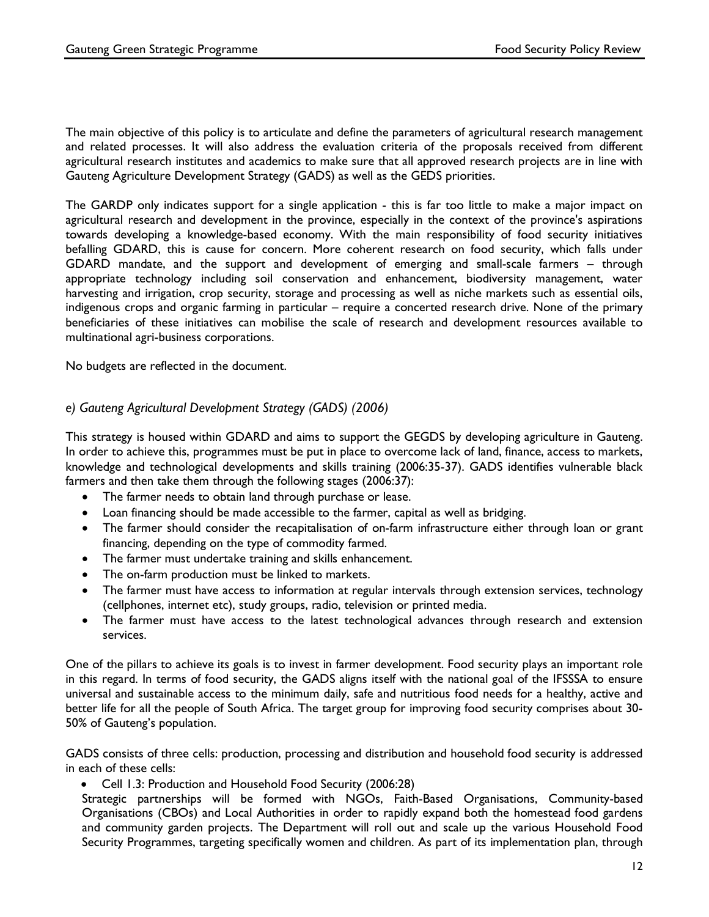The main objective of this policy is to articulate and define the parameters of agricultural research management and related processes. It will also address the evaluation criteria of the proposals received from different agricultural research institutes and academics to make sure that all approved research projects are in line with Gauteng Agriculture Development Strategy (GADS) as well as the GEDS priorities.

The GARDP only indicates support for a single application - this is far too little to make a major impact on agricultural research and development in the province, especially in the context of the province's aspirations towards developing a knowledge-based economy. With the main responsibility of food security initiatives befalling GDARD, this is cause for concern. More coherent research on food security, which falls under GDARD mandate, and the support and development of emerging and small-scale farmers – through appropriate technology including soil conservation and enhancement, biodiversity management, water harvesting and irrigation, crop security, storage and processing as well as niche markets such as essential oils, indigenous crops and organic farming in particular – require a concerted research drive. None of the primary beneficiaries of these initiatives can mobilise the scale of research and development resources available to multinational agri-business corporations.

No budgets are reflected in the document.

### *e) Gauteng Agricultural Development Strategy (GADS) (2006)*

This strategy is housed within GDARD and aims to support the GEGDS by developing agriculture in Gauteng. In order to achieve this, programmes must be put in place to overcome lack of land, finance, access to markets, knowledge and technological developments and skills training (2006:35-37). GADS identifies vulnerable black farmers and then take them through the following stages (2006:37):

- The farmer needs to obtain land through purchase or lease.
- Loan financing should be made accessible to the farmer, capital as well as bridging.
- The farmer should consider the recapitalisation of on-farm infrastructure either through loan or grant financing, depending on the type of commodity farmed.
- The farmer must undertake training and skills enhancement.
- The on-farm production must be linked to markets.
- The farmer must have access to information at regular intervals through extension services, technology (cellphones, internet etc), study groups, radio, television or printed media.
- The farmer must have access to the latest technological advances through research and extension services.

One of the pillars to achieve its goals is to invest in farmer development. Food security plays an important role in this regard. In terms of food security, the GADS aligns itself with the national goal of the IFSSSA to ensure universal and sustainable access to the minimum daily, safe and nutritious food needs for a healthy, active and better life for all the people of South Africa. The target group for improving food security comprises about 30-50% of Gauteng's population.

GADS consists of three cells: production, processing and distribution and household food security is addressed in each of these cells:

- Cell 1.3: Production and Household Food Security (2006:28)

Strategic partnerships will be formed with NGOs, Faith-Based Organisations, Community-based Organisations (CBOs) and Local Authorities in order to rapidly expand both the homestead food gardens and community garden projects. The Department will roll out and scale up the various Household Food Security Programmes, targeting specifically women and children. As part of its implementation plan, through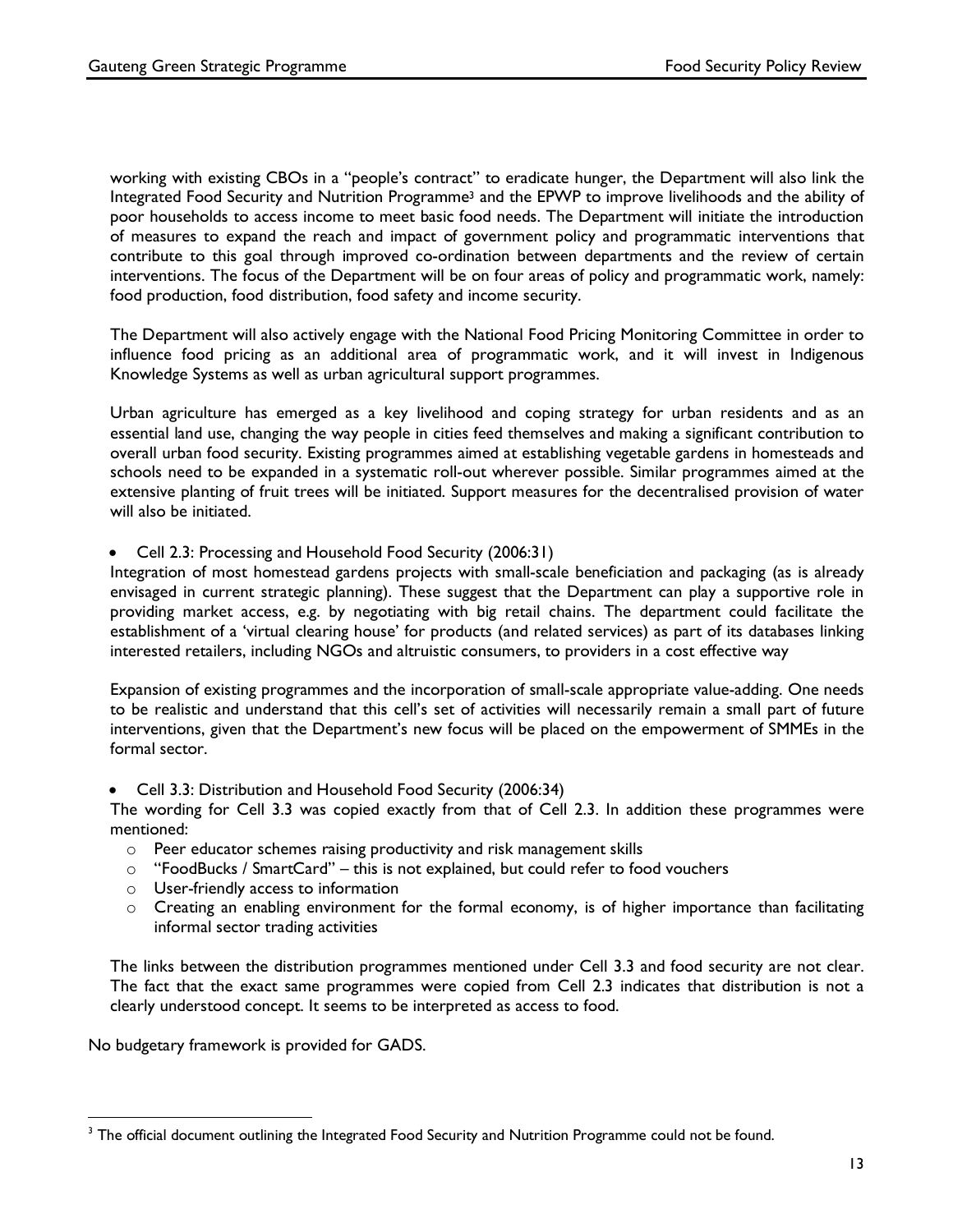working with existing CBOs in a "people's contract" to eradicate hunger, the Department will also link the Integrated Food Security and Nutrition Programme[3] and the EPWP to improve livelihoods and the ability of poor households to access income to meet basic food needs. The Department will initiate the introduction of measures to expand the reach and impact of government policy and programmatic interventions that contribute to this goal through improved co-ordination between departments and the review of certain interventions. The focus of the Department will be on four areas of policy and programmatic work, namely: food production, food distribution, food safety and income security.

The Department will also actively engage with the National Food Pricing Monitoring Committee in order to influence food pricing as an additional area of programmatic work, and it will invest in Indigenous Knowledge Systems as well as urban agricultural support programmes.

Urban agriculture has emerged as a key livelihood and coping strategy for urban residents and as an essential land use, changing the way people in cities feed themselves and making a significant contribution to overall urban food security. Existing programmes aimed at establishing vegetable gardens in homesteads and schools need to be expanded in a systematic roll-out wherever possible. Similar programmes aimed at the extensive planting of fruit trees will be initiated. Support measures for the decentralised provision of water will also be initiated.

- Cell 2.3: Processing and Household Food Security (2006:31)

Integration of most homestead gardens projects with small-scale beneficiation and packaging (as is already envisaged in current strategic planning). These suggest that the Department can play a supportive role in providing market access, e.g. by negotiating with big retail chains. The department could facilitate the establishment of a 'virtual clearing house' for products (and related services) as part of its databases linking interested retailers, including NGOs and altruistic consumers, to providers in a cost effective way

Expansion of existing programmes and the incorporation of small-scale appropriate value-adding. One needs to be realistic and understand that this cell's set of activities will necessarily remain a small part of future interventions, given that the Department's new focus will be placed on the empowerment of SMMEs in the formal sector.

- Cell 3.3: Distribution and Household Food Security (2006:34)

The wording for Cell 3.3 was copied exactly from that of Cell 2.3. In addition these programmes were mentioned:

- Peer educator schemes raising productivity and risk management skills
- "FoodBucks / SmartCard" – this is not explained, but could refer to food vouchers
- User-friendly access to information
- Creating an enabling environment for the formal economy, is of higher importance than facilitating informal sector trading activities

The links between the distribution programmes mentioned under Cell 3.3 and food security are not clear. The fact that the exact same programmes were copied from Cell 2.3 indicates that distribution is not a clearly understood concept. It seems to be interpreted as access to food.

No budgetary framework is provided for GADS.

[3] The official document outlining the Integrated Food Security and Nutrition Programme could not be found.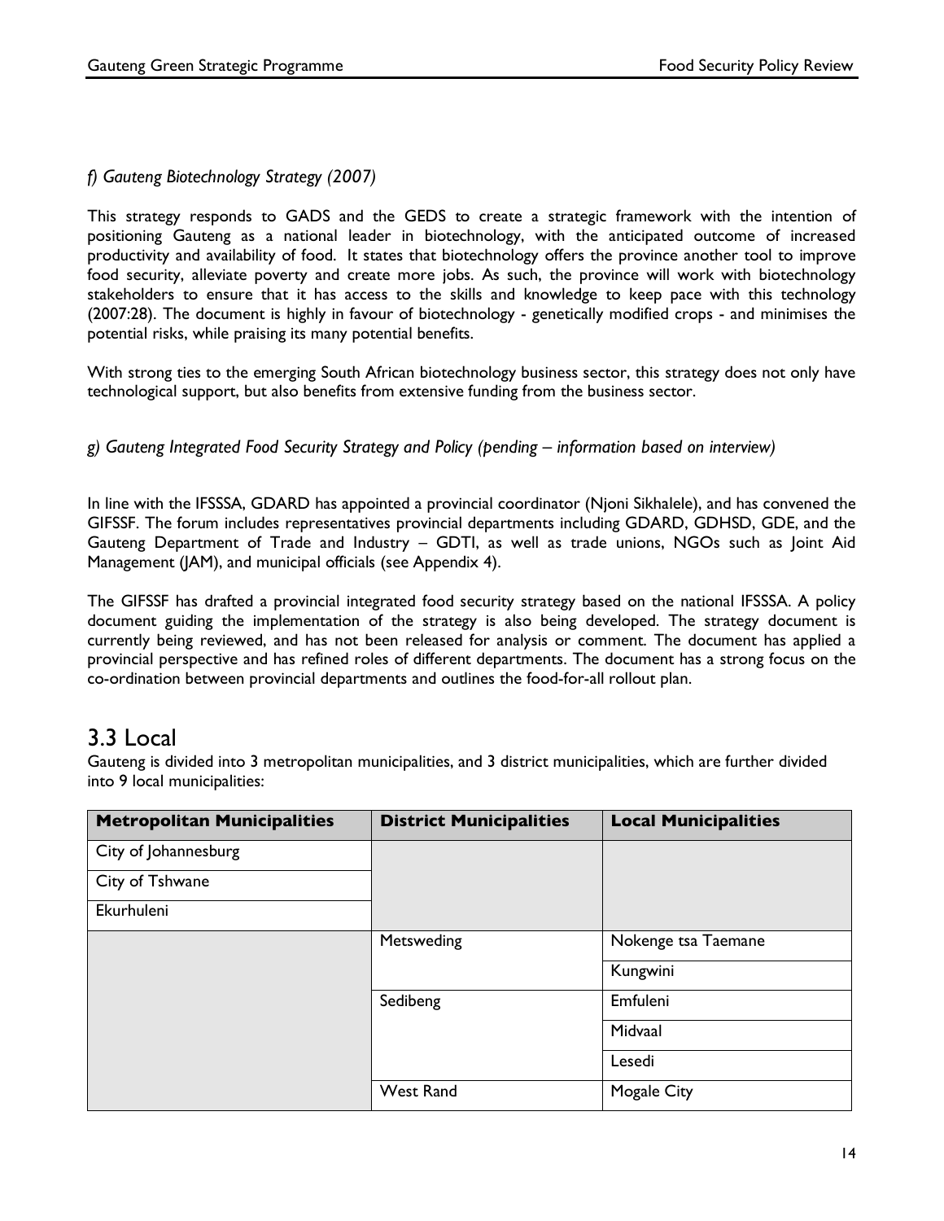*f) Gauteng Biotechnology Strategy (2007)*

This strategy responds to GADS and the GEDS to create a strategic framework with the intention of positioning Gauteng as a national leader in biotechnology, with the anticipated outcome of increased productivity and availability of food. It states that biotechnology offers the province another tool to improve food security, alleviate poverty and create more jobs. As such, the province will work with biotechnology stakeholders to ensure that it has access to the skills and knowledge to keep pace with this technology (2007:28). The document is highly in favour of biotechnology - genetically modified crops - and minimises the potential risks, while praising its many potential benefits.

With strong ties to the emerging South African biotechnology business sector, this strategy does not only have technological support, but also benefits from extensive funding from the business sector.

*g) Gauteng Integrated Food Security Strategy and Policy (pending – information based on interview)*

In line with the IFSSSA, GDARD has appointed a provincial coordinator (Njoni Sikhalele), and has convened the GIFSSF. The forum includes representatives provincial departments including GDARD, GDHSD, GDE, and the Gauteng Department of Trade and Industry – GDTI, as well as trade unions, NGOs such as Joint Aid Management (JAM), and municipal officials (see Appendix 4).

The GIFSSF has drafted a provincial integrated food security strategy based on the national IFSSSA. A policy document guiding the implementation of the strategy is also being developed. The strategy document is currently being reviewed, and has not been released for analysis or comment. The document has applied a provincial perspective and has refined roles of different departments. The document has a strong focus on the co-ordination between provincial departments and outlines the food-for-all rollout plan.

## 3.3 Local

Gauteng is divided into 3 metropolitan municipalities, and 3 district municipalities, which are further divided into 9 local municipalities:

| Metropolitan Municipalities | District Municipalities | Local Municipalities |
|---|---|---|
| City of Johannesburg | | |
| City of Tshwane | | |
| Ekurhuleni | | |
| | Metsweding | Nokenge tsa Taemane |
| | | Kungwini |
| | Sedibeng | Emfuleni |
| | | Midvaal |
| | | Lesedi |
| | West Rand | Mogale City |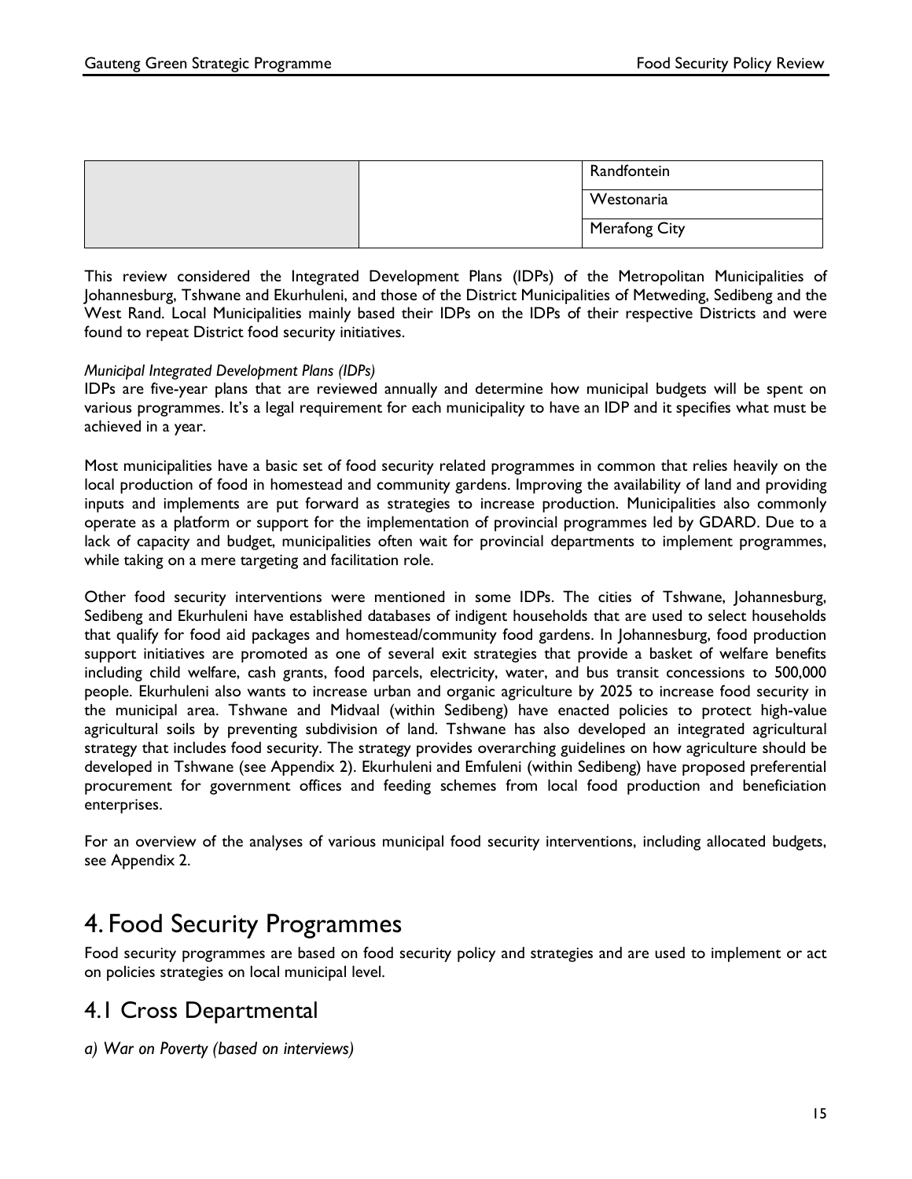| | | Randfontein |
|---|---|---|
| | | Westonaria |
| | | Merafong City |

This review considered the Integrated Development Plans (IDPs) of the Metropolitan Municipalities of Johannesburg, Tshwane and Ekurhuleni, and those of the District Municipalities of Metweding, Sedibeng and the West Rand. Local Municipalities mainly based their IDPs on the IDPs of their respective Districts and were found to repeat District food security initiatives.

*Municipal Integrated Development Plans (IDPs)*
IDPs are five-year plans that are reviewed annually and determine how municipal budgets will be spent on various programmes. It's a legal requirement for each municipality to have an IDP and it specifies what must be achieved in a year.

Most municipalities have a basic set of food security related programmes in common that relies heavily on the local production of food in homestead and community gardens. Improving the availability of land and providing inputs and implements are put forward as strategies to increase production. Municipalities also commonly operate as a platform or support for the implementation of provincial programmes led by GDARD. Due to a lack of capacity and budget, municipalities often wait for provincial departments to implement programmes, while taking on a mere targeting and facilitation role.

Other food security interventions were mentioned in some IDPs. The cities of Tshwane, Johannesburg, Sedibeng and Ekurhuleni have established databases of indigent households that are used to select households that qualify for food aid packages and homestead/community food gardens. In Johannesburg, food production support initiatives are promoted as one of several exit strategies that provide a basket of welfare benefits including child welfare, cash grants, food parcels, electricity, water, and bus transit concessions to 500,000 people. Ekurhuleni also wants to increase urban and organic agriculture by 2025 to increase food security in the municipal area. Tshwane and Midvaal (within Sedibeng) have enacted policies to protect high-value agricultural soils by preventing subdivision of land. Tshwane has also developed an integrated agricultural strategy that includes food security. The strategy provides overarching guidelines on how agriculture should be developed in Tshwane (see Appendix 2). Ekurhuleni and Emfuleni (within Sedibeng) have proposed preferential procurement for government offices and feeding schemes from local food production and beneficiation enterprises.

For an overview of the analyses of various municipal food security interventions, including allocated budgets, see Appendix 2.

# 4. Food Security Programmes

Food security programmes are based on food security policy and strategies and are used to implement or act on policies strategies on local municipal level.

## 4.1 Cross Departmental

*a) War on Poverty (based on interviews)*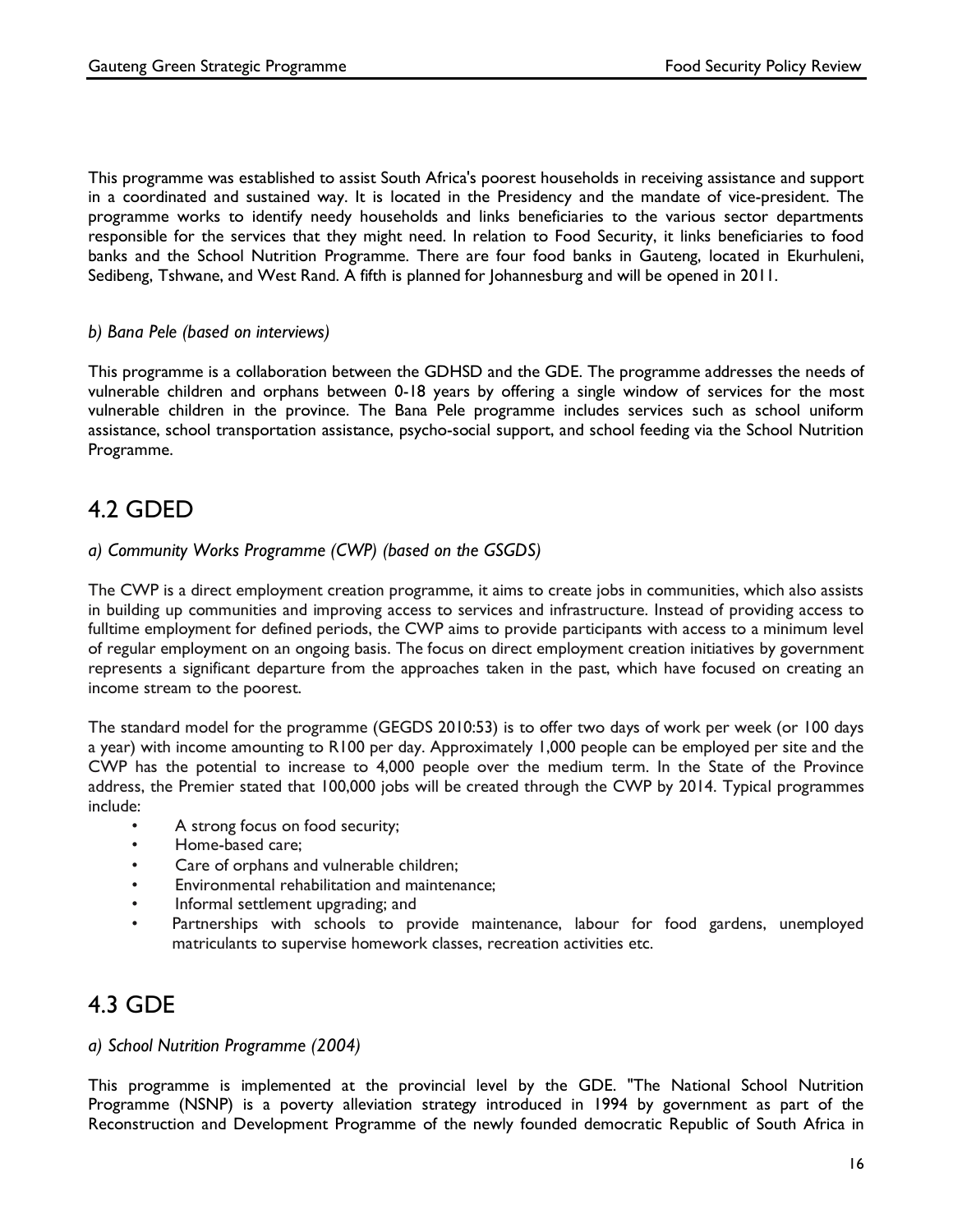This programme was established to assist South Africa's poorest households in receiving assistance and support in a coordinated and sustained way. It is located in the Presidency and the mandate of vice-president. The programme works to identify needy households and links beneficiaries to the various sector departments responsible for the services that they might need. In relation to Food Security, it links beneficiaries to food banks and the School Nutrition Programme. There are four food banks in Gauteng, located in Ekurhuleni, Sedibeng, Tshwane, and West Rand. A fifth is planned for Johannesburg and will be opened in 2011.

*b) Bana Pele (based on interviews)*

This programme is a collaboration between the GDHSD and the GDE. The programme addresses the needs of vulnerable children and orphans between 0-18 years by offering a single window of services for the most vulnerable children in the province. The Bana Pele programme includes services such as school uniform assistance, school transportation assistance, psycho-social support, and school feeding via the School Nutrition Programme.

## 4.2 GDED

*a) Community Works Programme (CWP) (based on the GSGDS)*

The CWP is a direct employment creation programme, it aims to create jobs in communities, which also assists in building up communities and improving access to services and infrastructure. Instead of providing access to fulltime employment for defined periods, the CWP aims to provide participants with access to a minimum level of regular employment on an ongoing basis. The focus on direct employment creation initiatives by government represents a significant departure from the approaches taken in the past, which have focused on creating an income stream to the poorest.

The standard model for the programme (GEGDS 2010:53) is to offer two days of work per week (or 100 days a year) with income amounting to R100 per day. Approximately 1,000 people can be employed per site and the CWP has the potential to increase to 4,000 people over the medium term. In the State of the Province address, the Premier stated that 100,000 jobs will be created through the CWP by 2014. Typical programmes include:

- A strong focus on food security;
- Home-based care;
- Care of orphans and vulnerable children;
- Environmental rehabilitation and maintenance;
- Informal settlement upgrading; and
- Partnerships with schools to provide maintenance, labour for food gardens, unemployed matriculants to supervise homework classes, recreation activities etc.

## 4.3 GDE

*a) School Nutrition Programme (2004)*

This programme is implemented at the provincial level by the GDE. "The National School Nutrition Programme (NSNP) is a poverty alleviation strategy introduced in 1994 by government as part of the Reconstruction and Development Programme of the newly founded democratic Republic of South Africa in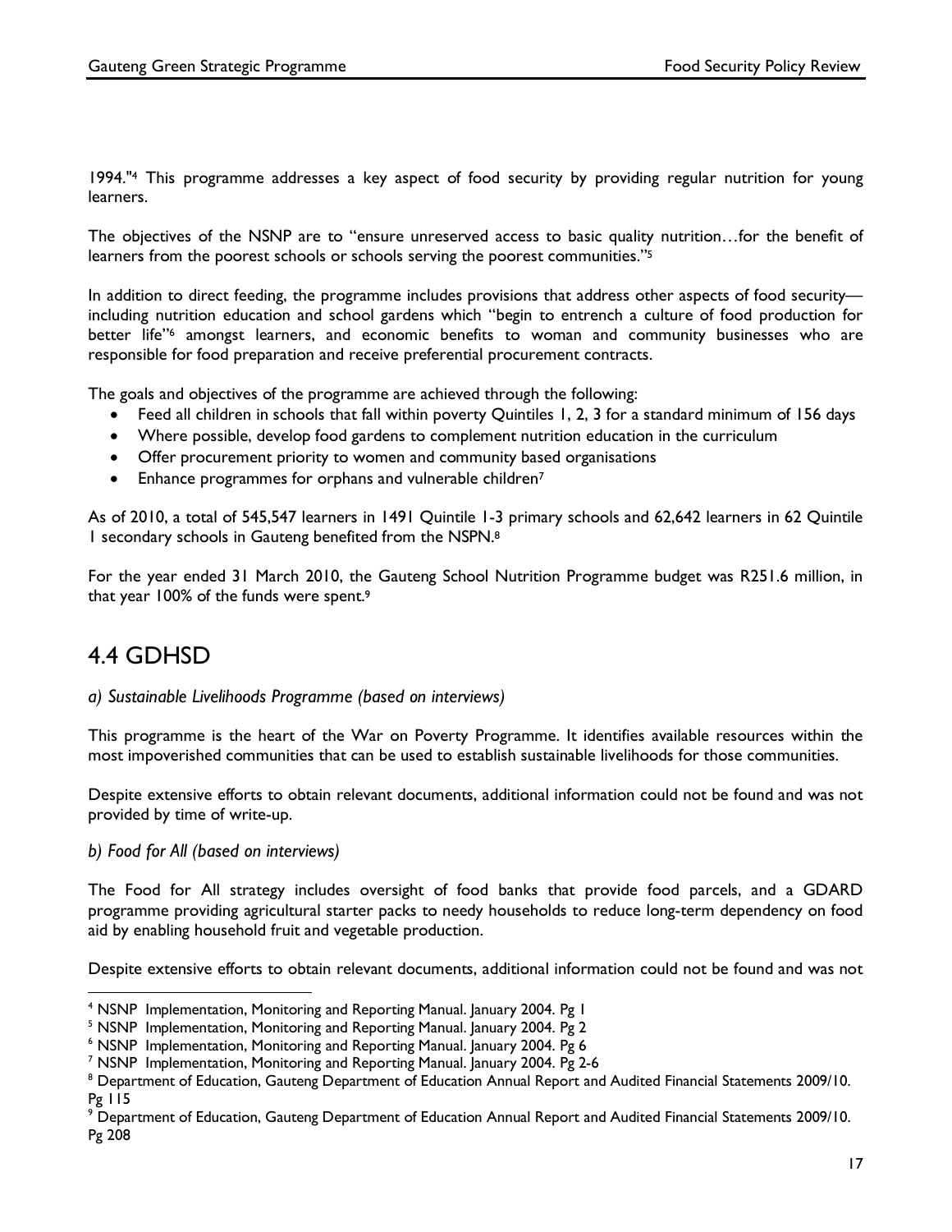1994."[4] This programme addresses a key aspect of food security by providing regular nutrition for young learners.

The objectives of the NSNP are to "ensure unreserved access to basic quality nutrition…for the benefit of learners from the poorest schools or schools serving the poorest communities."[5]

In addition to direct feeding, the programme includes provisions that address other aspects of food security—including nutrition education and school gardens which "begin to entrench a culture of food production for better life"[6] amongst learners, and economic benefits to woman and community businesses who are responsible for food preparation and receive preferential procurement contracts.

The goals and objectives of the programme are achieved through the following:

- Feed all children in schools that fall within poverty Quintiles 1, 2, 3 for a standard minimum of 156 days
- Where possible, develop food gardens to complement nutrition education in the curriculum
- Offer procurement priority to women and community based organisations
- Enhance programmes for orphans and vulnerable children[7]

As of 2010, a total of 545,547 learners in 1491 Quintile 1-3 primary schools and 62,642 learners in 62 Quintile 1 secondary schools in Gauteng benefited from the NSPN.[8]

For the year ended 31 March 2010, the Gauteng School Nutrition Programme budget was R251.6 million, in that year 100% of the funds were spent.[9]

## 4.4 GDHSD

*a) Sustainable Livelihoods Programme (based on interviews)*

This programme is the heart of the War on Poverty Programme. It identifies available resources within the most impoverished communities that can be used to establish sustainable livelihoods for those communities.

Despite extensive efforts to obtain relevant documents, additional information could not be found and was not provided by time of write-up.

*b) Food for All (based on interviews)*

The Food for All strategy includes oversight of food banks that provide food parcels, and a GDARD programme providing agricultural starter packs to needy households to reduce long-term dependency on food aid by enabling household fruit and vegetable production.

Despite extensive efforts to obtain relevant documents, additional information could not be found and was not

---

[4] NSNP Implementation, Monitoring and Reporting Manual. January 2004. Pg 1

[5] NSNP Implementation, Monitoring and Reporting Manual. January 2004. Pg 2

[6] NSNP Implementation, Monitoring and Reporting Manual. January 2004. Pg 6

[7] NSNP Implementation, Monitoring and Reporting Manual. January 2004. Pg 2-6

[8] Department of Education, Gauteng Department of Education Annual Report and Audited Financial Statements 2009/10. Pg 115

[9] Department of Education, Gauteng Department of Education Annual Report and Audited Financial Statements 2009/10. Pg 208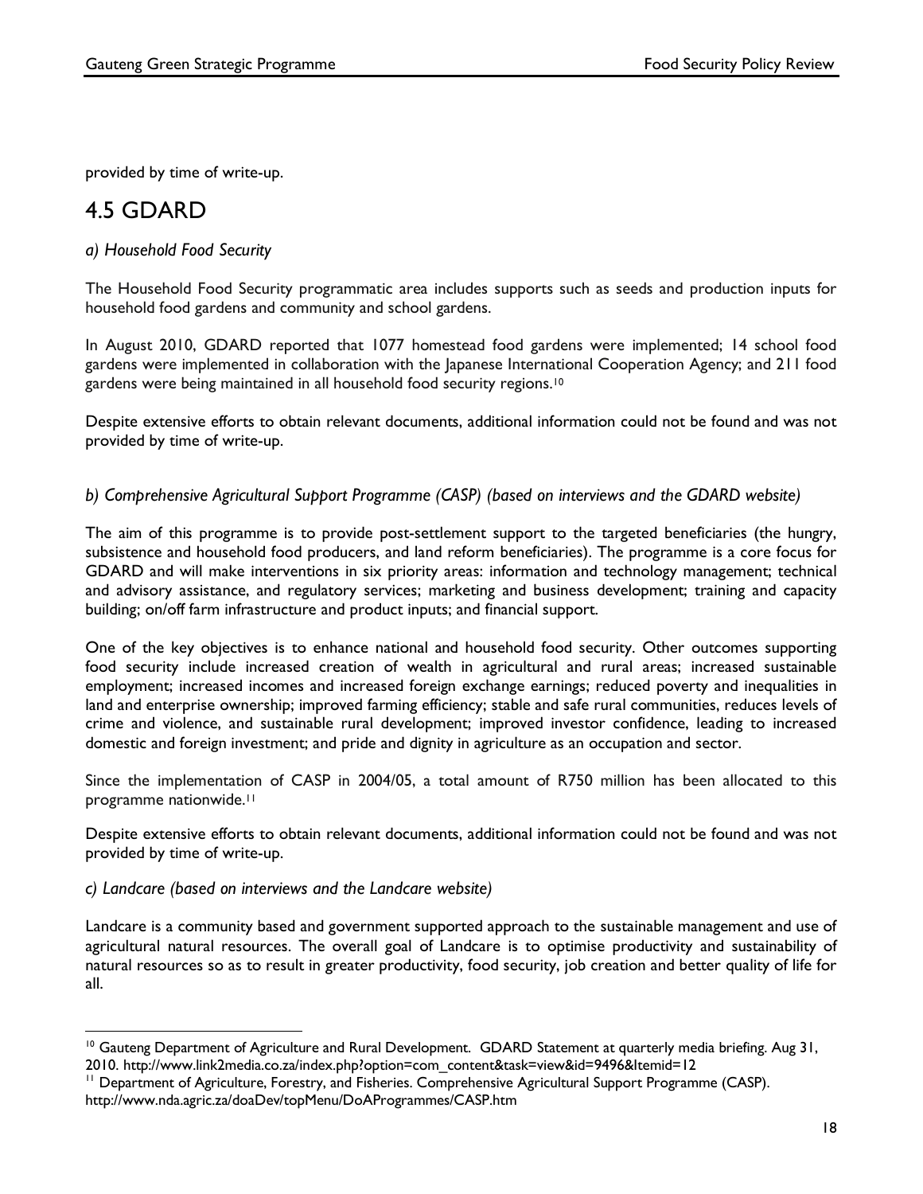provided by time of write-up.

## 4.5 GDARD

*a) Household Food Security*

The Household Food Security programmatic area includes supports such as seeds and production inputs for household food gardens and community and school gardens.

In August 2010, GDARD reported that 1077 homestead food gardens were implemented; 14 school food gardens were implemented in collaboration with the Japanese International Cooperation Agency; and 211 food gardens were being maintained in all household food security regions.[10]

Despite extensive efforts to obtain relevant documents, additional information could not be found and was not provided by time of write-up.

*b) Comprehensive Agricultural Support Programme (CASP) (based on interviews and the GDARD website)*

The aim of this programme is to provide post-settlement support to the targeted beneficiaries (the hungry, subsistence and household food producers, and land reform beneficiaries). The programme is a core focus for GDARD and will make interventions in six priority areas: information and technology management; technical and advisory assistance, and regulatory services; marketing and business development; training and capacity building; on/off farm infrastructure and product inputs; and financial support.

One of the key objectives is to enhance national and household food security. Other outcomes supporting food security include increased creation of wealth in agricultural and rural areas; increased sustainable employment; increased incomes and increased foreign exchange earnings; reduced poverty and inequalities in land and enterprise ownership; improved farming efficiency; stable and safe rural communities, reduces levels of crime and violence, and sustainable rural development; improved investor confidence, leading to increased domestic and foreign investment; and pride and dignity in agriculture as an occupation and sector.

Since the implementation of CASP in 2004/05, a total amount of R750 million has been allocated to this programme nationwide.[11]

Despite extensive efforts to obtain relevant documents, additional information could not be found and was not provided by time of write-up.

*c) Landcare (based on interviews and the Landcare website)*

Landcare is a community based and government supported approach to the sustainable management and use of agricultural natural resources. The overall goal of Landcare is to optimise productivity and sustainability of natural resources so as to result in greater productivity, food security, job creation and better quality of life for all.

---

[10] Gauteng Department of Agriculture and Rural Development. GDARD Statement at quarterly media briefing. Aug 31, 2010. http://www.link2media.co.za/index.php?option=com_content&task=view&id=9496&Itemid=12

[11] Department of Agriculture, Forestry, and Fisheries. Comprehensive Agricultural Support Programme (CASP). http://www.nda.agric.za/doaDev/topMenu/DoAProgrammes/CASP.htm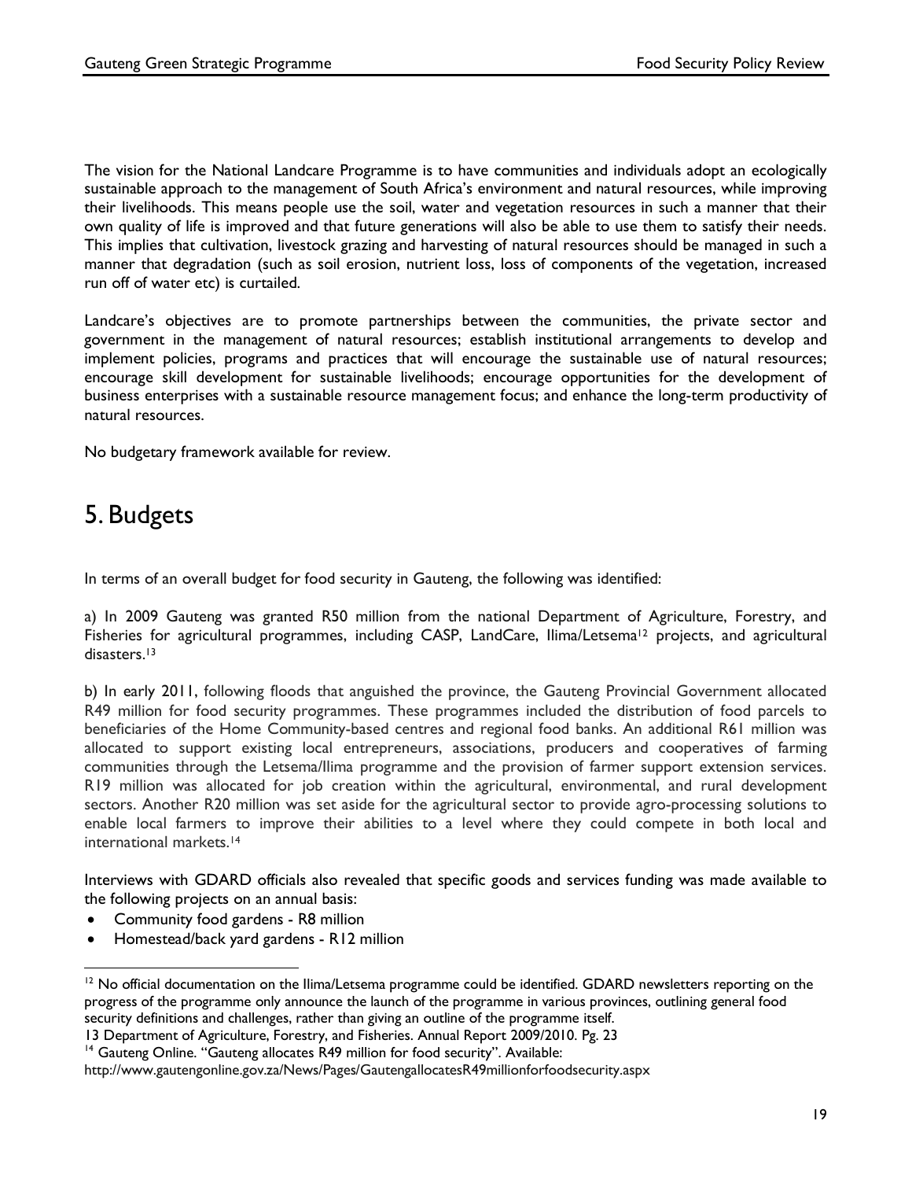The vision for the National Landcare Programme is to have communities and individuals adopt an ecologically sustainable approach to the management of South Africa's environment and natural resources, while improving their livelihoods. This means people use the soil, water and vegetation resources in such a manner that their own quality of life is improved and that future generations will also be able to use them to satisfy their needs. This implies that cultivation, livestock grazing and harvesting of natural resources should be managed in such a manner that degradation (such as soil erosion, nutrient loss, loss of components of the vegetation, increased run off of water etc) is curtailed.

Landcare's objectives are to promote partnerships between the communities, the private sector and government in the management of natural resources; establish institutional arrangements to develop and implement policies, programs and practices that will encourage the sustainable use of natural resources; encourage skill development for sustainable livelihoods; encourage opportunities for the development of business enterprises with a sustainable resource management focus; and enhance the long-term productivity of natural resources.

No budgetary framework available for review.

# 5. Budgets

In terms of an overall budget for food security in Gauteng, the following was identified:

a) In 2009 Gauteng was granted R50 million from the national Department of Agriculture, Forestry, and Fisheries for agricultural programmes, including CASP, LandCare, Ilima/Letsema[12] projects, and agricultural disasters.[13]

b) In early 2011, following floods that anguished the province, the Gauteng Provincial Government allocated R49 million for food security programmes. These programmes included the distribution of food parcels to beneficiaries of the Home Community-based centres and regional food banks. An additional R61 million was allocated to support existing local entrepreneurs, associations, producers and cooperatives of farming communities through the Letsema/Ilima programme and the provision of farmer support extension services. R19 million was allocated for job creation within the agricultural, environmental, and rural development sectors. Another R20 million was set aside for the agricultural sector to provide agro-processing solutions to enable local farmers to improve their abilities to a level where they could compete in both local and international markets.[14]

Interviews with GDARD officials also revealed that specific goods and services funding was made available to the following projects on an annual basis:

- Community food gardens - R8 million
- Homestead/back yard gardens - R12 million

---

[12] No official documentation on the Ilima/Letsema programme could be identified. GDARD newsletters reporting on the progress of the programme only announce the launch of the programme in various provinces, outlining general food security definitions and challenges, rather than giving an outline of the programme itself.

13 Department of Agriculture, Forestry, and Fisheries. Annual Report 2009/2010. Pg. 23

[14] Gauteng Online. "Gauteng allocates R49 million for food security". Available: http://www.gautengonline.gov.za/News/Pages/GautengallocatesR49millionforfoodsecurity.aspx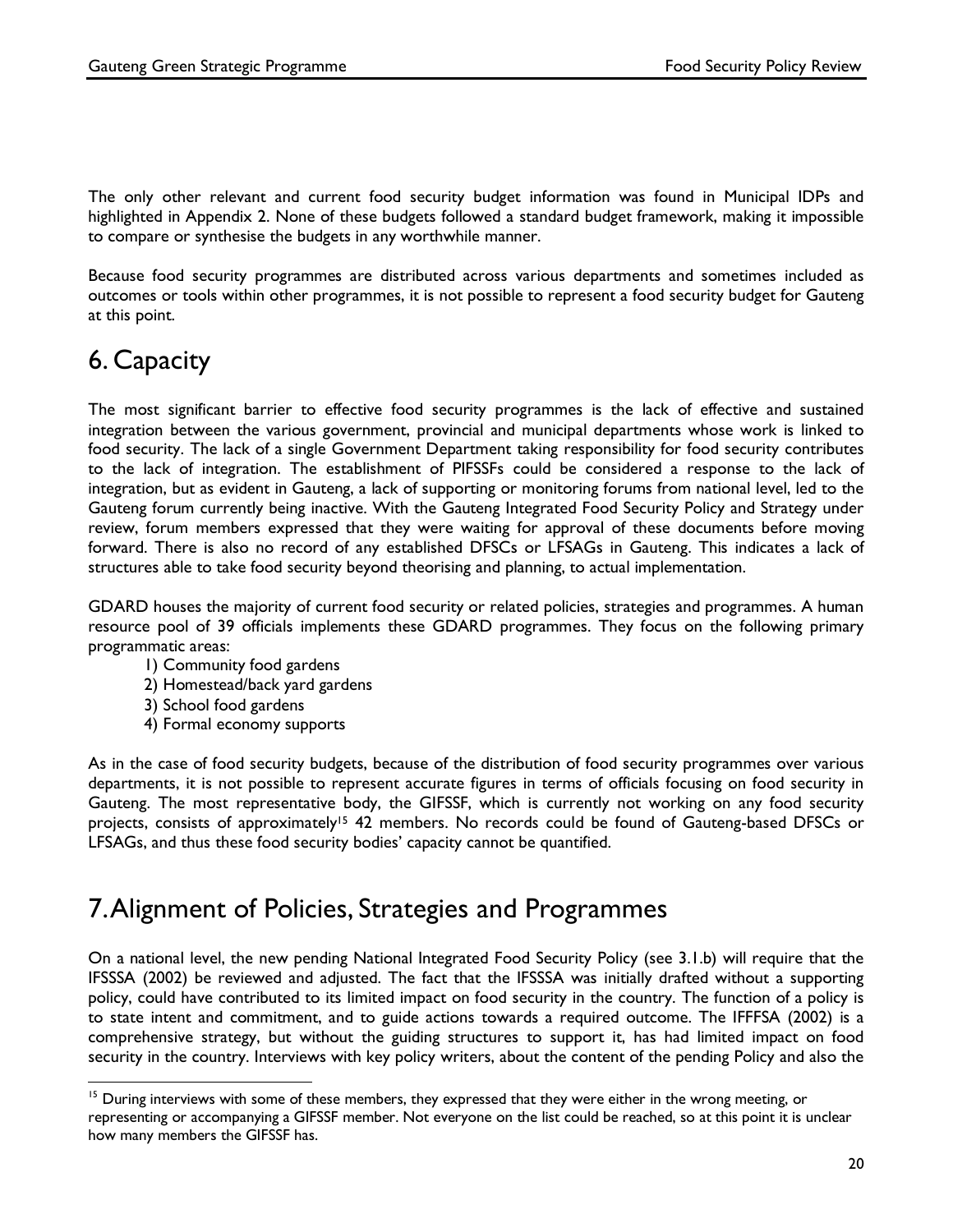The only other relevant and current food security budget information was found in Municipal IDPs and highlighted in Appendix 2. None of these budgets followed a standard budget framework, making it impossible to compare or synthesise the budgets in any worthwhile manner.

Because food security programmes are distributed across various departments and sometimes included as outcomes or tools within other programmes, it is not possible to represent a food security budget for Gauteng at this point.

# 6. Capacity

The most significant barrier to effective food security programmes is the lack of effective and sustained integration between the various government, provincial and municipal departments whose work is linked to food security. The lack of a single Government Department taking responsibility for food security contributes to the lack of integration. The establishment of PIFSSFs could be considered a response to the lack of integration, but as evident in Gauteng, a lack of supporting or monitoring forums from national level, led to the Gauteng forum currently being inactive. With the Gauteng Integrated Food Security Policy and Strategy under review, forum members expressed that they were waiting for approval of these documents before moving forward. There is also no record of any established DFSCs or LFSAGs in Gauteng. This indicates a lack of structures able to take food security beyond theorising and planning, to actual implementation.

GDARD houses the majority of current food security or related policies, strategies and programmes. A human resource pool of 39 officials implements these GDARD programmes. They focus on the following primary programmatic areas:

1) Community food gardens
2) Homestead/back yard gardens
3) School food gardens
4) Formal economy supports

As in the case of food security budgets, because of the distribution of food security programmes over various departments, it is not possible to represent accurate figures in terms of officials focusing on food security in Gauteng. The most representative body, the GIFSSF, which is currently not working on any food security projects, consists of approximately[15] 42 members. No records could be found of Gauteng-based DFSCs or LFSAGs, and thus these food security bodies' capacity cannot be quantified.

# 7. Alignment of Policies, Strategies and Programmes

On a national level, the new pending National Integrated Food Security Policy (see 3.1.b) will require that the IFSSSA (2002) be reviewed and adjusted. The fact that the IFSSSA was initially drafted without a supporting policy, could have contributed to its limited impact on food security in the country. The function of a policy is to state intent and commitment, and to guide actions towards a required outcome. The IFFFSA (2002) is a comprehensive strategy, but without the guiding structures to support it, has had limited impact on food security in the country. Interviews with key policy writers, about the content of the pending Policy and also the

[15] During interviews with some of these members, they expressed that they were either in the wrong meeting, or representing or accompanying a GIFSSF member. Not everyone on the list could be reached, so at this point it is unclear how many members the GIFSSF has.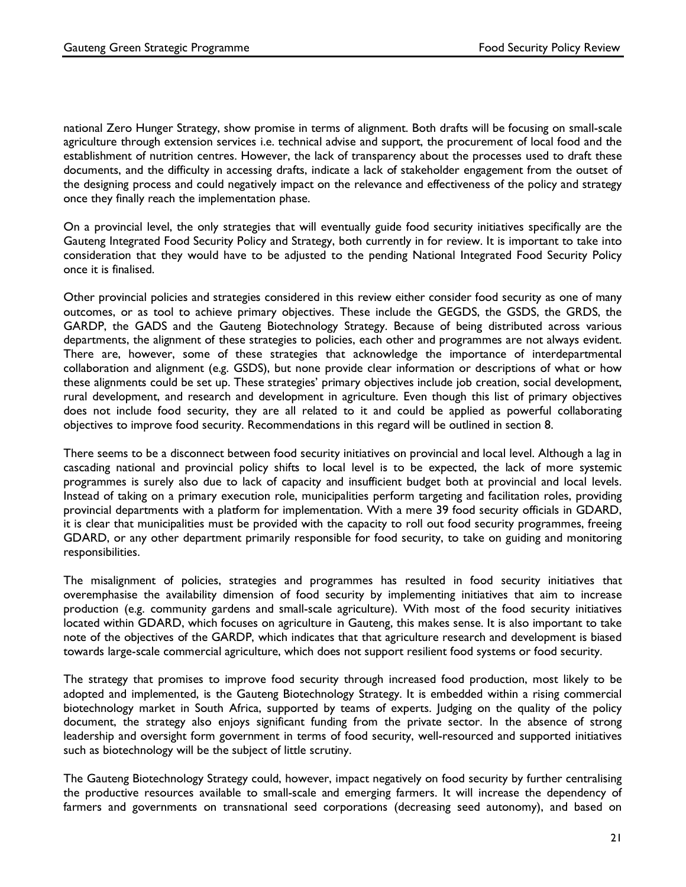national Zero Hunger Strategy, show promise in terms of alignment. Both drafts will be focusing on small-scale agriculture through extension services i.e. technical advise and support, the procurement of local food and the establishment of nutrition centres. However, the lack of transparency about the processes used to draft these documents, and the difficulty in accessing drafts, indicate a lack of stakeholder engagement from the outset of the designing process and could negatively impact on the relevance and effectiveness of the policy and strategy once they finally reach the implementation phase.

On a provincial level, the only strategies that will eventually guide food security initiatives specifically are the Gauteng Integrated Food Security Policy and Strategy, both currently in for review. It is important to take into consideration that they would have to be adjusted to the pending National Integrated Food Security Policy once it is finalised.

Other provincial policies and strategies considered in this review either consider food security as one of many outcomes, or as tool to achieve primary objectives. These include the GEGDS, the GSDS, the GRDS, the GARDP, the GADS and the Gauteng Biotechnology Strategy. Because of being distributed across various departments, the alignment of these strategies to policies, each other and programmes are not always evident. There are, however, some of these strategies that acknowledge the importance of interdepartmental collaboration and alignment (e.g. GSDS), but none provide clear information or descriptions of what or how these alignments could be set up. These strategies' primary objectives include job creation, social development, rural development, and research and development in agriculture. Even though this list of primary objectives does not include food security, they are all related to it and could be applied as powerful collaborating objectives to improve food security. Recommendations in this regard will be outlined in section 8.

There seems to be a disconnect between food security initiatives on provincial and local level. Although a lag in cascading national and provincial policy shifts to local level is to be expected, the lack of more systemic programmes is surely also due to lack of capacity and insufficient budget both at provincial and local levels. Instead of taking on a primary execution role, municipalities perform targeting and facilitation roles, providing provincial departments with a platform for implementation. With a mere 39 food security officials in GDARD, it is clear that municipalities must be provided with the capacity to roll out food security programmes, freeing GDARD, or any other department primarily responsible for food security, to take on guiding and monitoring responsibilities.

The misalignment of policies, strategies and programmes has resulted in food security initiatives that overemphasise the availability dimension of food security by implementing initiatives that aim to increase production (e.g. community gardens and small-scale agriculture). With most of the food security initiatives located within GDARD, which focuses on agriculture in Gauteng, this makes sense. It is also important to take note of the objectives of the GARDP, which indicates that that agriculture research and development is biased towards large-scale commercial agriculture, which does not support resilient food systems or food security.

The strategy that promises to improve food security through increased food production, most likely to be adopted and implemented, is the Gauteng Biotechnology Strategy. It is embedded within a rising commercial biotechnology market in South Africa, supported by teams of experts. Judging on the quality of the policy document, the strategy also enjoys significant funding from the private sector. In the absence of strong leadership and oversight form government in terms of food security, well-resourced and supported initiatives such as biotechnology will be the subject of little scrutiny.

The Gauteng Biotechnology Strategy could, however, impact negatively on food security by further centralising the productive resources available to small-scale and emerging farmers. It will increase the dependency of farmers and governments on transnational seed corporations (decreasing seed autonomy), and based on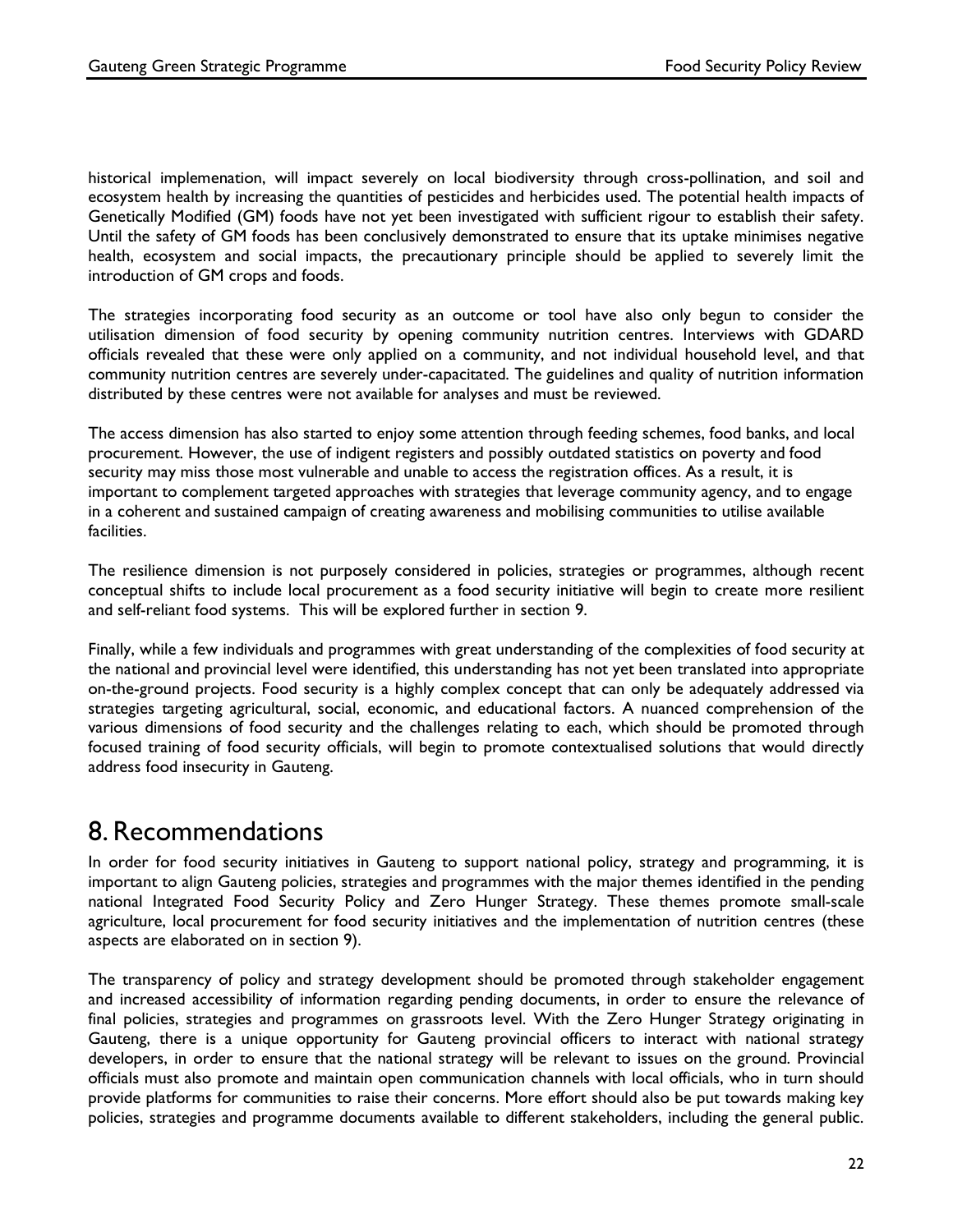historical implemenation, will impact severely on local biodiversity through cross-pollination, and soil and ecosystem health by increasing the quantities of pesticides and herbicides used. The potential health impacts of Genetically Modified (GM) foods have not yet been investigated with sufficient rigour to establish their safety. Until the safety of GM foods has been conclusively demonstrated to ensure that its uptake minimises negative health, ecosystem and social impacts, the precautionary principle should be applied to severely limit the introduction of GM crops and foods.

The strategies incorporating food security as an outcome or tool have also only begun to consider the utilisation dimension of food security by opening community nutrition centres. Interviews with GDARD officials revealed that these were only applied on a community, and not individual household level, and that community nutrition centres are severely under-capacitated. The guidelines and quality of nutrition information distributed by these centres were not available for analyses and must be reviewed.

The access dimension has also started to enjoy some attention through feeding schemes, food banks, and local procurement. However, the use of indigent registers and possibly outdated statistics on poverty and food security may miss those most vulnerable and unable to access the registration offices. As a result, it is important to complement targeted approaches with strategies that leverage community agency, and to engage in a coherent and sustained campaign of creating awareness and mobilising communities to utilise available facilities.

The resilience dimension is not purposely considered in policies, strategies or programmes, although recent conceptual shifts to include local procurement as a food security initiative will begin to create more resilient and self-reliant food systems. This will be explored further in section 9.

Finally, while a few individuals and programmes with great understanding of the complexities of food security at the national and provincial level were identified, this understanding has not yet been translated into appropriate on-the-ground projects. Food security is a highly complex concept that can only be adequately addressed via strategies targeting agricultural, social, economic, and educational factors. A nuanced comprehension of the various dimensions of food security and the challenges relating to each, which should be promoted through focused training of food security officials, will begin to promote contextualised solutions that would directly address food insecurity in Gauteng.

# 8. Recommendations

In order for food security initiatives in Gauteng to support national policy, strategy and programming, it is important to align Gauteng policies, strategies and programmes with the major themes identified in the pending national Integrated Food Security Policy and Zero Hunger Strategy. These themes promote small-scale agriculture, local procurement for food security initiatives and the implementation of nutrition centres (these aspects are elaborated on in section 9).

The transparency of policy and strategy development should be promoted through stakeholder engagement and increased accessibility of information regarding pending documents, in order to ensure the relevance of final policies, strategies and programmes on grassroots level. With the Zero Hunger Strategy originating in Gauteng, there is a unique opportunity for Gauteng provincial officers to interact with national strategy developers, in order to ensure that the national strategy will be relevant to issues on the ground. Provincial officials must also promote and maintain open communication channels with local officials, who in turn should provide platforms for communities to raise their concerns. More effort should also be put towards making key policies, strategies and programme documents available to different stakeholders, including the general public.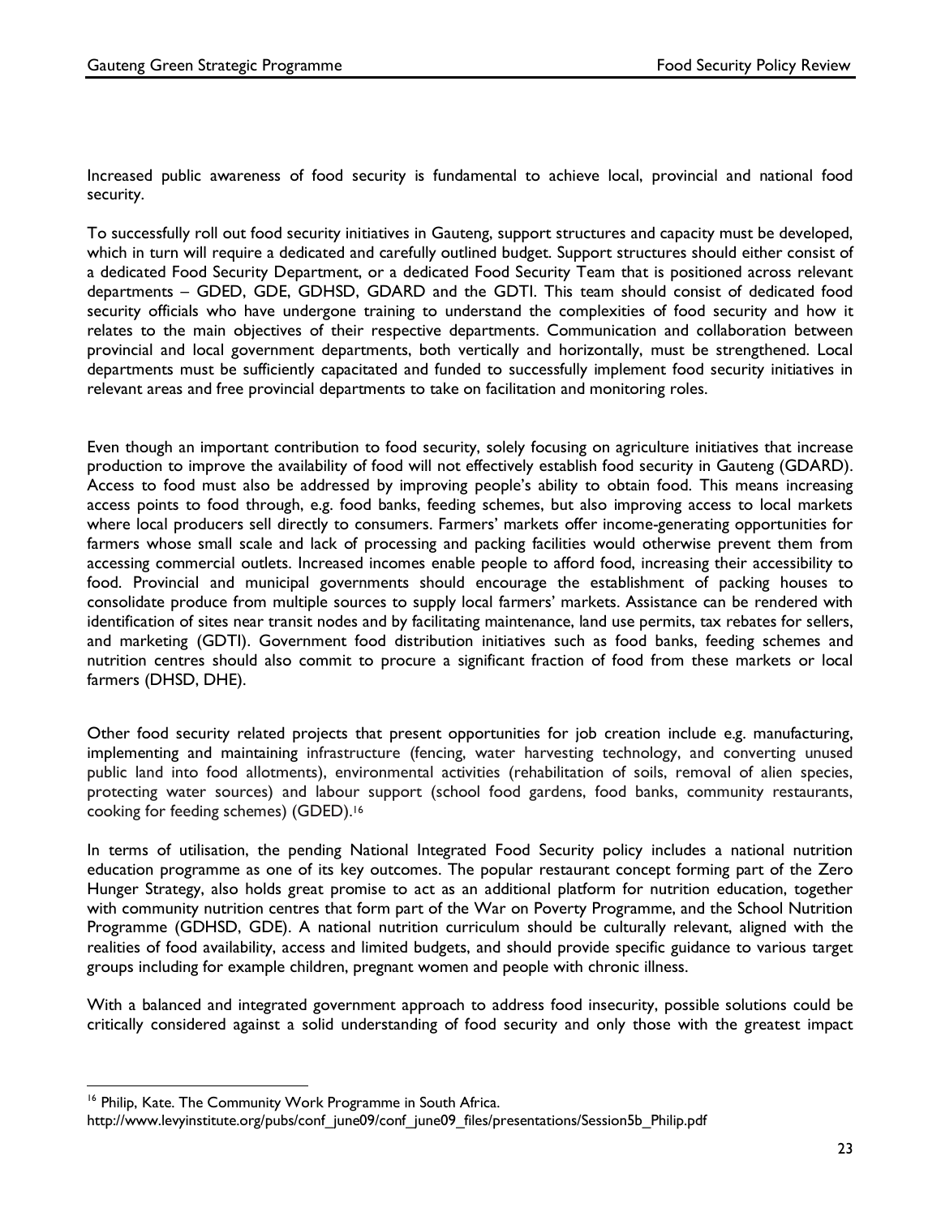Increased public awareness of food security is fundamental to achieve local, provincial and national food security.

To successfully roll out food security initiatives in Gauteng, support structures and capacity must be developed, which in turn will require a dedicated and carefully outlined budget. Support structures should either consist of a dedicated Food Security Department, or a dedicated Food Security Team that is positioned across relevant departments – GDED, GDE, GDHSD, GDARD and the GDTI. This team should consist of dedicated food security officials who have undergone training to understand the complexities of food security and how it relates to the main objectives of their respective departments. Communication and collaboration between provincial and local government departments, both vertically and horizontally, must be strengthened. Local departments must be sufficiently capacitated and funded to successfully implement food security initiatives in relevant areas and free provincial departments to take on facilitation and monitoring roles.

Even though an important contribution to food security, solely focusing on agriculture initiatives that increase production to improve the availability of food will not effectively establish food security in Gauteng (GDARD). Access to food must also be addressed by improving people's ability to obtain food. This means increasing access points to food through, e.g. food banks, feeding schemes, but also improving access to local markets where local producers sell directly to consumers. Farmers' markets offer income-generating opportunities for farmers whose small scale and lack of processing and packing facilities would otherwise prevent them from accessing commercial outlets. Increased incomes enable people to afford food, increasing their accessibility to food. Provincial and municipal governments should encourage the establishment of packing houses to consolidate produce from multiple sources to supply local farmers' markets. Assistance can be rendered with identification of sites near transit nodes and by facilitating maintenance, land use permits, tax rebates for sellers, and marketing (GDTI). Government food distribution initiatives such as food banks, feeding schemes and nutrition centres should also commit to procure a significant fraction of food from these markets or local farmers (DHSD, DHE).

Other food security related projects that present opportunities for job creation include e.g. manufacturing, implementing and maintaining infrastructure (fencing, water harvesting technology, and converting unused public land into food allotments), environmental activities (rehabilitation of soils, removal of alien species, protecting water sources) and labour support (school food gardens, food banks, community restaurants, cooking for feeding schemes) (GDED).[16]

In terms of utilisation, the pending National Integrated Food Security policy includes a national nutrition education programme as one of its key outcomes. The popular restaurant concept forming part of the Zero Hunger Strategy, also holds great promise to act as an additional platform for nutrition education, together with community nutrition centres that form part of the War on Poverty Programme, and the School Nutrition Programme (GDHSD, GDE). A national nutrition curriculum should be culturally relevant, aligned with the realities of food availability, access and limited budgets, and should provide specific guidance to various target groups including for example children, pregnant women and people with chronic illness.

With a balanced and integrated government approach to address food insecurity, possible solutions could be critically considered against a solid understanding of food security and only those with the greatest impact

---

[16] Philip, Kate. The Community Work Programme in South Africa. http://www.levyinstitute.org/pubs/conf_june09/conf_june09_files/presentations/Session5b_Philip.pdf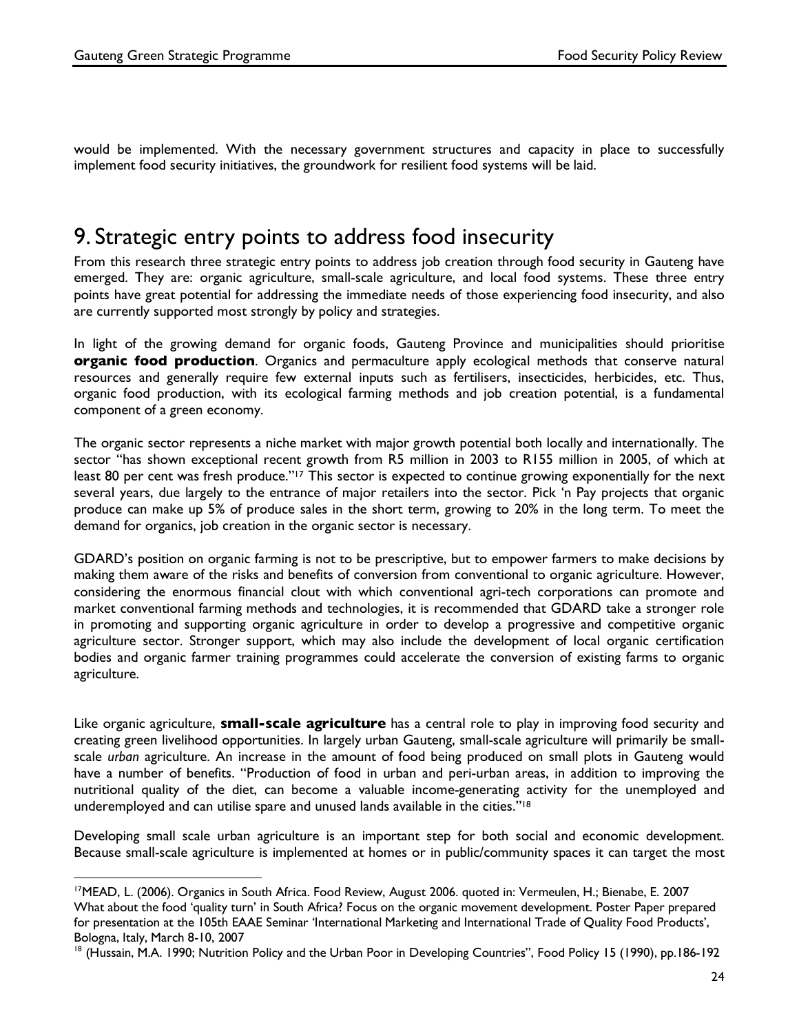would be implemented. With the necessary government structures and capacity in place to successfully implement food security initiatives, the groundwork for resilient food systems will be laid.

# 9. Strategic entry points to address food insecurity

From this research three strategic entry points to address job creation through food security in Gauteng have emerged. They are: organic agriculture, small-scale agriculture, and local food systems. These three entry points have great potential for addressing the immediate needs of those experiencing food insecurity, and also are currently supported most strongly by policy and strategies.

In light of the growing demand for organic foods, Gauteng Province and municipalities should prioritise **organic food production**. Organics and permaculture apply ecological methods that conserve natural resources and generally require few external inputs such as fertilisers, insecticides, herbicides, etc. Thus, organic food production, with its ecological farming methods and job creation potential, is a fundamental component of a green economy.

The organic sector represents a niche market with major growth potential both locally and internationally. The sector "has shown exceptional recent growth from R5 million in 2003 to R155 million in 2005, of which at least 80 per cent was fresh produce."[17] This sector is expected to continue growing exponentially for the next several years, due largely to the entrance of major retailers into the sector. Pick 'n Pay projects that organic produce can make up 5% of produce sales in the short term, growing to 20% in the long term. To meet the demand for organics, job creation in the organic sector is necessary.

GDARD's position on organic farming is not to be prescriptive, but to empower farmers to make decisions by making them aware of the risks and benefits of conversion from conventional to organic agriculture. However, considering the enormous financial clout with which conventional agri-tech corporations can promote and market conventional farming methods and technologies, it is recommended that GDARD take a stronger role in promoting and supporting organic agriculture in order to develop a progressive and competitive organic agriculture sector. Stronger support, which may also include the development of local organic certification bodies and organic farmer training programmes could accelerate the conversion of existing farms to organic agriculture.

Like organic agriculture, **small-scale agriculture** has a central role to play in improving food security and creating green livelihood opportunities. In largely urban Gauteng, small-scale agriculture will primarily be small-scale *urban* agriculture. An increase in the amount of food being produced on small plots in Gauteng would have a number of benefits. "Production of food in urban and peri-urban areas, in addition to improving the nutritional quality of the diet, can become a valuable income-generating activity for the unemployed and underemployed and can utilise spare and unused lands available in the cities."[18]

Developing small scale urban agriculture is an important step for both social and economic development. Because small-scale agriculture is implemented at homes or in public/community spaces it can target the most

[17] MEAD, L. (2006). Organics in South Africa. Food Review, August 2006. quoted in: Vermeulen, H.; Bienabe, E. 2007 What about the food 'quality turn' in South Africa? Focus on the organic movement development. Poster Paper prepared for presentation at the 105th EAAE Seminar 'International Marketing and International Trade of Quality Food Products', Bologna, Italy, March 8-10, 2007

[18] (Hussain, M.A. 1990; Nutrition Policy and the Urban Poor in Developing Countries", Food Policy 15 (1990), pp.186-192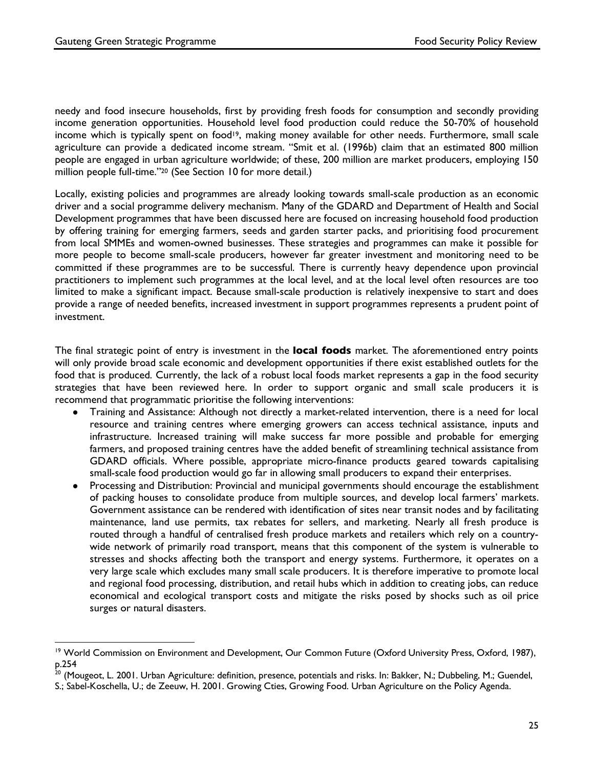needy and food insecure households, first by providing fresh foods for consumption and secondly providing income generation opportunities. Household level food production could reduce the 50-70% of household income which is typically spent on food[19], making money available for other needs. Furthermore, small scale agriculture can provide a dedicated income stream. "Smit et al. (1996b) claim that an estimated 800 million people are engaged in urban agriculture worldwide; of these, 200 million are market producers, employing 150 million people full-time."[20] (See Section 10 for more detail.)

Locally, existing policies and programmes are already looking towards small-scale production as an economic driver and a social programme delivery mechanism. Many of the GDARD and Department of Health and Social Development programmes that have been discussed here are focused on increasing household food production by offering training for emerging farmers, seeds and garden starter packs, and prioritising food procurement from local SMMEs and women-owned businesses. These strategies and programmes can make it possible for more people to become small-scale producers, however far greater investment and monitoring need to be committed if these programmes are to be successful. There is currently heavy dependence upon provincial practitioners to implement such programmes at the local level, and at the local level often resources are too limited to make a significant impact. Because small-scale production is relatively inexpensive to start and does provide a range of needed benefits, increased investment in support programmes represents a prudent point of investment.

The final strategic point of entry is investment in the **local foods** market. The aforementioned entry points will only provide broad scale economic and development opportunities if there exist established outlets for the food that is produced. Currently, the lack of a robust local foods market represents a gap in the food security strategies that have been reviewed here. In order to support organic and small scale producers it is recommend that programmatic prioritise the following interventions:

- Training and Assistance: Although not directly a market-related intervention, there is a need for local resource and training centres where emerging growers can access technical assistance, inputs and infrastructure. Increased training will make success far more possible and probable for emerging farmers, and proposed training centres have the added benefit of streamlining technical assistance from GDARD officials. Where possible, appropriate micro-finance products geared towards capitalising small-scale food production would go far in allowing small producers to expand their enterprises.
- Processing and Distribution: Provincial and municipal governments should encourage the establishment of packing houses to consolidate produce from multiple sources, and develop local farmers' markets. Government assistance can be rendered with identification of sites near transit nodes and by facilitating maintenance, land use permits, tax rebates for sellers, and marketing. Nearly all fresh produce is routed through a handful of centralised fresh produce markets and retailers which rely on a country-wide network of primarily road transport, means that this component of the system is vulnerable to stresses and shocks affecting both the transport and energy systems. Furthermore, it operates on a very large scale which excludes many small scale producers. It is therefore imperative to promote local and regional food processing, distribution, and retail hubs which in addition to creating jobs, can reduce economical and ecological transport costs and mitigate the risks posed by shocks such as oil price surges or natural disasters.

---

[19] World Commission on Environment and Development, Our Common Future (Oxford University Press, Oxford, 1987), p.254

[20] (Mougeot, L. 2001. Urban Agriculture: definition, presence, potentials and risks. In: Bakker, N.; Dubbeling, M.; Guendel, S.; Sabel-Koschella, U.; de Zeeuw, H. 2001. Growing Cties, Growing Food. Urban Agriculture on the Policy Agenda.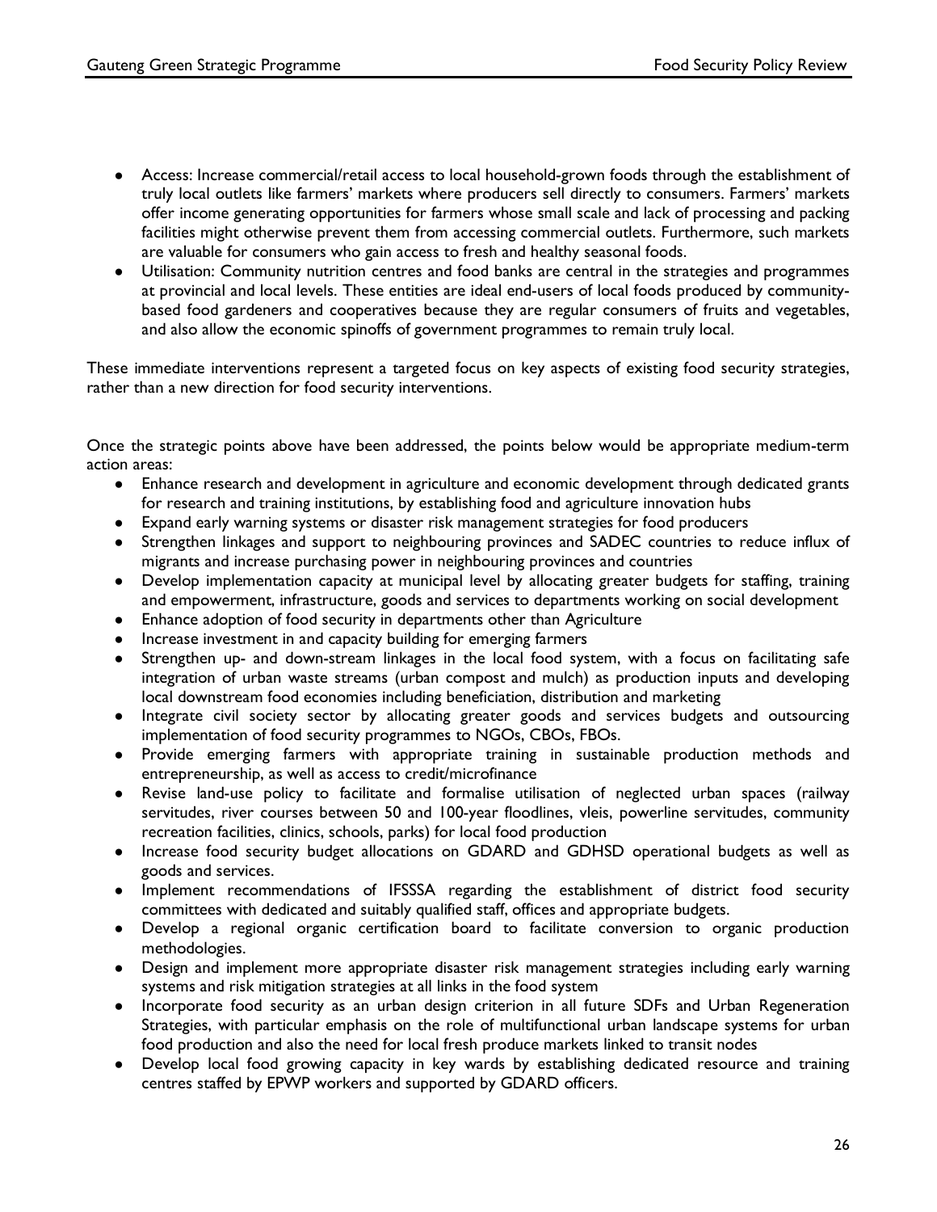- Access: Increase commercial/retail access to local household-grown foods through the establishment of truly local outlets like farmers' markets where producers sell directly to consumers. Farmers' markets offer income generating opportunities for farmers whose small scale and lack of processing and packing facilities might otherwise prevent them from accessing commercial outlets. Furthermore, such markets are valuable for consumers who gain access to fresh and healthy seasonal foods.
- Utilisation: Community nutrition centres and food banks are central in the strategies and programmes at provincial and local levels. These entities are ideal end-users of local foods produced by community-based food gardeners and cooperatives because they are regular consumers of fruits and vegetables, and also allow the economic spinoffs of government programmes to remain truly local.

These immediate interventions represent a targeted focus on key aspects of existing food security strategies, rather than a new direction for food security interventions.

Once the strategic points above have been addressed, the points below would be appropriate medium-term action areas:

- Enhance research and development in agriculture and economic development through dedicated grants for research and training institutions, by establishing food and agriculture innovation hubs
- Expand early warning systems or disaster risk management strategies for food producers
- Strengthen linkages and support to neighbouring provinces and SADEC countries to reduce influx of migrants and increase purchasing power in neighbouring provinces and countries
- Develop implementation capacity at municipal level by allocating greater budgets for staffing, training and empowerment, infrastructure, goods and services to departments working on social development
- Enhance adoption of food security in departments other than Agriculture
- Increase investment in and capacity building for emerging farmers
- Strengthen up- and down-stream linkages in the local food system, with a focus on facilitating safe integration of urban waste streams (urban compost and mulch) as production inputs and developing local downstream food economies including beneficiation, distribution and marketing
- Integrate civil society sector by allocating greater goods and services budgets and outsourcing implementation of food security programmes to NGOs, CBOs, FBOs.
- Provide emerging farmers with appropriate training in sustainable production methods and entrepreneurship, as well as access to credit/microfinance
- Revise land-use policy to facilitate and formalise utilisation of neglected urban spaces (railway servitudes, river courses between 50 and 100-year floodlines, vleis, powerline servitudes, community recreation facilities, clinics, schools, parks) for local food production
- Increase food security budget allocations on GDARD and GDHSD operational budgets as well as goods and services.
- Implement recommendations of IFSSSA regarding the establishment of district food security committees with dedicated and suitably qualified staff, offices and appropriate budgets.
- Develop a regional organic certification board to facilitate conversion to organic production methodologies.
- Design and implement more appropriate disaster risk management strategies including early warning systems and risk mitigation strategies at all links in the food system
- Incorporate food security as an urban design criterion in all future SDFs and Urban Regeneration Strategies, with particular emphasis on the role of multifunctional urban landscape systems for urban food production and also the need for local fresh produce markets linked to transit nodes
- Develop local food growing capacity in key wards by establishing dedicated resource and training centres staffed by EPWP workers and supported by GDARD officers.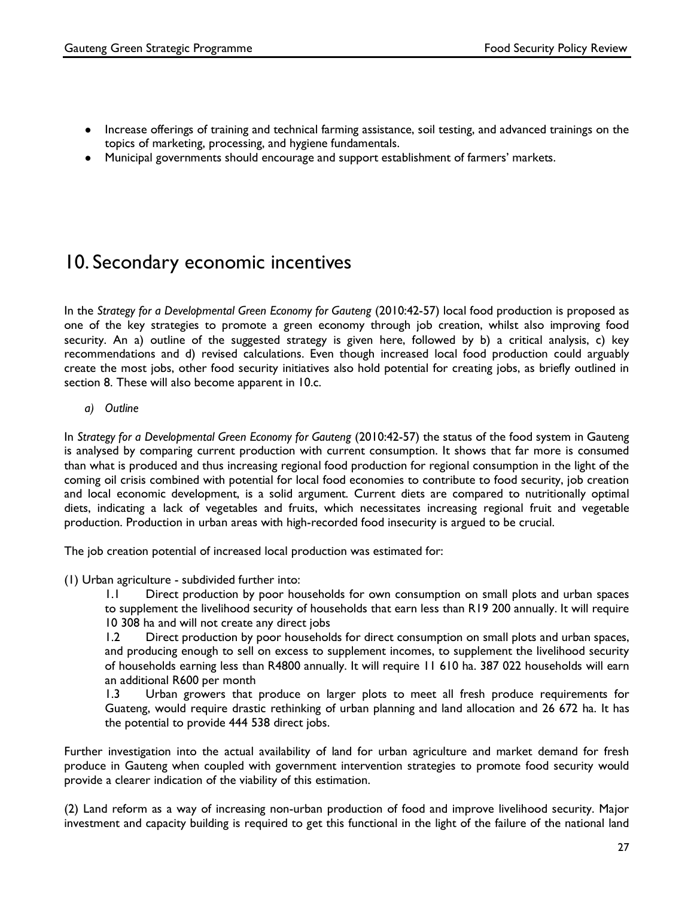- Increase offerings of training and technical farming assistance, soil testing, and advanced trainings on the topics of marketing, processing, and hygiene fundamentals.
- Municipal governments should encourage and support establishment of farmers' markets.

# 10. Secondary economic incentives

In the *Strategy for a Developmental Green Economy for Gauteng* (2010:42-57) local food production is proposed as one of the key strategies to promote a green economy through job creation, whilst also improving food security. An a) outline of the suggested strategy is given here, followed by b) a critical analysis, c) key recommendations and d) revised calculations. Even though increased local food production could arguably create the most jobs, other food security initiatives also hold potential for creating jobs, as briefly outlined in section 8. These will also become apparent in 10.c.

*a) Outline*

In *Strategy for a Developmental Green Economy for Gauteng* (2010:42-57) the status of the food system in Gauteng is analysed by comparing current production with current consumption. It shows that far more is consumed than what is produced and thus increasing regional food production for regional consumption in the light of the coming oil crisis combined with potential for local food economies to contribute to food security, job creation and local economic development, is a solid argument. Current diets are compared to nutritionally optimal diets, indicating a lack of vegetables and fruits, which necessitates increasing regional fruit and vegetable production. Production in urban areas with high-recorded food insecurity is argued to be crucial.

The job creation potential of increased local production was estimated for:

(1) Urban agriculture - subdivided further into:

1.1 Direct production by poor households for own consumption on small plots and urban spaces to supplement the livelihood security of households that earn less than R19 200 annually. It will require 10 308 ha and will not create any direct jobs

1.2 Direct production by poor households for direct consumption on small plots and urban spaces, and producing enough to sell on excess to supplement incomes, to supplement the livelihood security of households earning less than R4800 annually. It will require 11 610 ha. 387 022 households will earn an additional R600 per month

1.3 Urban growers that produce on larger plots to meet all fresh produce requirements for Guateng, would require drastic rethinking of urban planning and land allocation and 26 672 ha. It has the potential to provide 444 538 direct jobs.

Further investigation into the actual availability of land for urban agriculture and market demand for fresh produce in Gauteng when coupled with government intervention strategies to promote food security would provide a clearer indication of the viability of this estimation.

(2) Land reform as a way of increasing non-urban production of food and improve livelihood security. Major investment and capacity building is required to get this functional in the light of the failure of the national land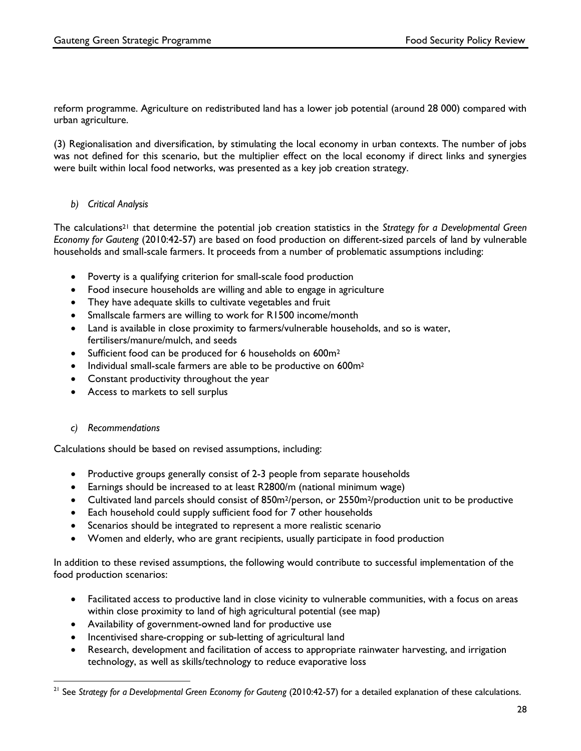reform programme. Agriculture on redistributed land has a lower job potential (around 28 000) compared with urban agriculture.

(3) Regionalisation and diversification, by stimulating the local economy in urban contexts. The number of jobs was not defined for this scenario, but the multiplier effect on the local economy if direct links and synergies were built within local food networks, was presented as a key job creation strategy.

*b) Critical Analysis*

The calculations[21] that determine the potential job creation statistics in the *Strategy for a Developmental Green Economy for Gauteng* (2010:42-57) are based on food production on different-sized parcels of land by vulnerable households and small-scale farmers. It proceeds from a number of problematic assumptions including:

- Poverty is a qualifying criterion for small-scale food production
- Food insecure households are willing and able to engage in agriculture
- They have adequate skills to cultivate vegetables and fruit
- Smallscale farmers are willing to work for R1500 income/month
- Land is available in close proximity to farmers/vulnerable households, and so is water, fertilisers/manure/mulch, and seeds
- Sufficient food can be produced for 6 households on 600m$^2$
- Individual small-scale farmers are able to be productive on 600m$^2$
- Constant productivity throughout the year
- Access to markets to sell surplus

*c) Recommendations*

Calculations should be based on revised assumptions, including:

- Productive groups generally consist of 2-3 people from separate households
- Earnings should be increased to at least R2800/m (national minimum wage)
- Cultivated land parcels should consist of 850m$^2$/person, or 2550m$^2$/production unit to be productive
- Each household could supply sufficient food for 7 other households
- Scenarios should be integrated to represent a more realistic scenario
- Women and elderly, who are grant recipients, usually participate in food production

In addition to these revised assumptions, the following would contribute to successful implementation of the food production scenarios:

- Facilitated access to productive land in close vicinity to vulnerable communities, with a focus on areas within close proximity to land of high agricultural potential (see map)
- Availability of government-owned land for productive use
- Incentivised share-cropping or sub-letting of agricultural land
- Research, development and facilitation of access to appropriate rainwater harvesting, and irrigation technology, as well as skills/technology to reduce evaporative loss

[21] See *Strategy for a Developmental Green Economy for Gauteng* (2010:42-57) for a detailed explanation of these calculations.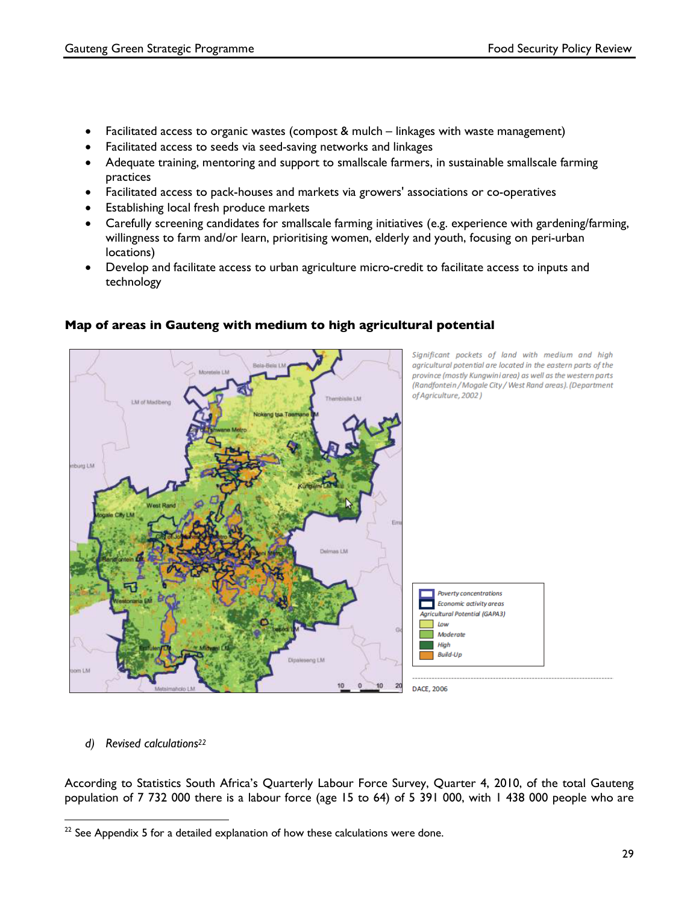- Facilitated access to organic wastes (compost & mulch – linkages with waste management)
- Facilitated access to seeds via seed-saving networks and linkages
- Adequate training, mentoring and support to smallscale farmers, in sustainable smallscale farming practices
- Facilitated access to pack-houses and markets via growers' associations or co-operatives
- Establishing local fresh produce markets
- Carefully screening candidates for smallscale farming initiatives (e.g. experience with gardening/farming, willingness to farm and/or learn, prioritising women, elderly and youth, focusing on peri-urban locations)
- Develop and facilitate access to urban agriculture micro-credit to facilitate access to inputs and technology

**Map of areas in Gauteng with medium to high agricultural potential**

*Significant pockets of land with medium and high agricultural potential are located in the eastern parts of the province (mostly Kungwini area) as well as the western parts (Randfontein / Mogale City / West Rand areas). (Department of Agriculture, 2002 )*

*Poverty concentrations*
*Economic activity areas*
*Agricultural Potential (GAPA3)*
*Low*
*Moderate*
*High*
*Build-Up*

DACE, 2006

*d) Revised calculations*[22]

According to Statistics South Africa's Quarterly Labour Force Survey, Quarter 4, 2010, of the total Gauteng population of 7 732 000 there is a labour force (age 15 to 64) of 5 391 000, with 1 438 000 people who are

[22] See Appendix 5 for a detailed explanation of how these calculations were done.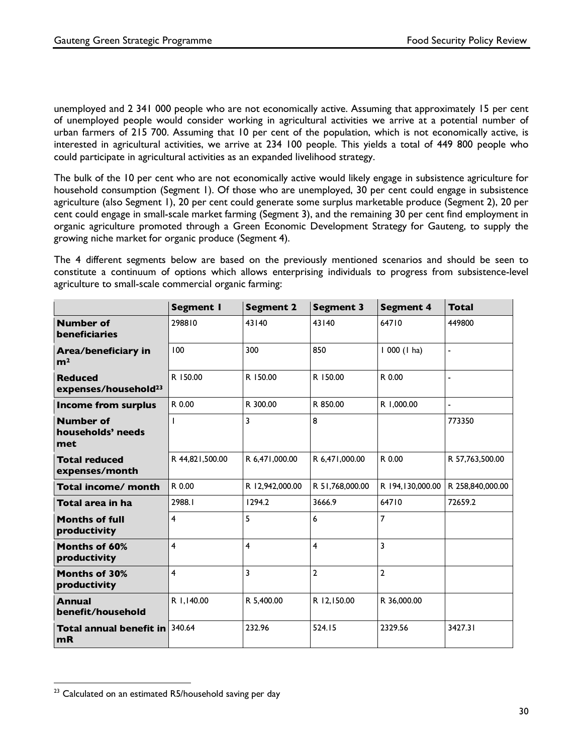unemployed and 2 341 000 people who are not economically active. Assuming that approximately 15 per cent of unemployed people would consider working in agricultural activities we arrive at a potential number of urban farmers of 215 700. Assuming that 10 per cent of the population, which is not economically active, is interested in agricultural activities, we arrive at 234 100 people. This yields a total of 449 800 people who could participate in agricultural activities as an expanded livelihood strategy.

The bulk of the 10 per cent who are not economically active would likely engage in subsistence agriculture for household consumption (Segment 1). Of those who are unemployed, 30 per cent could engage in subsistence agriculture (also Segment 1), 20 per cent could generate some surplus marketable produce (Segment 2), 20 per cent could engage in small-scale market farming (Segment 3), and the remaining 30 per cent find employment in organic agriculture promoted through a Green Economic Development Strategy for Gauteng, to supply the growing niche market for organic produce (Segment 4).

The 4 different segments below are based on the previously mentioned scenarios and should be seen to constitute a continuum of options which allows enterprising individuals to progress from subsistence-level agriculture to small-scale commercial organic farming:

| | **Segment 1** | **Segment 2** | **Segment 3** | **Segment 4** | **Total** |
|---|---|---|---|---|---|
| **Number of beneficiaries** | 298810 | 43140 | 43140 | 64710 | 449800 |
| **Area/beneficiary in m²** | 100 | 300 | 850 | 1 000 (1 ha) | - |
| **Reduced expenses/household[23]** | R 150.00 | R 150.00 | R 150.00 | R 0.00 | - |
| **Income from surplus** | R 0.00 | R 300.00 | R 850.00 | R 1,000.00 | - |
| **Number of households' needs met** | 1 | 3 | 8 | | 773350 |
| **Total reduced expenses/month** | R 44,821,500.00 | R 6,471,000.00 | R 6,471,000.00 | R 0.00 | R 57,763,500.00 |
| **Total income/ month** | R 0.00 | R 12,942,000.00 | R 51,768,000.00 | R 194,130,000.00 | R 258,840,000.00 |
| **Total area in ha** | 2988.1 | 1294.2 | 3666.9 | 64710 | 72659.2 |
| **Months of full productivity** | 4 | 5 | 6 | 7 | |
| **Months of 60% productivity** | 4 | 4 | 4 | 3 | |
| **Months of 30% productivity** | 4 | 3 | 2 | 2 | |
| **Annual benefit/household** | R 1,140.00 | R 5,400.00 | R 12,150.00 | R 36,000.00 | |
| **Total annual benefit in mR** | 340.64 | 232.96 | 524.15 | 2329.56 | 3427.31 |

[23] Calculated on an estimated R5/household saving per day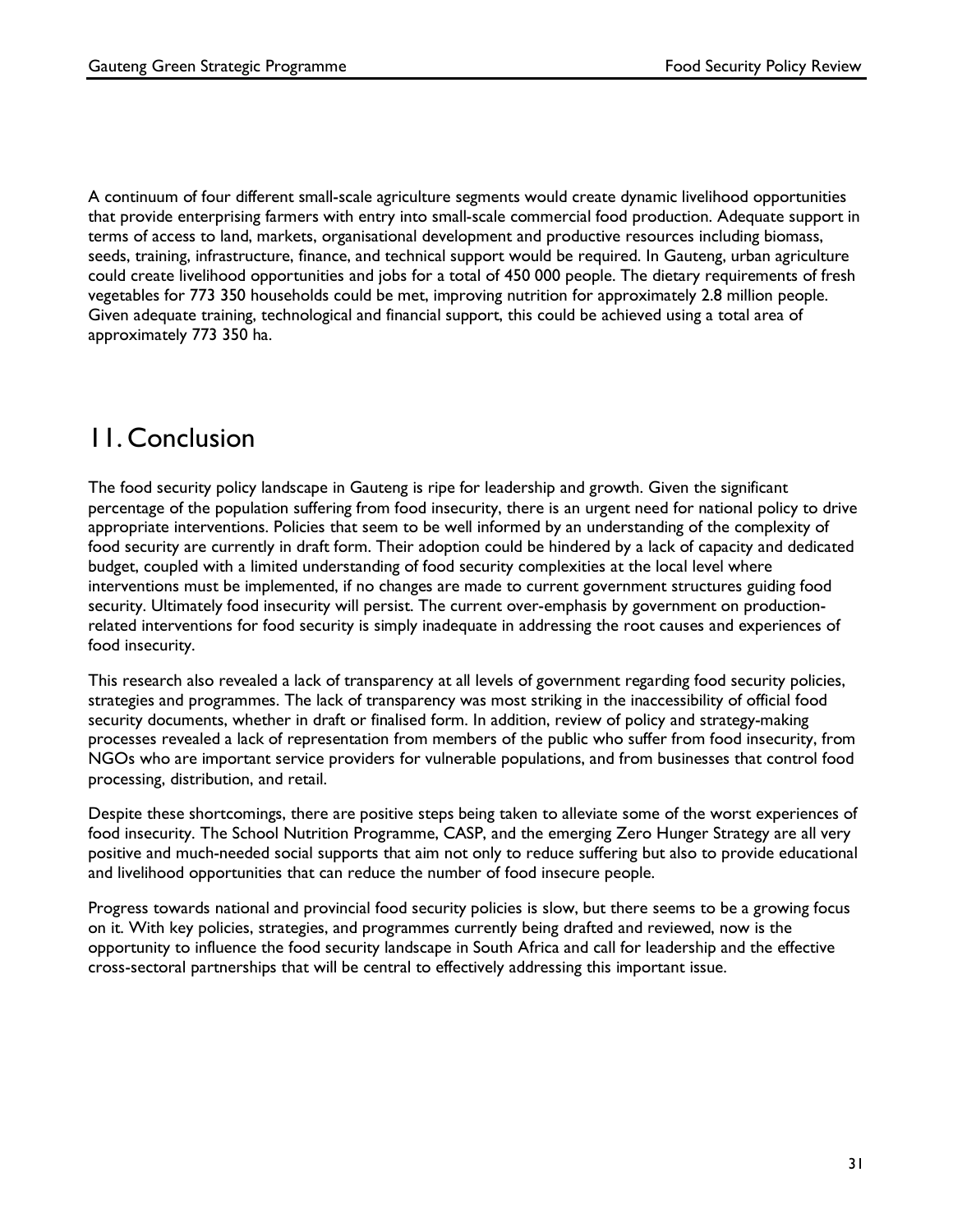A continuum of four different small-scale agriculture segments would create dynamic livelihood opportunities that provide enterprising farmers with entry into small-scale commercial food production. Adequate support in terms of access to land, markets, organisational development and productive resources including biomass, seeds, training, infrastructure, finance, and technical support would be required. In Gauteng, urban agriculture could create livelihood opportunities and jobs for a total of 450 000 people. The dietary requirements of fresh vegetables for 773 350 households could be met, improving nutrition for approximately 2.8 million people. Given adequate training, technological and financial support, this could be achieved using a total area of approximately 773 350 ha.

# 11. Conclusion

The food security policy landscape in Gauteng is ripe for leadership and growth. Given the significant percentage of the population suffering from food insecurity, there is an urgent need for national policy to drive appropriate interventions. Policies that seem to be well informed by an understanding of the complexity of food security are currently in draft form. Their adoption could be hindered by a lack of capacity and dedicated budget, coupled with a limited understanding of food security complexities at the local level where interventions must be implemented, if no changes are made to current government structures guiding food security. Ultimately food insecurity will persist. The current over-emphasis by government on production-related interventions for food security is simply inadequate in addressing the root causes and experiences of food insecurity.

This research also revealed a lack of transparency at all levels of government regarding food security policies, strategies and programmes. The lack of transparency was most striking in the inaccessibility of official food security documents, whether in draft or finalised form. In addition, review of policy and strategy-making processes revealed a lack of representation from members of the public who suffer from food insecurity, from NGOs who are important service providers for vulnerable populations, and from businesses that control food processing, distribution, and retail.

Despite these shortcomings, there are positive steps being taken to alleviate some of the worst experiences of food insecurity. The School Nutrition Programme, CASP, and the emerging Zero Hunger Strategy are all very positive and much-needed social supports that aim not only to reduce suffering but also to provide educational and livelihood opportunities that can reduce the number of food insecure people.

Progress towards national and provincial food security policies is slow, but there seems to be a growing focus on it. With key policies, strategies, and programmes currently being drafted and reviewed, now is the opportunity to influence the food security landscape in South Africa and call for leadership and the effective cross-sectoral partnerships that will be central to effectively addressing this important issue.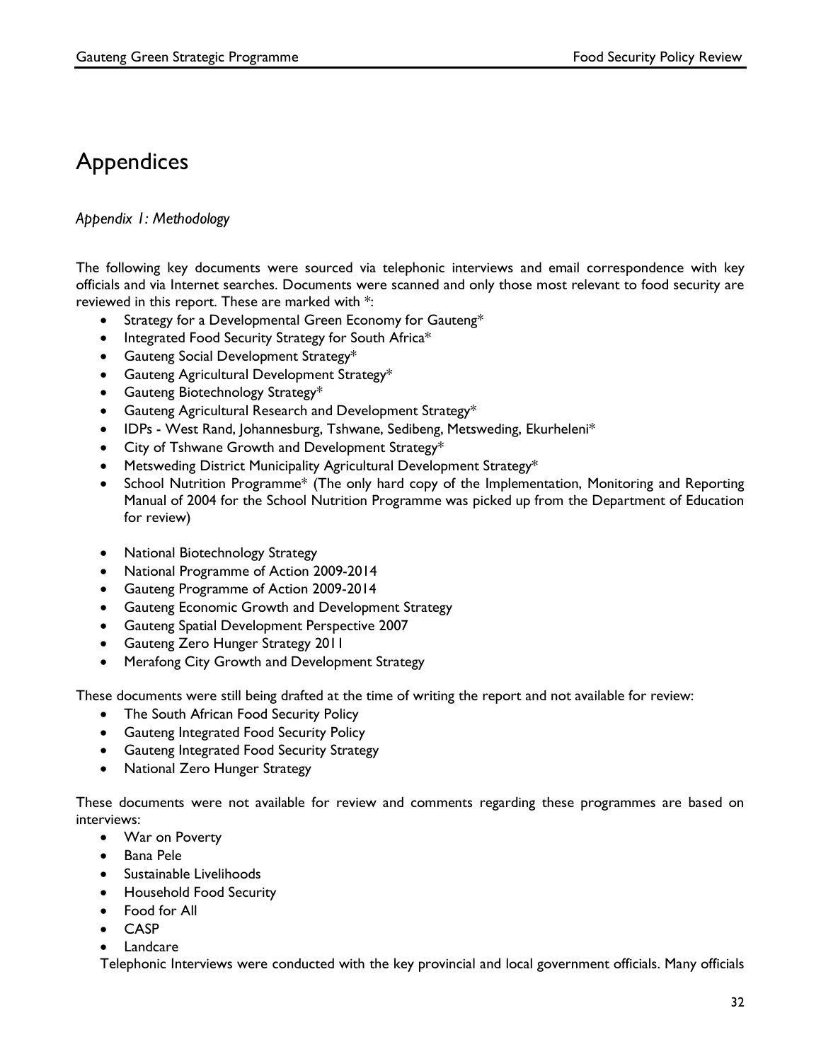# Appendices

*Appendix 1: Methodology*

The following key documents were sourced via telephonic interviews and email correspondence with key officials and via Internet searches. Documents were scanned and only those most relevant to food security are reviewed in this report. These are marked with *:

- Strategy for a Developmental Green Economy for Gauteng*
- Integrated Food Security Strategy for South Africa*
- Gauteng Social Development Strategy*
- Gauteng Agricultural Development Strategy*
- Gauteng Biotechnology Strategy*
- Gauteng Agricultural Research and Development Strategy*
- IDPs - West Rand, Johannesburg, Tshwane, Sedibeng, Metsweding, Ekurheleni*
- City of Tshwane Growth and Development Strategy*
- Metsweding District Municipality Agricultural Development Strategy*
- School Nutrition Programme* (The only hard copy of the Implementation, Monitoring and Reporting Manual of 2004 for the School Nutrition Programme was picked up from the Department of Education for review)

- National Biotechnology Strategy
- National Programme of Action 2009-2014
- Gauteng Programme of Action 2009-2014
- Gauteng Economic Growth and Development Strategy
- Gauteng Spatial Development Perspective 2007
- Gauteng Zero Hunger Strategy 2011
- Merafong City Growth and Development Strategy

These documents were still being drafted at the time of writing the report and not available for review:

- The South African Food Security Policy
- Gauteng Integrated Food Security Policy
- Gauteng Integrated Food Security Strategy
- National Zero Hunger Strategy

These documents were not available for review and comments regarding these programmes are based on interviews:

- War on Poverty
- Bana Pele
- Sustainable Livelihoods
- Household Food Security
- Food for All
- CASP
- Landcare

Telephonic Interviews were conducted with the key provincial and local government officials. Many officials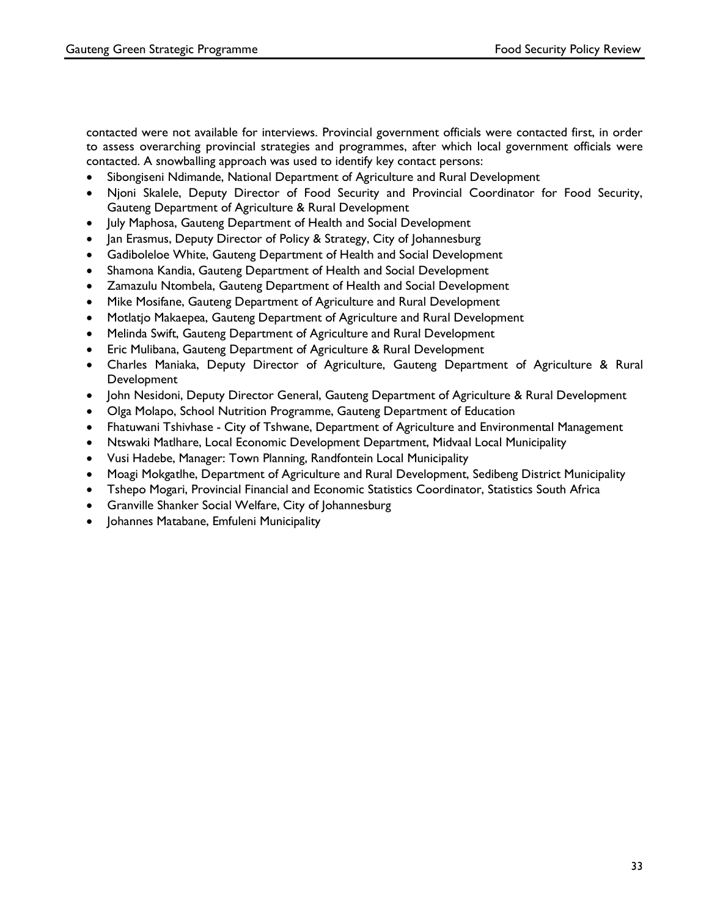contacted were not available for interviews. Provincial government officials were contacted first, in order to assess overarching provincial strategies and programmes, after which local government officials were contacted. A snowballing approach was used to identify key contact persons:

- Sibongiseni Ndimande, National Department of Agriculture and Rural Development
- Njoni Skalele, Deputy Director of Food Security and Provincial Coordinator for Food Security, Gauteng Department of Agriculture & Rural Development
- July Maphosa, Gauteng Department of Health and Social Development
- Jan Erasmus, Deputy Director of Policy & Strategy, City of Johannesburg
- Gadiboleloe White, Gauteng Department of Health and Social Development
- Shamona Kandia, Gauteng Department of Health and Social Development
- Zamazulu Ntombela, Gauteng Department of Health and Social Development
- Mike Mosifane, Gauteng Department of Agriculture and Rural Development
- Motlatjo Makaepea, Gauteng Department of Agriculture and Rural Development
- Melinda Swift, Gauteng Department of Agriculture and Rural Development
- Eric Mulibana, Gauteng Department of Agriculture & Rural Development
- Charles Maniaka, Deputy Director of Agriculture, Gauteng Department of Agriculture & Rural Development
- John Nesidoni, Deputy Director General, Gauteng Department of Agriculture & Rural Development
- Olga Molapo, School Nutrition Programme, Gauteng Department of Education
- Fhatuwani Tshivhase - City of Tshwane, Department of Agriculture and Environmental Management
- Ntswaki Matlhare, Local Economic Development Department, Midvaal Local Municipality
- Vusi Hadebe, Manager: Town Planning, Randfontein Local Municipality
- Moagi Mokgatlhe, Department of Agriculture and Rural Development, Sedibeng District Municipality
- Tshepo Mogari, Provincial Financial and Economic Statistics Coordinator, Statistics South Africa
- Granville Shanker Social Welfare, City of Johannesburg
- Johannes Matabane, Emfuleni Municipality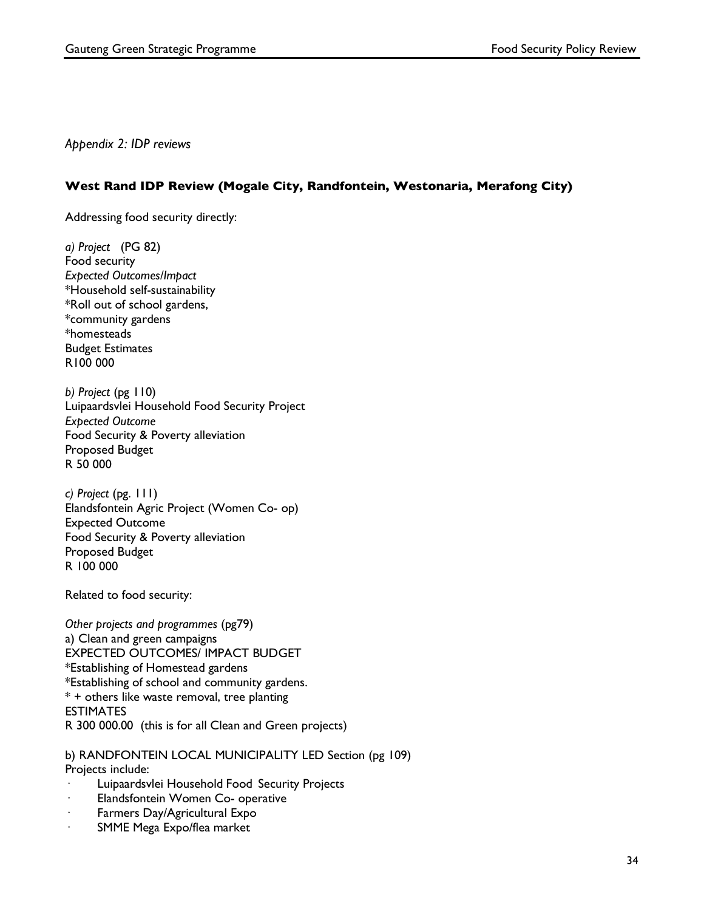*Appendix 2: IDP reviews*

## West Rand IDP Review (Mogale City, Randfontein, Westonaria, Merafong City)

Addressing food security directly:

*a) Project* (PG 82)
Food security
*Expected Outcomes/Impact*
*Household self-sustainability
*Roll out of school gardens,
*community gardens
*homesteads
Budget Estimates
R100 000

*b) Project* (pg 110)
Luipaardsvlei Household Food Security Project
*Expected Outcome*
Food Security & Poverty alleviation
Proposed Budget
R 50 000

*c) Project* (pg. 111)
Elandsfontein Agric Project (Women Co- op)
Expected Outcome
Food Security & Poverty alleviation
Proposed Budget
R 100 000

Related to food security:

*Other projects and programmes* (pg79)
a) Clean and green campaigns
EXPECTED OUTCOMES/ IMPACT BUDGET
*Establishing of Homestead gardens
*Establishing of school and community gardens.
* + others like waste removal, tree planting
ESTIMATES
R 300 000.00 (this is for all Clean and Green projects)

b) RANDFONTEIN LOCAL MUNICIPALITY LED Section (pg 109)
Projects include:

- Luipaardsvlei Household Food Security Projects
- Elandsfontein Women Co- operative
- Farmers Day/Agricultural Expo
- SMME Mega Expo/flea market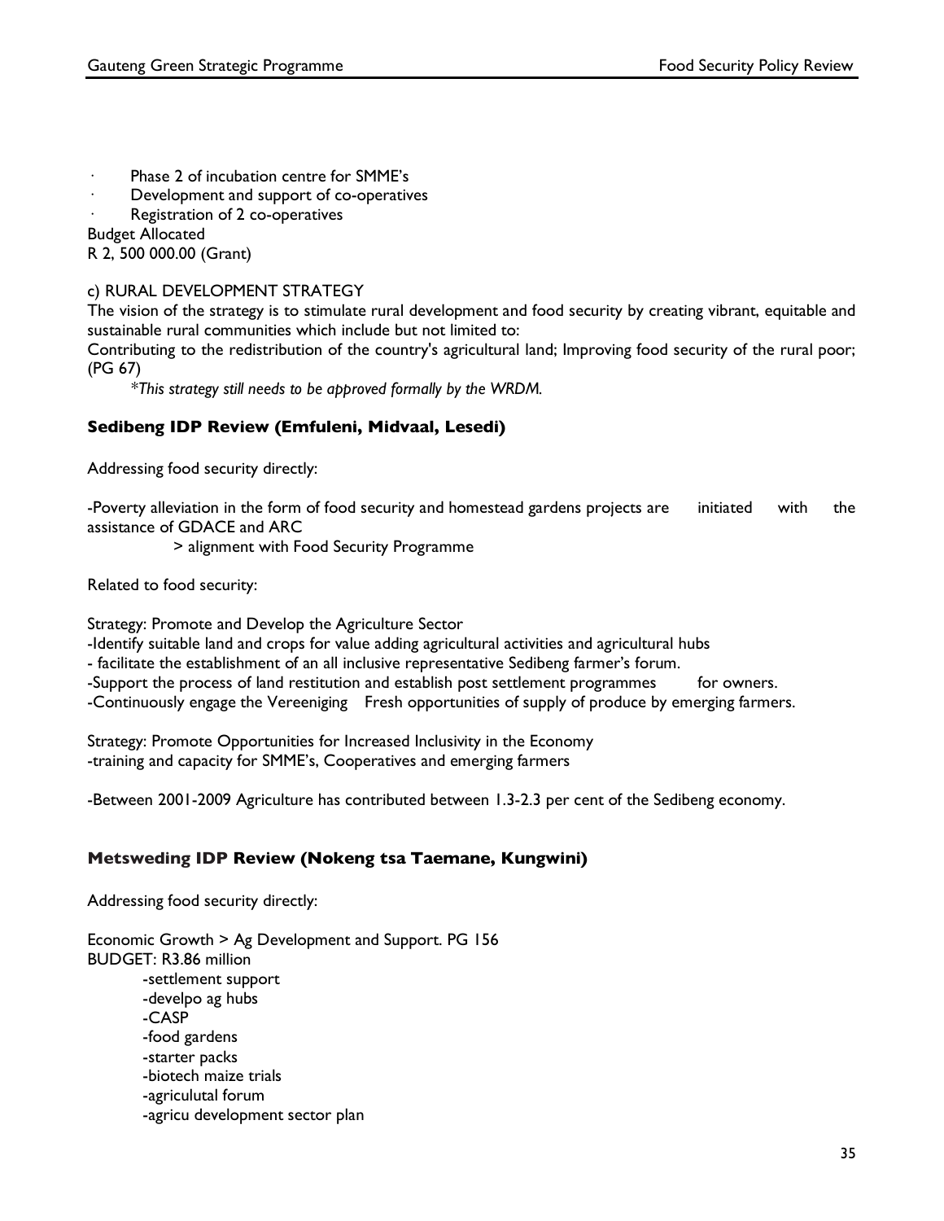- Phase 2 of incubation centre for SMME's
- Development and support of co-operatives
- Registration of 2 co-operatives

Budget Allocated
R 2, 500 000.00 (Grant)

c) RURAL DEVELOPMENT STRATEGY
The vision of the strategy is to stimulate rural development and food security by creating vibrant, equitable and sustainable rural communities which include but not limited to:
Contributing to the redistribution of the country's agricultural land; Improving food security of the rural poor; (PG 67)

*\*This strategy still needs to be approved formally by the WRDM.*

### Sedibeng IDP Review (Emfuleni, Midvaal, Lesedi)

Addressing food security directly:

-Poverty alleviation in the form of food security and homestead gardens projects are initiated with the assistance of GDACE and ARC
> alignment with Food Security Programme

Related to food security:

Strategy: Promote and Develop the Agriculture Sector
-Identify suitable land and crops for value adding agricultural activities and agricultural hubs
- facilitate the establishment of an all inclusive representative Sedibeng farmer's forum.
-Support the process of land restitution and establish post settlement programmes for owners.
-Continuously engage the Vereeniging Fresh opportunities of supply of produce by emerging farmers.

Strategy: Promote Opportunities for Increased Inclusivity in the Economy
-training and capacity for SMME's, Cooperatives and emerging farmers

-Between 2001-2009 Agriculture has contributed between 1.3-2.3 per cent of the Sedibeng economy.

### Metsweding IDP Review (Nokeng tsa Taemane, Kungwini)

Addressing food security directly:

Economic Growth > Ag Development and Support. PG 156
BUDGET: R3.86 million
-settlement support
-develpo ag hubs
-CASP
-food gardens
-starter packs
-biotech maize trials
-agriculutal forum
-agricu development sector plan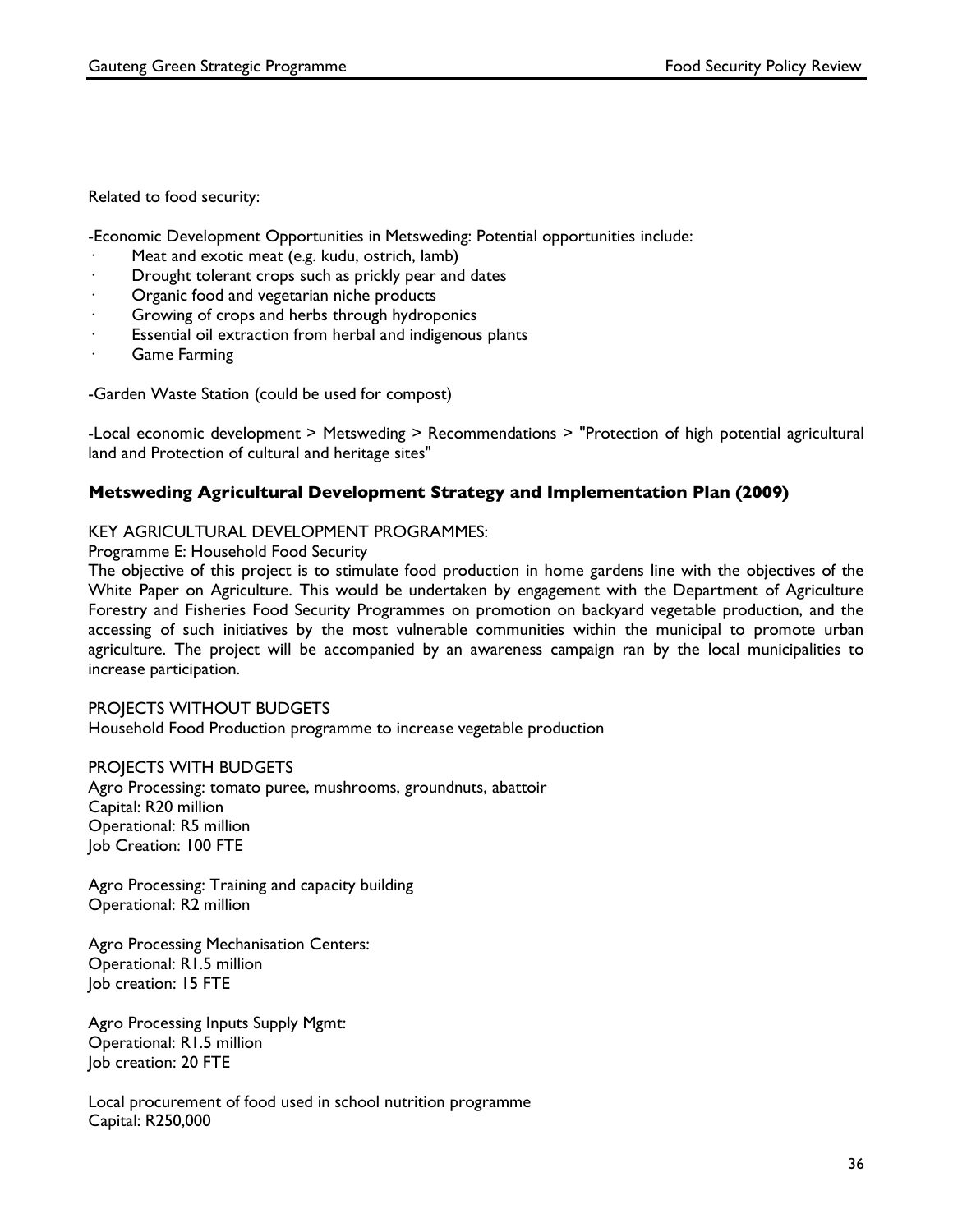Related to food security:

-Economic Development Opportunities in Metsweding: Potential opportunities include:

- Meat and exotic meat (e.g. kudu, ostrich, lamb)
- Drought tolerant crops such as prickly pear and dates
- Organic food and vegetarian niche products
- Growing of crops and herbs through hydroponics
- Essential oil extraction from herbal and indigenous plants
- Game Farming

-Garden Waste Station (could be used for compost)

-Local economic development > Metsweding > Recommendations > "Protection of high potential agricultural land and Protection of cultural and heritage sites"

### Metsweding Agricultural Development Strategy and Implementation Plan (2009)

KEY AGRICULTURAL DEVELOPMENT PROGRAMMES:

Programme E: Household Food Security

The objective of this project is to stimulate food production in home gardens line with the objectives of the White Paper on Agriculture. This would be undertaken by engagement with the Department of Agriculture Forestry and Fisheries Food Security Programmes on promotion on backyard vegetable production, and the accessing of such initiatives by the most vulnerable communities within the municipal to promote urban agriculture. The project will be accompanied by an awareness campaign ran by the local municipalities to increase participation.

PROJECTS WITHOUT BUDGETS

Household Food Production programme to increase vegetable production

PROJECTS WITH BUDGETS

Agro Processing: tomato puree, mushrooms, groundnuts, abattoir
Capital: R20 million
Operational: R5 million
Job Creation: 100 FTE

Agro Processing: Training and capacity building
Operational: R2 million

Agro Processing Mechanisation Centers:
Operational: R1.5 million
Job creation: 15 FTE

Agro Processing Inputs Supply Mgmt:
Operational: R1.5 million
Job creation: 20 FTE

Local procurement of food used in school nutrition programme
Capital: R250,000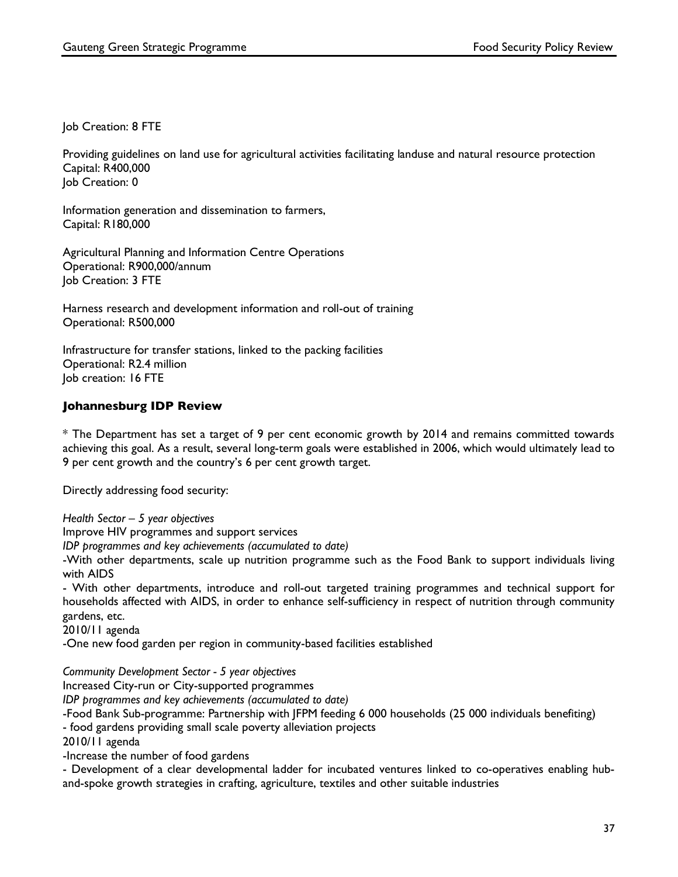Job Creation: 8 FTE

Providing guidelines on land use for agricultural activities facilitating landuse and natural resource protection
Capital: R400,000
Job Creation: 0

Information generation and dissemination to farmers,
Capital: R180,000

Agricultural Planning and Information Centre Operations
Operational: R900,000/annum
Job Creation: 3 FTE

Harness research and development information and roll-out of training
Operational: R500,000

Infrastructure for transfer stations, linked to the packing facilities
Operational: R2.4 million
Job creation: 16 FTE

### Johannesburg IDP Review

* The Department has set a target of 9 per cent economic growth by 2014 and remains committed towards achieving this goal. As a result, several long-term goals were established in 2006, which would ultimately lead to 9 per cent growth and the country's 6 per cent growth target.

Directly addressing food security:

*Health Sector – 5 year objectives*
Improve HIV programmes and support services
*IDP programmes and key achievements (accumulated to date)*
-With other departments, scale up nutrition programme such as the Food Bank to support individuals living with AIDS
- With other departments, introduce and roll-out targeted training programmes and technical support for households affected with AIDS, in order to enhance self-sufficiency in respect of nutrition through community gardens, etc.
2010/11 agenda
-One new food garden per region in community-based facilities established

*Community Development Sector - 5 year objectives*
Increased City-run or City-supported programmes
*IDP programmes and key achievements (accumulated to date)*
-Food Bank Sub-programme: Partnership with JFPM feeding 6 000 households (25 000 individuals benefiting)
- food gardens providing small scale poverty alleviation projects
2010/11 agenda
-Increase the number of food gardens
- Development of a clear developmental ladder for incubated ventures linked to co-operatives enabling hub-and-spoke growth strategies in crafting, agriculture, textiles and other suitable industries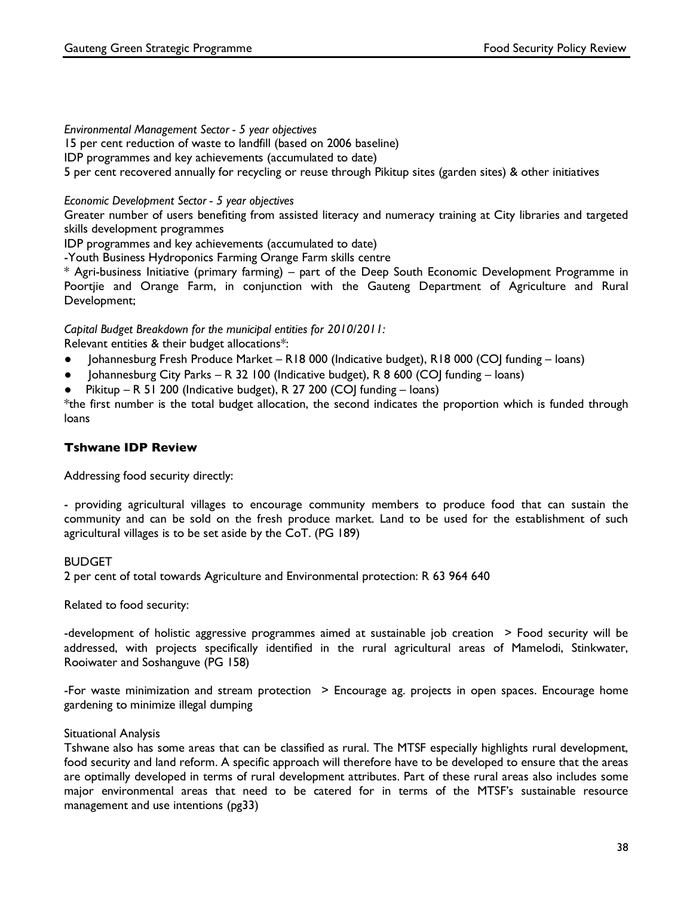*Environmental Management Sector - 5 year objectives*

15 per cent reduction of waste to landfill (based on 2006 baseline)

IDP programmes and key achievements (accumulated to date)

5 per cent recovered annually for recycling or reuse through Pikitup sites (garden sites) & other initiatives

*Economic Development Sector - 5 year objectives*

Greater number of users benefiting from assisted literacy and numeracy training at City libraries and targeted skills development programmes

IDP programmes and key achievements (accumulated to date)

-Youth Business Hydroponics Farming Orange Farm skills centre

* Agri-business Initiative (primary farming) – part of the Deep South Economic Development Programme in Poortjie and Orange Farm, in conjunction with the Gauteng Department of Agriculture and Rural Development;

*Capital Budget Breakdown for the municipal entities for 2010/2011:*

Relevant entities & their budget allocations*:

- Johannesburg Fresh Produce Market – R18 000 (Indicative budget), R18 000 (COJ funding – loans)
- Johannesburg City Parks – R 32 100 (Indicative budget), R 8 600 (COJ funding – loans)
- Pikitup – R 51 200 (Indicative budget), R 27 200 (COJ funding – loans)

*the first number is the total budget allocation, the second indicates the proportion which is funded through loans

## Tshwane IDP Review

Addressing food security directly:

- providing agricultural villages to encourage community members to produce food that can sustain the community and can be sold on the fresh produce market. Land to be used for the establishment of such agricultural villages is to be set aside by the CoT. (PG 189)

BUDGET

2 per cent of total towards Agriculture and Environmental protection: R 63 964 640

Related to food security:

-development of holistic aggressive programmes aimed at sustainable job creation > Food security will be addressed, with projects specifically identified in the rural agricultural areas of Mamelodi, Stinkwater, Rooiwater and Soshanguve (PG 158)

-For waste minimization and stream protection > Encourage ag. projects in open spaces. Encourage home gardening to minimize illegal dumping

Situational Analysis

Tshwane also has some areas that can be classified as rural. The MTSF especially highlights rural development, food security and land reform. A specific approach will therefore have to be developed to ensure that the areas are optimally developed in terms of rural development attributes. Part of these rural areas also includes some major environmental areas that need to be catered for in terms of the MTSF's sustainable resource management and use intentions (pg33)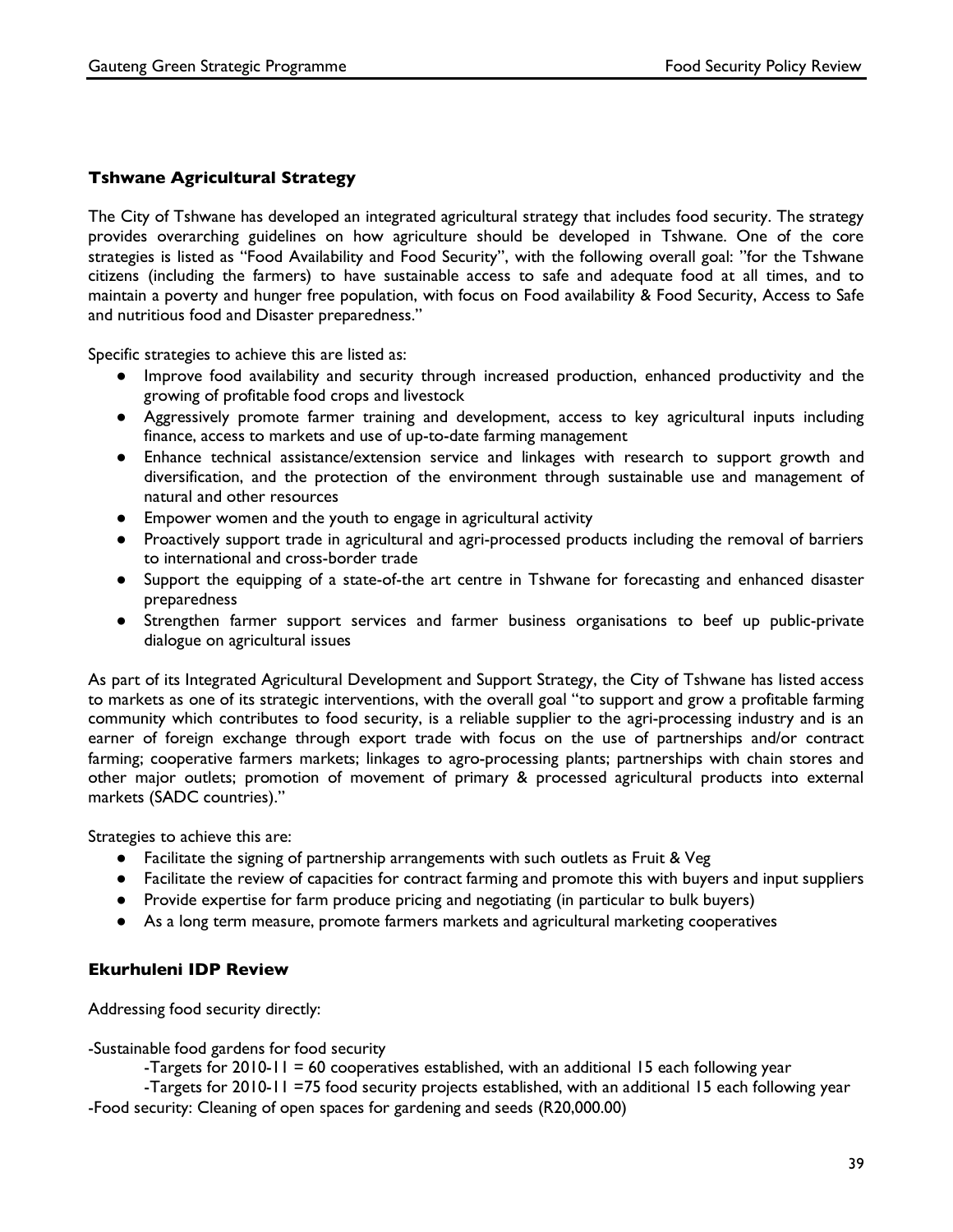### Tshwane Agricultural Strategy

The City of Tshwane has developed an integrated agricultural strategy that includes food security. The strategy provides overarching guidelines on how agriculture should be developed in Tshwane. One of the core strategies is listed as "Food Availability and Food Security", with the following overall goal: "for the Tshwane citizens (including the farmers) to have sustainable access to safe and adequate food at all times, and to maintain a poverty and hunger free population, with focus on Food availability & Food Security, Access to Safe and nutritious food and Disaster preparedness."

Specific strategies to achieve this are listed as:

- Improve food availability and security through increased production, enhanced productivity and the growing of profitable food crops and livestock
- Aggressively promote farmer training and development, access to key agricultural inputs including finance, access to markets and use of up-to-date farming management
- Enhance technical assistance/extension service and linkages with research to support growth and diversification, and the protection of the environment through sustainable use and management of natural and other resources
- Empower women and the youth to engage in agricultural activity
- Proactively support trade in agricultural and agri-processed products including the removal of barriers to international and cross-border trade
- Support the equipping of a state-of-the art centre in Tshwane for forecasting and enhanced disaster preparedness
- Strengthen farmer support services and farmer business organisations to beef up public-private dialogue on agricultural issues

As part of its Integrated Agricultural Development and Support Strategy, the City of Tshwane has listed access to markets as one of its strategic interventions, with the overall goal "to support and grow a profitable farming community which contributes to food security, is a reliable supplier to the agri-processing industry and is an earner of foreign exchange through export trade with focus on the use of partnerships and/or contract farming; cooperative farmers markets; linkages to agro-processing plants; partnerships with chain stores and other major outlets; promotion of movement of primary & processed agricultural products into external markets (SADC countries)."

Strategies to achieve this are:

- Facilitate the signing of partnership arrangements with such outlets as Fruit & Veg
- Facilitate the review of capacities for contract farming and promote this with buyers and input suppliers
- Provide expertise for farm produce pricing and negotiating (in particular to bulk buyers)
- As a long term measure, promote farmers markets and agricultural marketing cooperatives

### Ekurhuleni IDP Review

Addressing food security directly:

-Sustainable food gardens for food security

    -Targets for 2010-11 = 60 cooperatives established, with an additional 15 each following year

    -Targets for 2010-11 =75 food security projects established, with an additional 15 each following year

-Food security: Cleaning of open spaces for gardening and seeds (R20,000.00)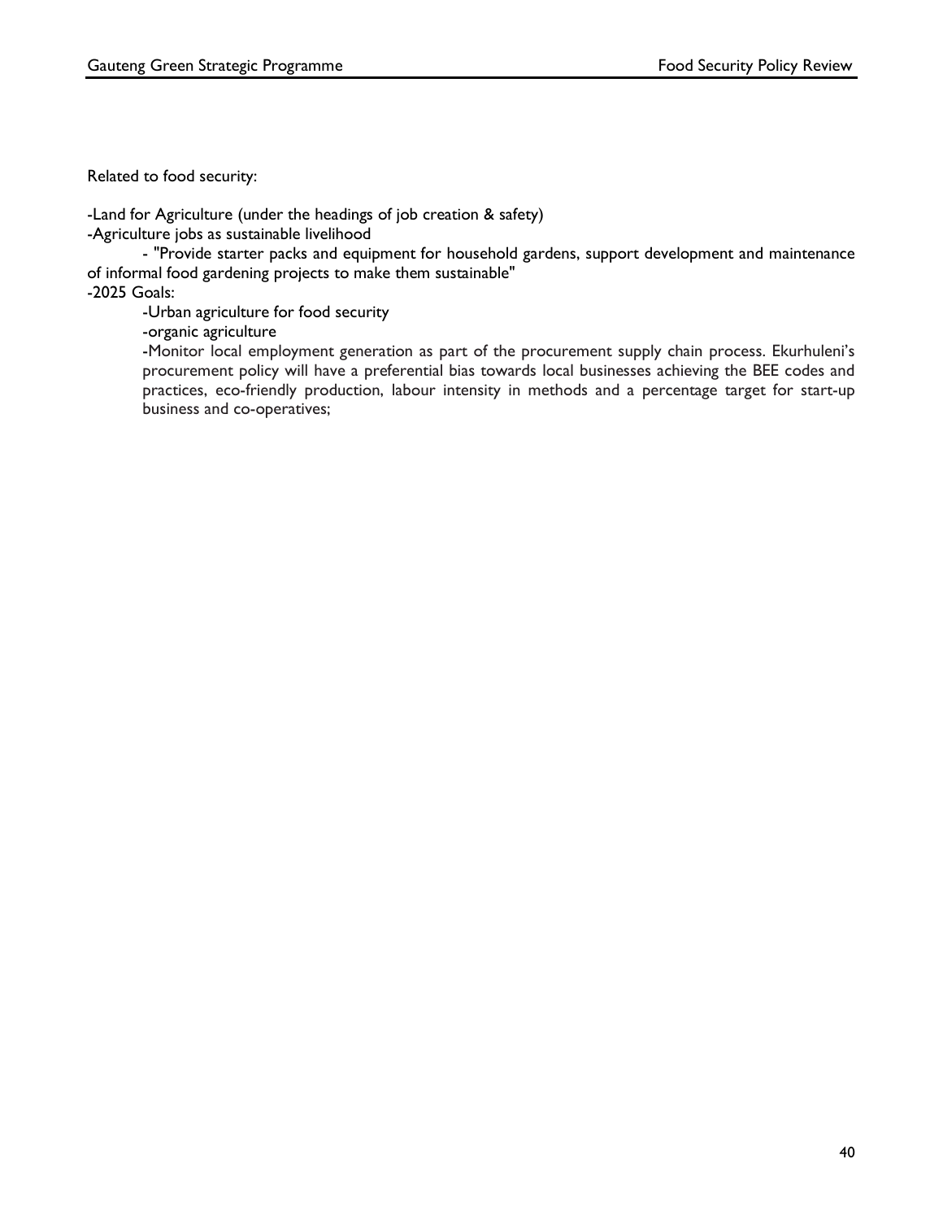Related to food security:

-Land for Agriculture (under the headings of job creation & safety)

-Agriculture jobs as sustainable livelihood

- "Provide starter packs and equipment for household gardens, support development and maintenance of informal food gardening projects to make them sustainable"

-2025 Goals:

  -Urban agriculture for food security

  -organic agriculture

  -Monitor local employment generation as part of the procurement supply chain process. Ekurhuleni's procurement policy will have a preferential bias towards local businesses achieving the BEE codes and practices, eco-friendly production, labour intensity in methods and a percentage target for start-up business and co-operatives;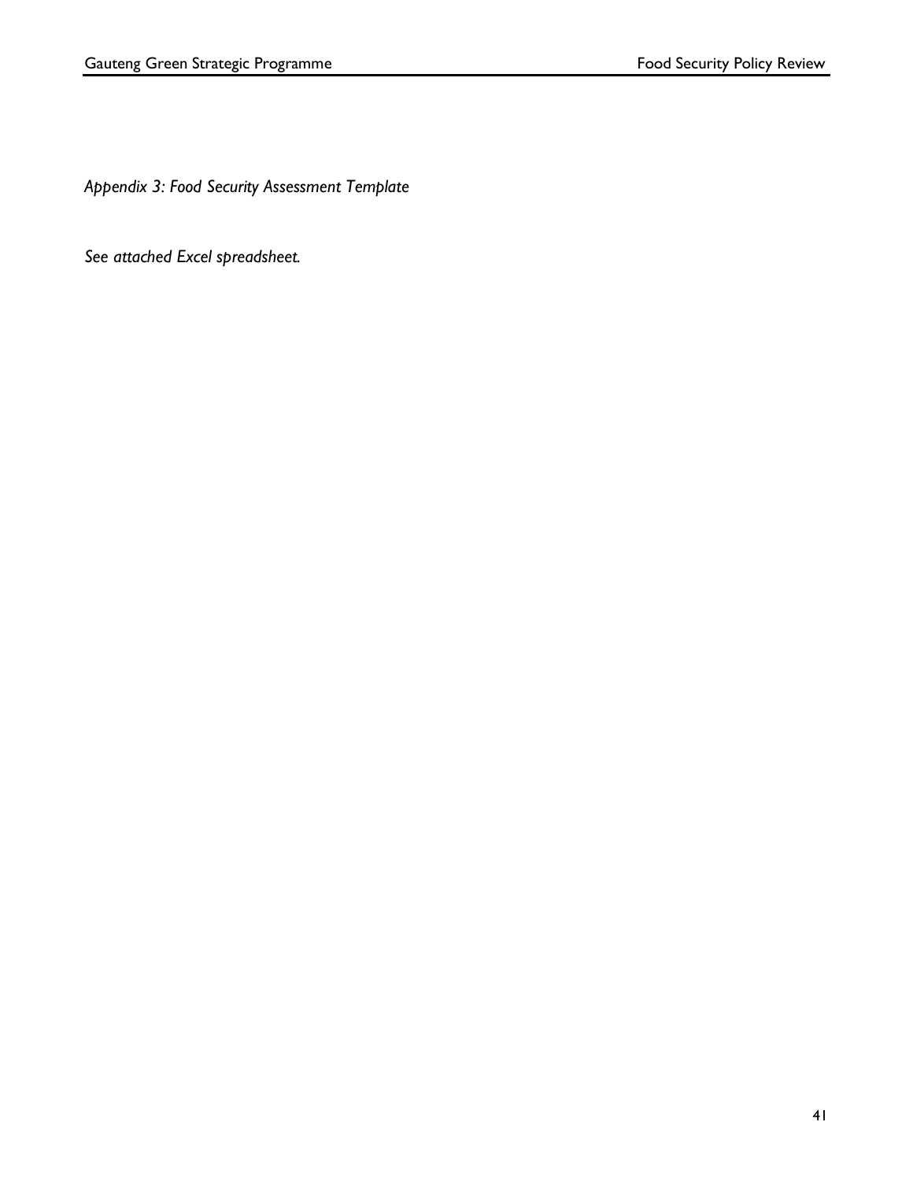*Appendix 3: Food Security Assessment Template*

*See attached Excel spreadsheet.*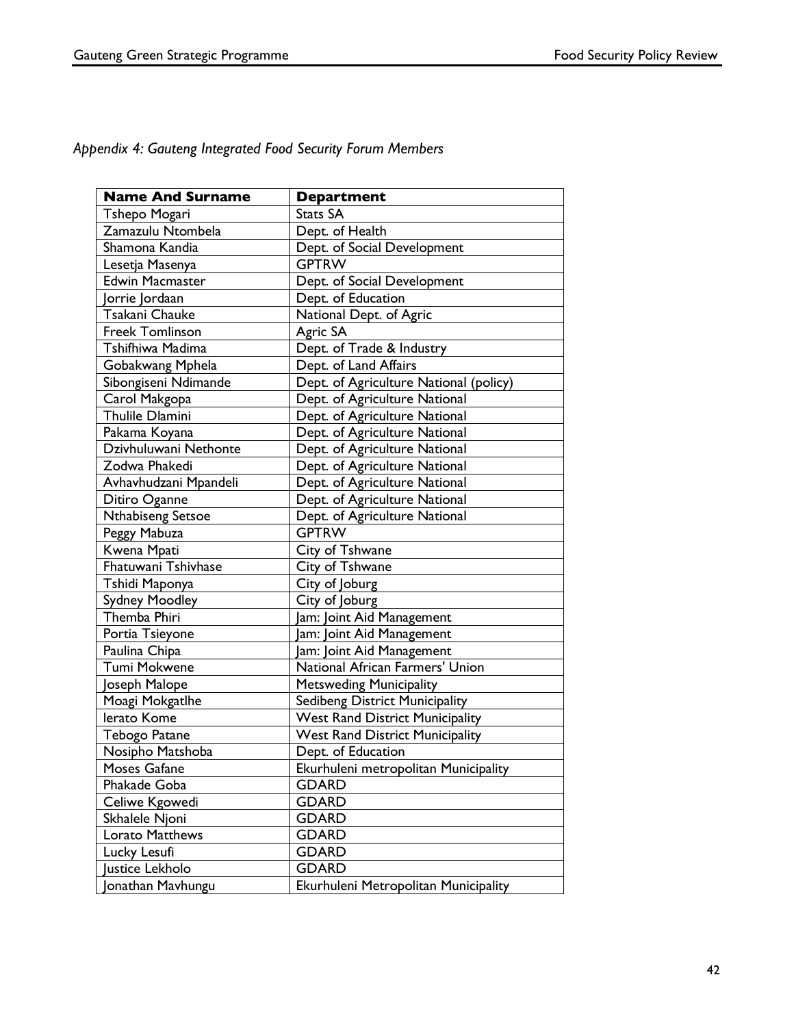*Appendix 4: Gauteng Integrated Food Security Forum Members*

| **Name And Surname** | **Department** |
|---|---|
| Tshepo Mogari | Stats SA |
| Zamazulu Ntombela | Dept. of Health |
| Shamona Kandia | Dept. of Social Development |
| Lesetja Masenya | GPTRW |
| Edwin Macmaster | Dept. of Social Development |
| Jorrie Jordaan | Dept. of Education |
| Tsakani Chauke | National Dept. of Agric |
| Freek Tomlinson | Agric SA |
| Tshifhiwa Madima | Dept. of Trade & Industry |
| Gobakwang Mphela | Dept. of Land Affairs |
| Sibongiseni Ndimande | Dept. of Agriculture National (policy) |
| Carol Makgopa | Dept. of Agriculture National |
| Thulile Dlamini | Dept. of Agriculture National |
| Pakama Koyana | Dept. of Agriculture National |
| Dzivhuluwani Nethonte | Dept. of Agriculture National |
| Zodwa Phakedi | Dept. of Agriculture National |
| Avhavhudzani Mpandeli | Dept. of Agriculture National |
| Ditiro Oganne | Dept. of Agriculture National |
| Nthabiseng Setsoe | Dept. of Agriculture National |
| Peggy Mabuza | GPTRW |
| Kwena Mpati | City of Tshwane |
| Fhatuwani Tshivhase | City of Tshwane |
| Tshidi Maponya | City of Joburg |
| Sydney Moodley | City of Joburg |
| Themba Phiri | Jam: Joint Aid Management |
| Portia Tsieyone | Jam: Joint Aid Management |
| Paulina Chipa | Jam: Joint Aid Management |
| Tumi Mokwene | National African Farmers' Union |
| Joseph Malope | Metsweding Municipality |
| Moagi Mokgatlhe | Sedibeng District Municipality |
| lerato Kome | West Rand District Municipality |
| Tebogo Patane | West Rand District Municipality |
| Nosipho Matshoba | Dept. of Education |
| Moses Gafane | Ekurhuleni metropolitan Municipality |
| Phakade Goba | GDARD |
| Celiwe Kgowedi | GDARD |
| Skhalele Njoni | GDARD |
| Lorato Matthews | GDARD |
| Lucky Lesufi | GDARD |
| Justice Lekholo | GDARD |
| Jonathan Mavhungu | Ekurhuleni Metropolitan Municipality |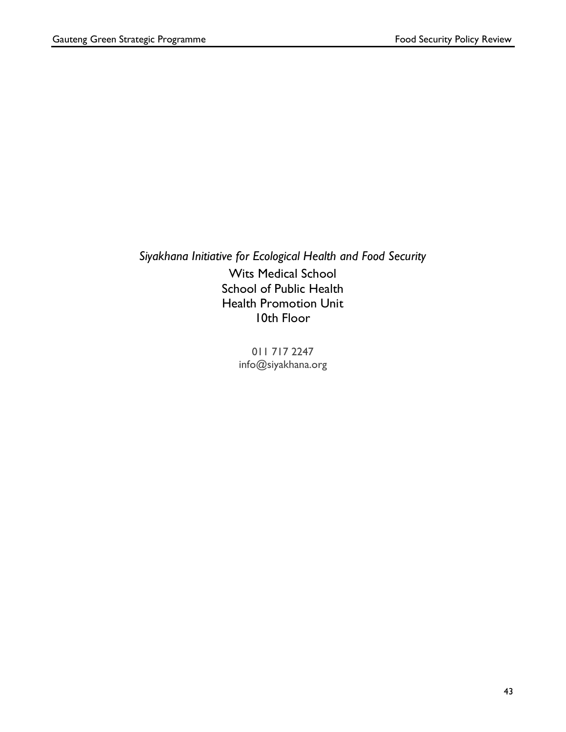*Siyakhana Initiative for Ecological Health and Food Security*

Wits Medical School

School of Public Health

Health Promotion Unit

10th Floor

011 717 2247

info@siyakhana.org